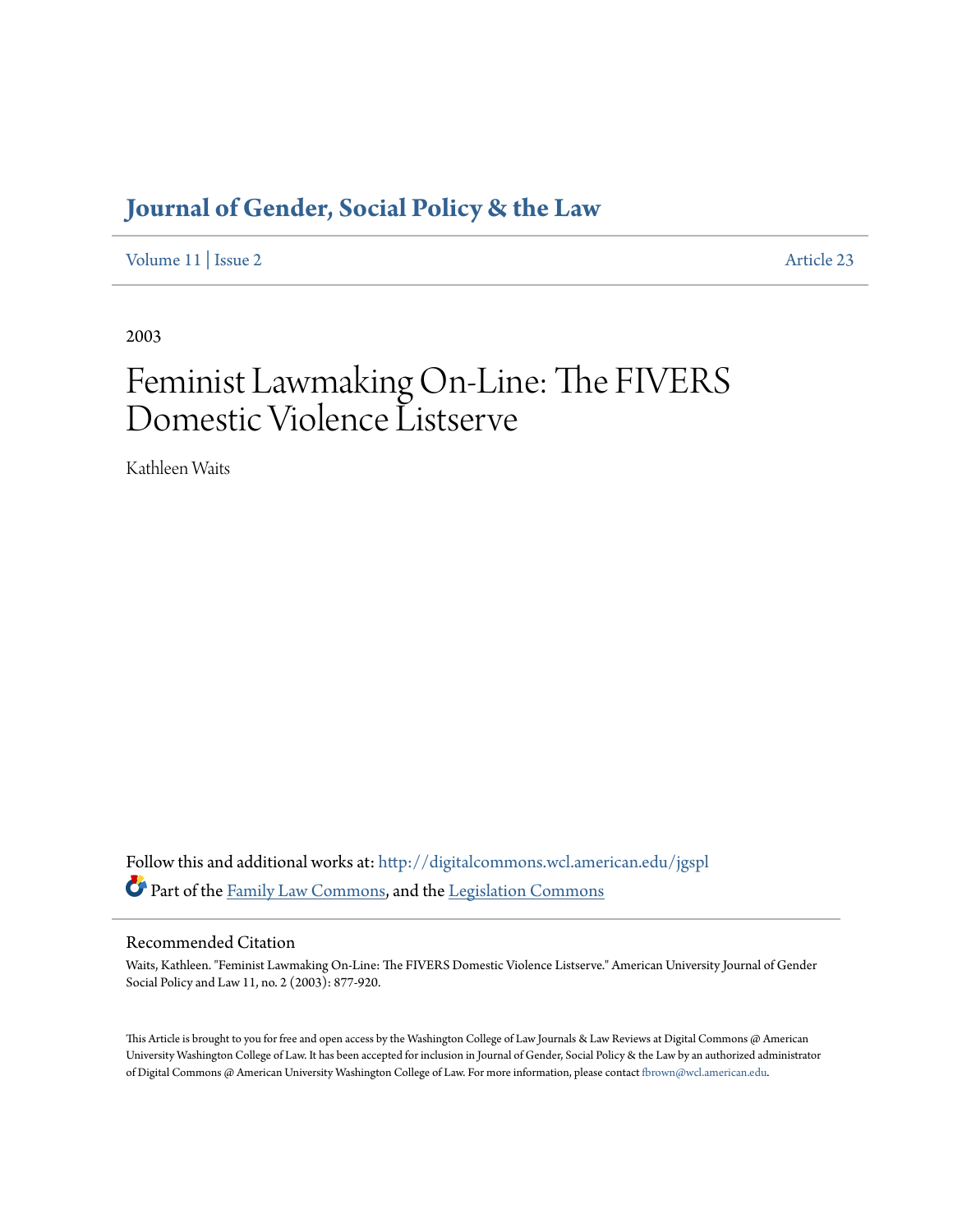# Journal of Gender, Social Policy & the Law

Volume 11 | Issue 2 Article 23

2003

# Feminist Lawmaking On-Line: The FIVERS Domestic Violence Listserve

Kathleen Waits

Follow this and additional works at: http://digitalcommons.wcl.american.edu/jgspl

Part of the Family Law Commons, and the Legislation Commons

## Recommended Citation

Waits, Kathleen. "Feminist Lawmaking On-Line: The FIVERS Domestic Violence Listserve." American University Journal of Gender Social Policy and Law 11, no. 2 (2003): 877-920.

This Article is brought to you for free and open access by the Washington College of Law Journals & Law Reviews at Digital Commons @ American University Washington College of Law. It has been accepted for inclusion in Journal of Gender, Social Policy & the Law by an authorized administrator of Digital Commons @ American University Washington College of Law. For more information, please contact fbrown@wcl.american.edu.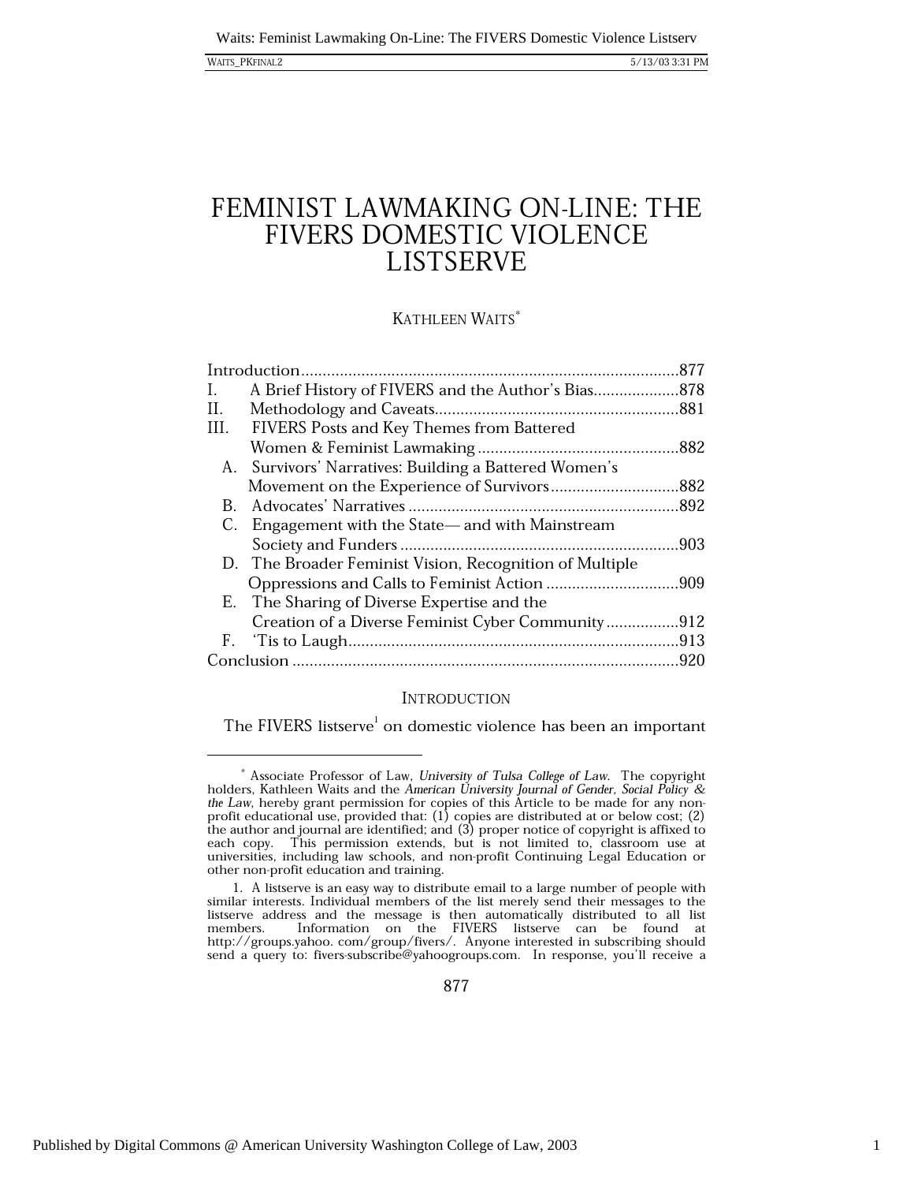# FEMINIST LAWMAKING ON-LINE: THE FIVERS DOMESTIC VIOLENCE LISTSERVE

KATHLEEN WAITS*

| | |
|---|---|
| Introduction | 877 |
| I. A Brief History of FIVERS and the Author's Bias | 878 |
| II. Methodology and Caveats | 881 |
| III. FIVERS Posts and Key Themes from Battered Women & Feminist Lawmaking | 882 |
| A. Survivors' Narratives: Building a Battered Women's Movement on the Experience of Survivors | 882 |
| B. Advocates' Narratives | 892 |
| C. Engagement with the State— and with Mainstream Society and Funders | 903 |
| D. The Broader Feminist Vision, Recognition of Multiple Oppressions and Calls to Feminist Action | 909 |
| E. The Sharing of Diverse Expertise and the Creation of a Diverse Feminist Cyber Community | 912 |
| F. 'Tis to Laugh | 913 |
| Conclusion | 920 |

## INTRODUCTION

The FIVERS listserve[1] on domestic violence has been an important

---

\* Associate Professor of Law, *University of Tulsa College of Law*. The copyright holders, Kathleen Waits and the *American University Journal of Gender, Social Policy & the Law*, hereby grant permission for copies of this Article to be made for any non-profit educational use, provided that: (1) copies are distributed at or below cost; (2) the author and journal are identified; and (3) proper notice of copyright is affixed to each copy. This permission extends, but is not limited to, classroom use at universities, including law schools, and non-profit Continuing Legal Education or other non-profit education and training.

1. A listserve is an easy way to distribute email to a large number of people with similar interests. Individual members of the list merely send their messages to the listserve address and the message is then automatically distributed to all list members. Information on the FIVERS listserve can be found at http://groups.yahoo. com/group/fivers/. Anyone interested in subscribing should send a query to: fivers-subscribe@yahoogroups.com. In response, you'll receive a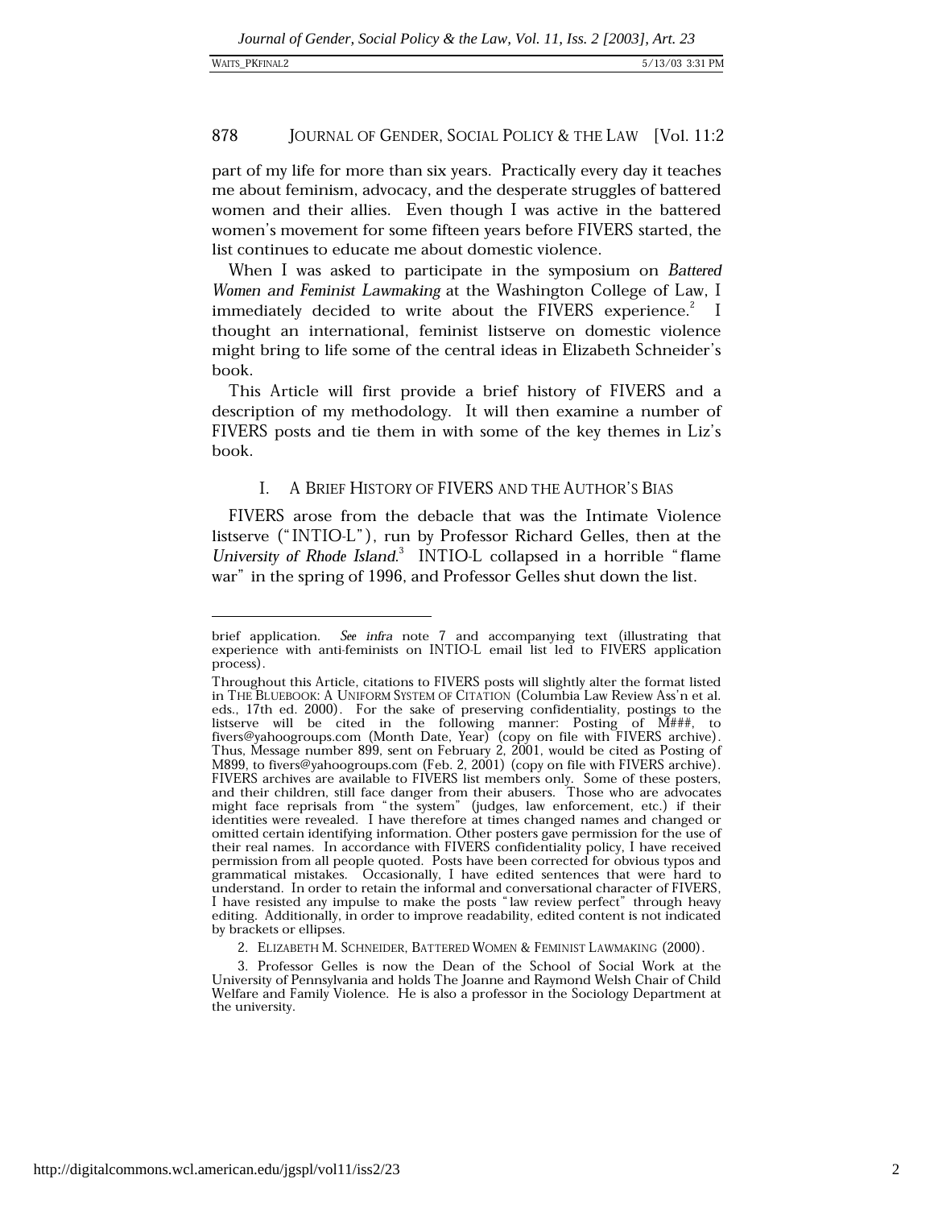part of my life for more than six years. Practically every day it teaches me about feminism, advocacy, and the desperate struggles of battered women and their allies. Even though I was active in the battered women's movement for some fifteen years before FIVERS started, the list continues to educate me about domestic violence.

When I was asked to participate in the symposium on *Battered Women and Feminist Lawmaking* at the Washington College of Law, I immediately decided to write about the FIVERS experience.[2] I thought an international, feminist listserve on domestic violence might bring to life some of the central ideas in Elizabeth Schneider's book.

This Article will first provide a brief history of FIVERS and a description of my methodology. It will then examine a number of FIVERS posts and tie them in with some of the key themes in Liz's book.

## I. A BRIEF HISTORY OF FIVERS AND THE AUTHOR'S BIAS

FIVERS arose from the debacle that was the Intimate Violence listserve ("INTIO-L"), run by Professor Richard Gelles, then at the *University of Rhode Island*.[3] INTIO-L collapsed in a horrible "flame war" in the spring of 1996, and Professor Gelles shut down the list.

---

brief application. *See infra* note 7 and accompanying text (illustrating that experience with anti-feminists on INTIO-L email list led to FIVERS application process).

Throughout this Article, citations to FIVERS posts will slightly alter the format listed in THE BLUEBOOK: A UNIFORM SYSTEM OF CITATION (Columbia Law Review Ass'n et al. eds., 17th ed. 2000). For the sake of preserving confidentiality, postings to the listserve will be cited in the following manner: Posting of M###, to fivers@yahoogroups.com (Month Date, Year) (copy on file with FIVERS archive). Thus, Message number 899, sent on February 2, 2001, would be cited as Posting of M899, to fivers@yahoogroups.com (Feb. 2, 2001) (copy on file with FIVERS archive). FIVERS archives are available to FIVERS list members only. Some of these posters, and their children, still face danger from their abusers. Those who are advocates might face reprisals from "the system" (judges, law enforcement, etc.) if their identities were revealed. I have therefore at times changed names and changed or omitted certain identifying information. Other posters gave permission for the use of their real names. In accordance with FIVERS confidentiality policy, I have received permission from all people quoted. Posts have been corrected for obvious typos and grammatical mistakes. Occasionally, I have edited sentences that were hard to understand. In order to retain the informal and conversational character of FIVERS, I have resisted any impulse to make the posts "law review perfect" through heavy editing. Additionally, in order to improve readability, edited content is not indicated by brackets or ellipses.

2. ELIZABETH M. SCHNEIDER, BATTERED WOMEN & FEMINIST LAWMAKING (2000).

3. Professor Gelles is now the Dean of the School of Social Work at the University of Pennsylvania and holds The Joanne and Raymond Welsh Chair of Child Welfare and Family Violence. He is also a professor in the Sociology Department at the university.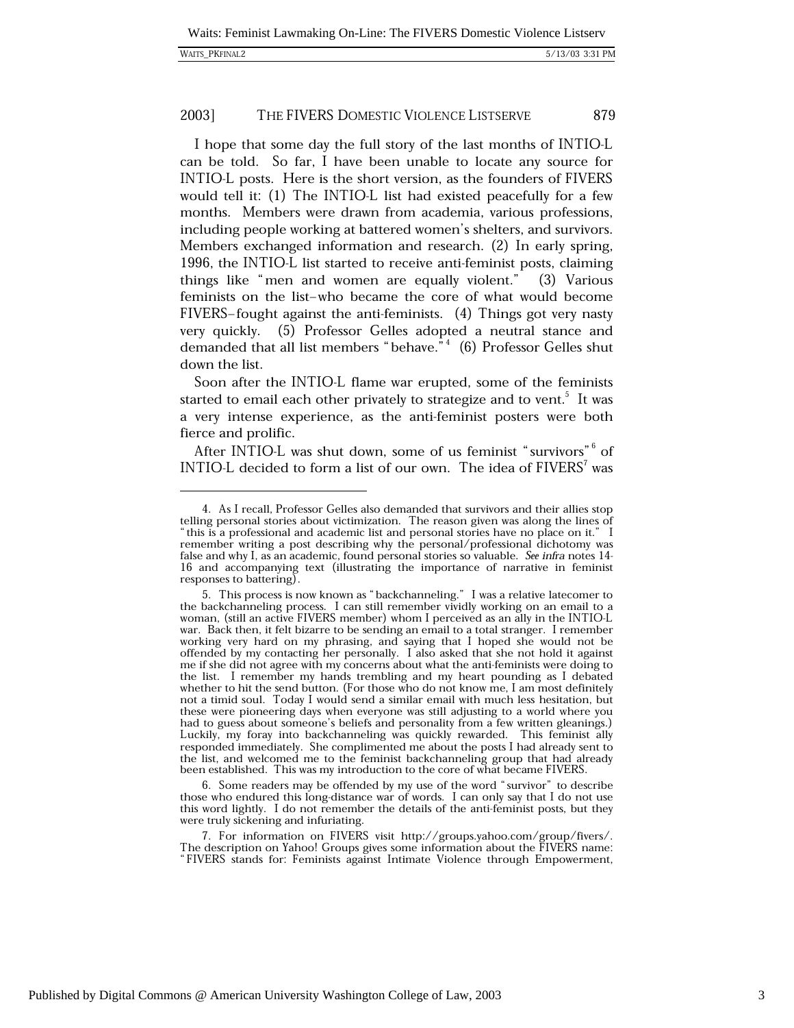I hope that some day the full story of the last months of INTIO-L can be told. So far, I have been unable to locate any source for INTIO-L posts. Here is the short version, as the founders of FIVERS would tell it: (1) The INTIO-L list had existed peacefully for a few months. Members were drawn from academia, various professions, including people working at battered women's shelters, and survivors. Members exchanged information and research. (2) In early spring, 1996, the INTIO-L list started to receive anti-feminist posts, claiming things like "men and women are equally violent." (3) Various feminists on the list–who became the core of what would become FIVERS–fought against the anti-feminists. (4) Things got very nasty very quickly. (5) Professor Gelles adopted a neutral stance and demanded that all list members "behave."[4] (6) Professor Gelles shut down the list.

Soon after the INTIO-L flame war erupted, some of the feminists started to email each other privately to strategize and to vent.[5] It was a very intense experience, as the anti-feminist posters were both fierce and prolific.

After INTIO-L was shut down, some of us feminist "survivors"[6] of INTIO-L decided to form a list of our own. The idea of FIVERS[7] was

---

4. As I recall, Professor Gelles also demanded that survivors and their allies stop telling personal stories about victimization. The reason given was along the lines of "this is a professional and academic list and personal stories have no place on it." I remember writing a post describing why the personal/professional dichotomy was false and why I, as an academic, found personal stories so valuable. *See infra* notes 14-16 and accompanying text (illustrating the importance of narrative in feminist responses to battering).

5. This process is now known as "backchanneling." I was a relative latecomer to the backchanneling process. I can still remember vividly working on an email to a woman, (still an active FIVERS member) whom I perceived as an ally in the INTIO-L war. Back then, it felt bizarre to be sending an email to a total stranger. I remember working very hard on my phrasing, and saying that I hoped she would not be offended by my contacting her personally. I also asked that she not hold it against me if she did not agree with my concerns about what the anti-feminists were doing to the list. I remember my hands trembling and my heart pounding as I debated whether to hit the send button. (For those who do not know me, I am most definitely not a timid soul. Today I would send a similar email with much less hesitation, but these were pioneering days when everyone was still adjusting to a world where you had to guess about someone's beliefs and personality from a few written gleanings.) Luckily, my foray into backchanneling was quickly rewarded. This feminist ally responded immediately. She complimented me about the posts I had already sent to the list, and welcomed me to the feminist backchanneling group that had already been established. This was my introduction to the core of what became FIVERS.

6. Some readers may be offended by my use of the word "survivor" to describe those who endured this long-distance war of words. I can only say that I do not use this word lightly. I do not remember the details of the anti-feminist posts, but they were truly sickening and infuriating.

7. For information on FIVERS visit http://groups.yahoo.com/group/fivers/. The description on Yahoo! Groups gives some information about the FIVERS name: "FIVERS stands for: Feminists against Intimate Violence through Empowerment,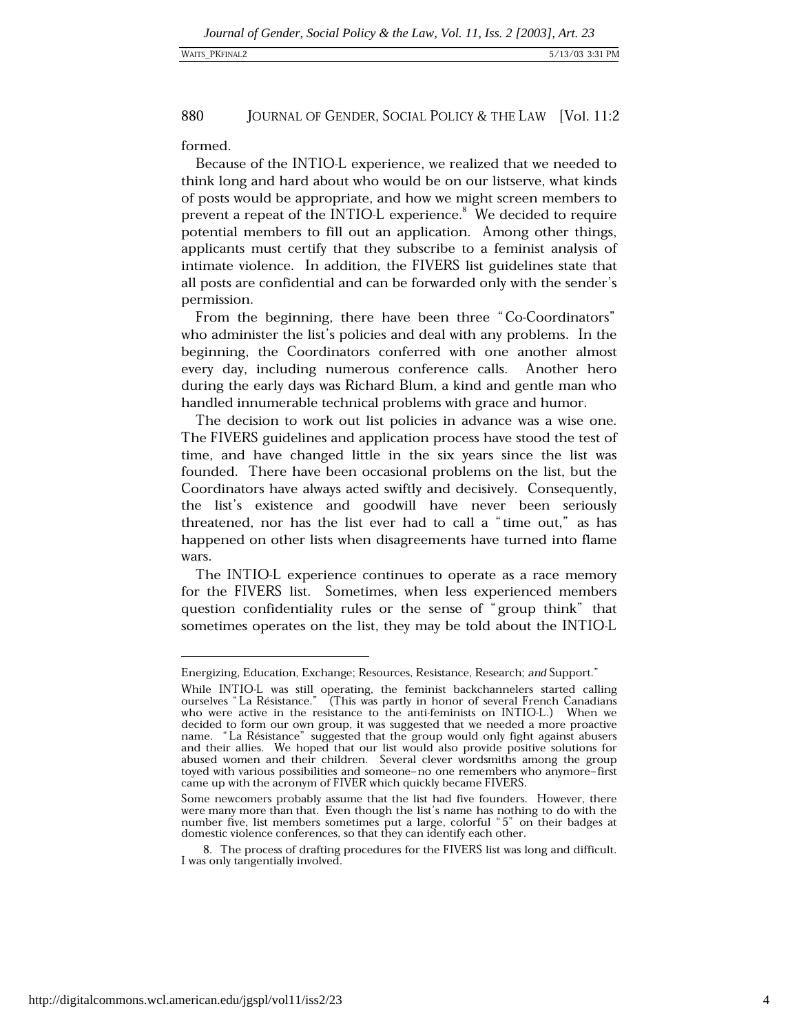formed.

Because of the INTIO-L experience, we realized that we needed to think long and hard about who would be on our listserve, what kinds of posts would be appropriate, and how we might screen members to prevent a repeat of the INTIO-L experience.[8] We decided to require potential members to fill out an application. Among other things, applicants must certify that they subscribe to a feminist analysis of intimate violence. In addition, the FIVERS list guidelines state that all posts are confidential and can be forwarded only with the sender's permission.

From the beginning, there have been three "Co-Coordinators" who administer the list's policies and deal with any problems. In the beginning, the Coordinators conferred with one another almost every day, including numerous conference calls. Another hero during the early days was Richard Blum, a kind and gentle man who handled innumerable technical problems with grace and humor.

The decision to work out list policies in advance was a wise one. The FIVERS guidelines and application process have stood the test of time, and have changed little in the six years since the list was founded. There have been occasional problems on the list, but the Coordinators have always acted swiftly and decisively. Consequently, the list's existence and goodwill have never been seriously threatened, nor has the list ever had to call a "time out," as has happened on other lists when disagreements have turned into flame wars.

The INTIO-L experience continues to operate as a race memory for the FIVERS list. Sometimes, when less experienced members question confidentiality rules or the sense of "group think" that sometimes operates on the list, they may be told about the INTIO-L

---

Energizing, Education, Exchange; Resources, Resistance, Research; *and* Support."

While INTIO-L was still operating, the feminist backchannelers started calling ourselves "La Résistance." (This was partly in honor of several French Canadians who were active in the resistance to the anti-feminists on INTIO-L.) When we decided to form our own group, it was suggested that we needed a more proactive name. "La Résistance" suggested that the group would only fight against abusers and their allies. We hoped that our list would also provide positive solutions for abused women and their children. Several clever wordsmiths among the group toyed with various possibilities and someone–no one remembers who anymore–first came up with the acronym of FIVER which quickly became FIVERS.

Some newcomers probably assume that the list had five founders. However, there were many more than that. Even though the list's name has nothing to do with the number five, list members sometimes put a large, colorful "5" on their badges at domestic violence conferences, so that they can identify each other.

8. The process of drafting procedures for the FIVERS list was long and difficult. I was only tangentially involved.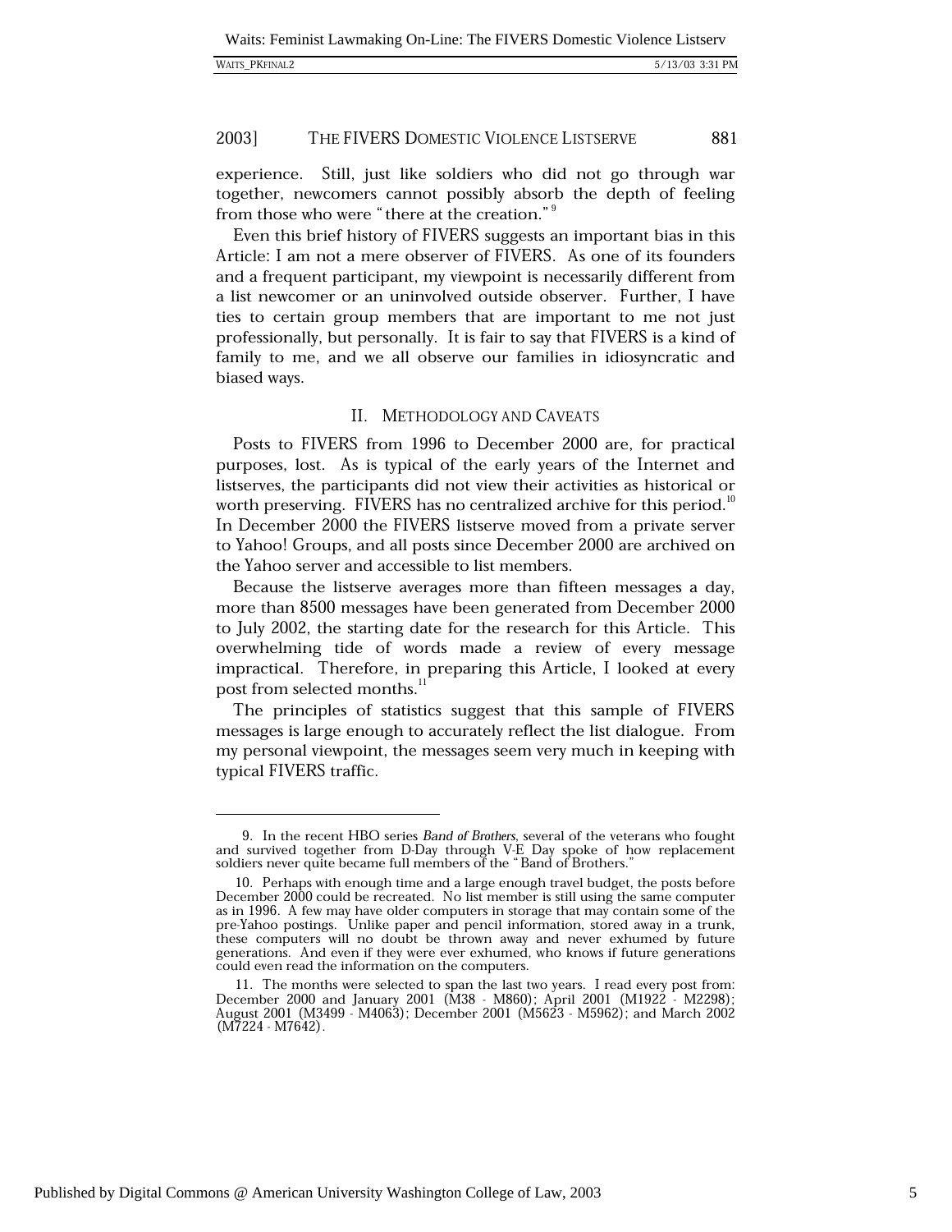experience. Still, just like soldiers who did not go through war together, newcomers cannot possibly absorb the depth of feeling from those who were "there at the creation."[9]

Even this brief history of FIVERS suggests an important bias in this Article: I am not a mere observer of FIVERS. As one of its founders and a frequent participant, my viewpoint is necessarily different from a list newcomer or an uninvolved outside observer. Further, I have ties to certain group members that are important to me not just professionally, but personally. It is fair to say that FIVERS is a kind of family to me, and we all observe our families in idiosyncratic and biased ways.

## II. Methodology and Caveats

Posts to FIVERS from 1996 to December 2000 are, for practical purposes, lost. As is typical of the early years of the Internet and listserves, the participants did not view their activities as historical or worth preserving. FIVERS has no centralized archive for this period.[10] In December 2000 the FIVERS listserve moved from a private server to Yahoo! Groups, and all posts since December 2000 are archived on the Yahoo server and accessible to list members.

Because the listserve averages more than fifteen messages a day, more than 8500 messages have been generated from December 2000 to July 2002, the starting date for the research for this Article. This overwhelming tide of words made a review of every message impractical. Therefore, in preparing this Article, I looked at every post from selected months.[11]

The principles of statistics suggest that this sample of FIVERS messages is large enough to accurately reflect the list dialogue. From my personal viewpoint, the messages seem very much in keeping with typical FIVERS traffic.

---

9. In the recent HBO series *Band of Brothers*, several of the veterans who fought and survived together from D-Day through V-E Day spoke of how replacement soldiers never quite became full members of the "Band of Brothers."

10. Perhaps with enough time and a large enough travel budget, the posts before December 2000 could be recreated. No list member is still using the same computer as in 1996. A few may have older computers in storage that may contain some of the pre-Yahoo postings. Unlike paper and pencil information, stored away in a trunk, these computers will no doubt be thrown away and never exhumed by future generations. And even if they were ever exhumed, who knows if future generations could even read the information on the computers.

11. The months were selected to span the last two years. I read every post from: December 2000 and January 2001 (M38 - M860); April 2001 (M1922 - M2298); August 2001 (M3499 - M4063); December 2001 (M5623 - M5962); and March 2002 (M7224 - M7642).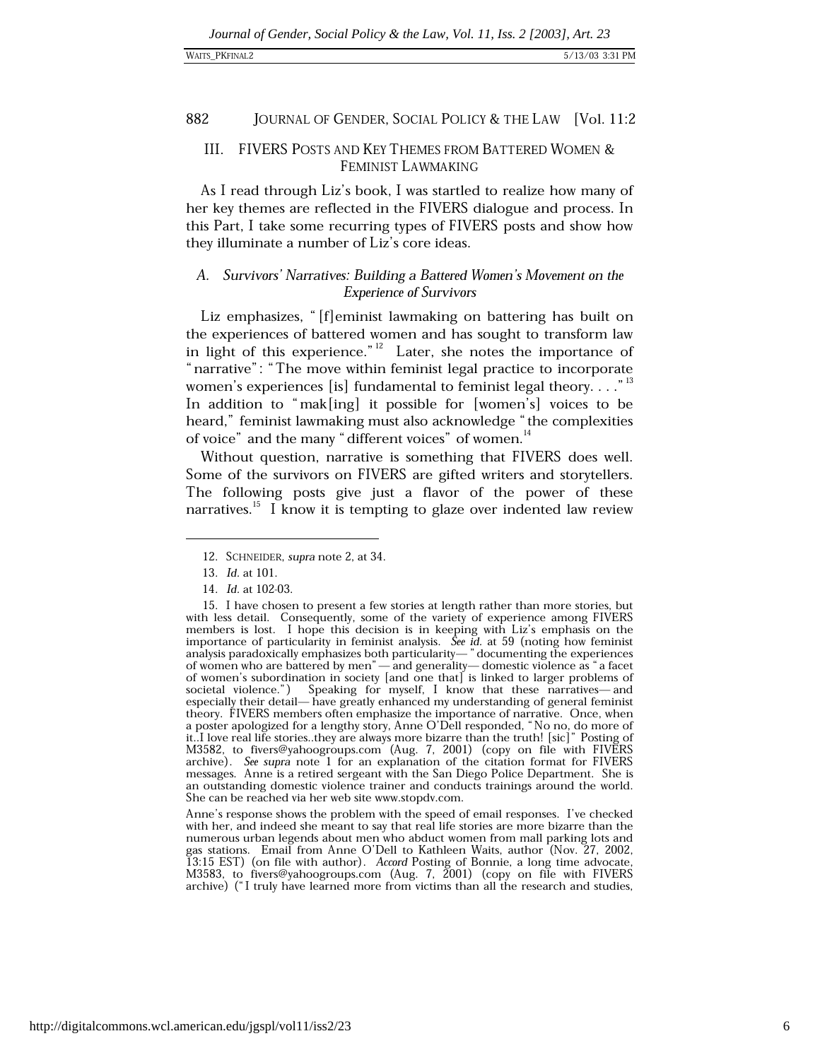## III. FIVERS POSTS AND KEY THEMES FROM BATTERED WOMEN & FEMINIST LAWMAKING

As I read through Liz's book, I was startled to realize how many of her key themes are reflected in the FIVERS dialogue and process. In this Part, I take some recurring types of FIVERS posts and show how they illuminate a number of Liz's core ideas.

### *A. Survivors' Narratives: Building a Battered Women's Movement on the Experience of Survivors*

Liz emphasizes, "[f]eminist lawmaking on battering has built on the experiences of battered women and has sought to transform law in light of this experience."[12] Later, she notes the importance of "narrative": "The move within feminist legal practice to incorporate women's experiences [is] fundamental to feminist legal theory. . . ."[13] In addition to "mak[ing] it possible for [women's] voices to be heard," feminist lawmaking must also acknowledge "the complexities of voice" and the many "different voices" of women.[14]

Without question, narrative is something that FIVERS does well. Some of the survivors on FIVERS are gifted writers and storytellers. The following posts give just a flavor of the power of these narratives.[15] I know it is tempting to glaze over indented law review

---

12. SCHNEIDER, *supra* note 2, at 34.

13. *Id.* at 101.

14. *Id.* at 102-03.

15. I have chosen to present a few stories at length rather than more stories, but with less detail. Consequently, some of the variety of experience among FIVERS members is lost. I hope this decision is in keeping with Liz's emphasis on the importance of particularity in feminist analysis. *See id.* at 59 (noting how feminist analysis paradoxically emphasizes both particularity— "documenting the experiences of women who are battered by men" — and generality— domestic violence as "a facet of women's subordination in society [and one that] is linked to larger problems of societal violence.") Speaking for myself, I know that these narratives— and especially their detail— have greatly enhanced my understanding of general feminist theory. FIVERS members often emphasize the importance of narrative. Once, when a poster apologized for a lengthy story, Anne O'Dell responded, "No no, do more of it..I love real life stories..they are always more bizarre than the truth! [sic]" Posting of M3582, to fivers@yahoogroups.com (Aug. 7, 2001) (copy on file with FIVERS archive). *See supra* note 1 for an explanation of the citation format for FIVERS messages. Anne is a retired sergeant with the San Diego Police Department. She is an outstanding domestic violence trainer and conducts trainings around the world. She can be reached via her web site www.stopdv.com.

Anne's response shows the problem with the speed of email responses. I've checked with her, and indeed she meant to say that real life stories are more bizarre than the numerous urban legends about men who abduct women from mall parking lots and gas stations. Email from Anne O'Dell to Kathleen Waits, author (Nov. 27, 2002, 13:15 EST) (on file with author). *Accord* Posting of Bonnie, a long time advocate, M3583, to fivers@yahoogroups.com (Aug. 7, 2001) (copy on file with FIVERS archive) ("I truly have learned more from victims than all the research and studies,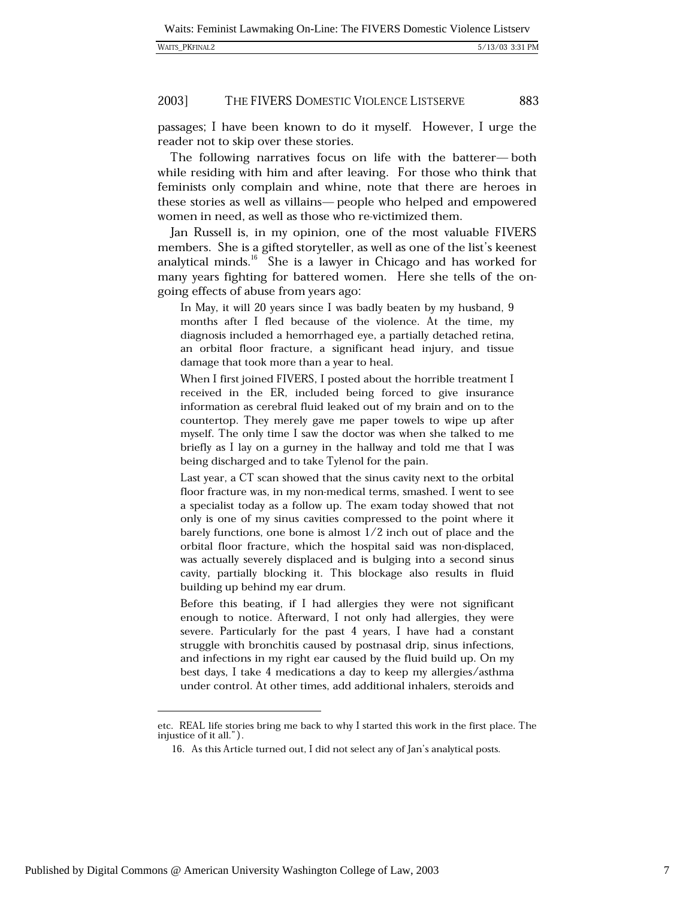passages; I have been known to do it myself. However, I urge the reader not to skip over these stories.

The following narratives focus on life with the batterer— both while residing with him and after leaving. For those who think that feminists only complain and whine, note that there are heroes in these stories as well as villains— people who helped and empowered women in need, as well as those who re-victimized them.

Jan Russell is, in my opinion, one of the most valuable FIVERS members. She is a gifted storyteller, as well as one of the list's keenest analytical minds.[16] She is a lawyer in Chicago and has worked for many years fighting for battered women. Here she tells of the on-going effects of abuse from years ago:

> In May, it will 20 years since I was badly beaten by my husband, 9 months after I fled because of the violence. At the time, my diagnosis included a hemorrhaged eye, a partially detached retina, an orbital floor fracture, a significant head injury, and tissue damage that took more than a year to heal.
>
> When I first joined FIVERS, I posted about the horrible treatment I received in the ER, included being forced to give insurance information as cerebral fluid leaked out of my brain and on to the countertop. They merely gave me paper towels to wipe up after myself. The only time I saw the doctor was when she talked to me briefly as I lay on a gurney in the hallway and told me that I was being discharged and to take Tylenol for the pain.
>
> Last year, a CT scan showed that the sinus cavity next to the orbital floor fracture was, in my non-medical terms, smashed. I went to see a specialist today as a follow up. The exam today showed that not only is one of my sinus cavities compressed to the point where it barely functions, one bone is almost 1/2 inch out of place and the orbital floor fracture, which the hospital said was non-displaced, was actually severely displaced and is bulging into a second sinus cavity, partially blocking it. This blockage also results in fluid building up behind my ear drum.
>
> Before this beating, if I had allergies they were not significant enough to notice. Afterward, I not only had allergies, they were severe. Particularly for the past 4 years, I have had a constant struggle with bronchitis caused by postnasal drip, sinus infections, and infections in my right ear caused by the fluid build up. On my best days, I take 4 medications a day to keep my allergies/asthma under control. At other times, add additional inhalers, steroids and

etc. REAL life stories bring me back to why I started this work in the first place. The injustice of it all.").

16. As this Article turned out, I did not select any of Jan's analytical posts.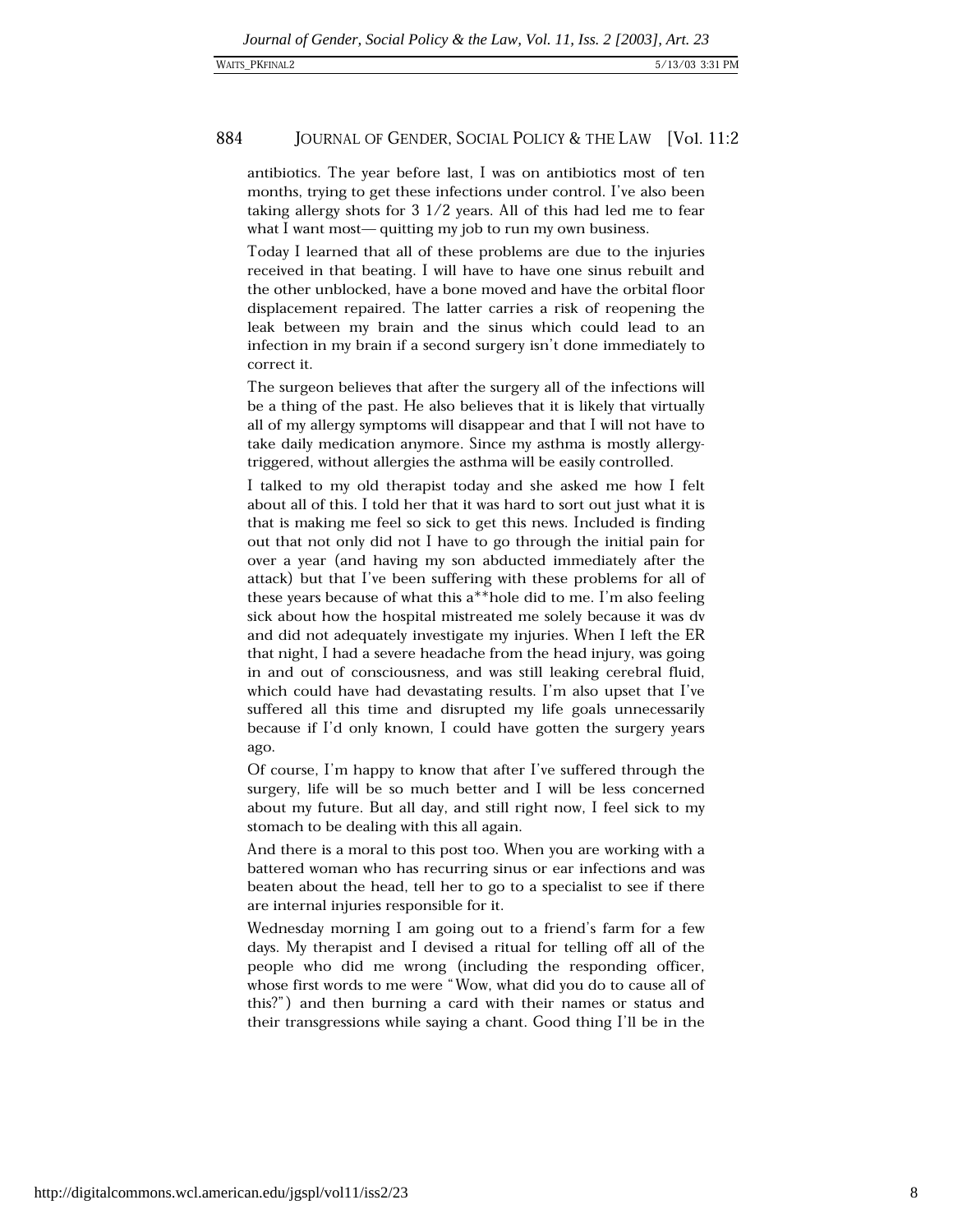antibiotics. The year before last, I was on antibiotics most of ten months, trying to get these infections under control. I've also been taking allergy shots for 3 1/2 years. All of this had led me to fear what I want most— quitting my job to run my own business.

Today I learned that all of these problems are due to the injuries received in that beating. I will have to have one sinus rebuilt and the other unblocked, have a bone moved and have the orbital floor displacement repaired. The latter carries a risk of reopening the leak between my brain and the sinus which could lead to an infection in my brain if a second surgery isn't done immediately to correct it.

The surgeon believes that after the surgery all of the infections will be a thing of the past. He also believes that it is likely that virtually all of my allergy symptoms will disappear and that I will not have to take daily medication anymore. Since my asthma is mostly allergy-triggered, without allergies the asthma will be easily controlled.

I talked to my old therapist today and she asked me how I felt about all of this. I told her that it was hard to sort out just what it is that is making me feel so sick to get this news. Included is finding out that not only did not I have to go through the initial pain for over a year (and having my son abducted immediately after the attack) but that I've been suffering with these problems for all of these years because of what this a**hole did to me. I'm also feeling sick about how the hospital mistreated me solely because it was dv and did not adequately investigate my injuries. When I left the ER that night, I had a severe headache from the head injury, was going in and out of consciousness, and was still leaking cerebral fluid, which could have had devastating results. I'm also upset that I've suffered all this time and disrupted my life goals unnecessarily because if I'd only known, I could have gotten the surgery years ago.

Of course, I'm happy to know that after I've suffered through the surgery, life will be so much better and I will be less concerned about my future. But all day, and still right now, I feel sick to my stomach to be dealing with this all again.

And there is a moral to this post too. When you are working with a battered woman who has recurring sinus or ear infections and was beaten about the head, tell her to go to a specialist to see if there are internal injuries responsible for it.

Wednesday morning I am going out to a friend's farm for a few days. My therapist and I devised a ritual for telling off all of the people who did me wrong (including the responding officer, whose first words to me were "Wow, what did you do to cause all of this?") and then burning a card with their names or status and their transgressions while saying a chant. Good thing I'll be in the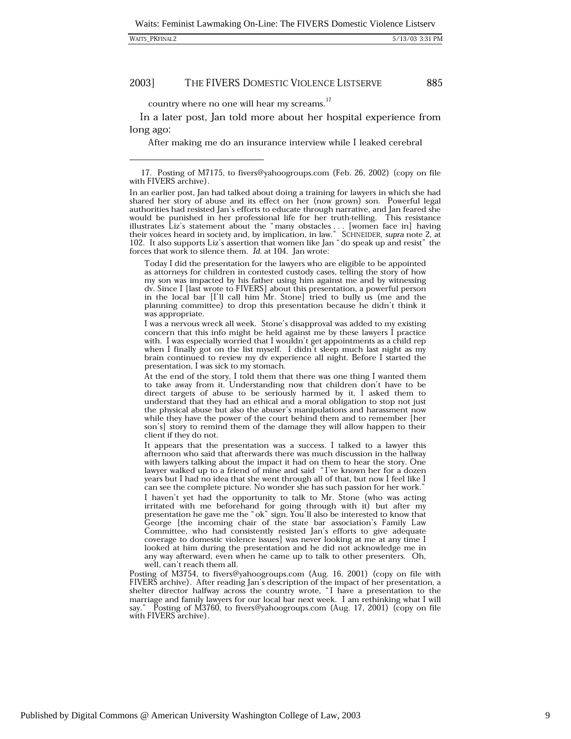country where no one will hear my screams.[17]

In a later post, Jan told more about her hospital experience from long ago:

After making me do an insurance interview while I leaked cerebral

---

17. Posting of M7175, to fivers@yahoogroups.com (Feb. 26, 2002) (copy on file with FIVERS archive).

In an earlier post, Jan had talked about doing a training for lawyers in which she had shared her story of abuse and its effect on her (now grown) son. Powerful legal authorities had resisted Jan's efforts to educate through narrative, and Jan feared she would be punished in her professional life for her truth-telling. This resistance illustrates Liz's statement about the "many obstacles . . . [women face in] having their voices heard in society and, by implication, in law." SCHNEIDER, *supra* note 2, at 102. It also supports Liz's assertion that women like Jan "do speak up and resist" the forces that work to silence them. *Id.* at 104. Jan wrote:

> Today I did the presentation for the lawyers who are eligible to be appointed as attorneys for children in contested custody cases, telling the story of how my son was impacted by his father using him against me and by witnessing dv. Since I [last wrote to FIVERS] about this presentation, a powerful person in the local bar [I'll call him Mr. Stone] tried to bully us (me and the planning committee) to drop this presentation because he didn't think it was appropriate.
>
> I was a nervous wreck all week. Stone's disapproval was added to my existing concern that this info might be held against me by these lawyers I practice with. I was especially worried that I wouldn't get appointments as a child rep when I finally got on the list myself. I didn't sleep much last night as my brain continued to review my dv experience all night. Before I started the presentation, I was sick to my stomach.
>
> At the end of the story, I told them that there was one thing I wanted them to take away from it. Understanding now that children don't have to be direct targets of abuse to be seriously harmed by it, I asked them to understand that they had an ethical and a moral obligation to stop not just the physical abuse but also the abuser's manipulations and harassment now while they have the power of the court behind them and to remember [her son's] story to remind them of the damage they will allow happen to their client if they do not.
>
> It appears that the presentation was a success. I talked to a lawyer this afternoon who said that afterwards there was much discussion in the hallway with lawyers talking about the impact it had on them to hear the story. One lawyer walked up to a friend of mine and said "I've known her for a dozen years but I had no idea that she went through all of that, but now I feel like I can see the complete picture. No wonder she has such passion for her work."
>
> I haven't yet had the opportunity to talk to Mr. Stone (who was acting irritated with me beforehand for going through with it) but after my presentation he gave me the "ok" sign. You'll also be interested to know that George [the incoming chair of the state bar association's Family Law Committee, who had consistently resisted Jan's efforts to give adequate coverage to domestic violence issues] was never looking at me at any time I looked at him during the presentation and he did not acknowledge me in any way afterward, even when he came up to talk to other presenters. Oh, well, can't reach them all.

Posting of M3754, to fivers@yahoogroups.com (Aug. 16, 2001) (copy on file with FIVERS archive). After reading Jan's description of the impact of her presentation, a shelter director halfway across the country wrote, "I have a presentation to the marriage and family lawyers for our local bar next week. I am rethinking what I will say." Posting of M3760, to fivers@yahoogroups.com (Aug. 17, 2001) (copy on file with FIVERS archive).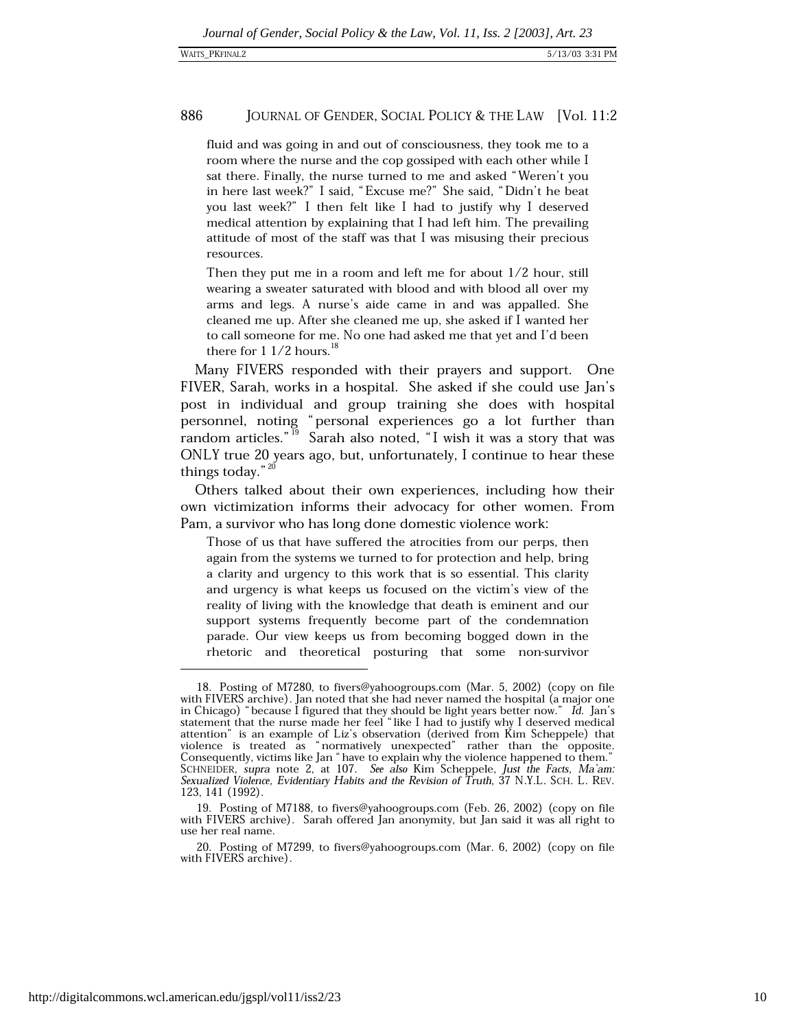fluid and was going in and out of consciousness, they took me to a room where the nurse and the cop gossiped with each other while I sat there. Finally, the nurse turned to me and asked "Weren't you in here last week?" I said, "Excuse me?" She said, "Didn't he beat you last week?" I then felt like I had to justify why I deserved medical attention by explaining that I had left him. The prevailing attitude of most of the staff was that I was misusing their precious resources.

> Then they put me in a room and left me for about 1/2 hour, still wearing a sweater saturated with blood and with blood all over my arms and legs. A nurse's aide came in and was appalled. She cleaned me up. After she cleaned me up, she asked if I wanted her to call someone for me. No one had asked me that yet and I'd been there for 1 1/2 hours.[18]

Many FIVERS responded with their prayers and support. One FIVER, Sarah, works in a hospital. She asked if she could use Jan's post in individual and group training she does with hospital personnel, noting "personal experiences go a lot further than random articles."[19] Sarah also noted, "I wish it was a story that was ONLY true 20 years ago, but, unfortunately, I continue to hear these things today."[20]

Others talked about their own experiences, including how their own victimization informs their advocacy for other women. From Pam, a survivor who has long done domestic violence work:

> Those of us that have suffered the atrocities from our perps, then again from the systems we turned to for protection and help, bring a clarity and urgency to this work that is so essential. This clarity and urgency is what keeps us focused on the victim's view of the reality of living with the knowledge that death is eminent and our support systems frequently become part of the condemnation parade. Our view keeps us from becoming bogged down in the rhetoric and theoretical posturing that some non-survivor

---

18. Posting of M7280, to fivers@yahoogroups.com (Mar. 5, 2002) (copy on file with FIVERS archive). Jan noted that she had never named the hospital (a major one in Chicago) "because I figured that they should be light years better now." *Id.* Jan's statement that the nurse made her feel "like I had to justify why I deserved medical attention" is an example of Liz's observation (derived from Kim Scheppele) that violence is treated as "normatively unexpected" rather than the opposite. Consequently, victims like Jan "have to explain why the violence happened to them." SCHNEIDER, *supra* note 2, at 107. *See also* Kim Scheppele, *Just the Facts, Ma'am: Sexualized Violence, Evidentiary Habits and the Revision of Truth*, 37 N.Y.L. SCH. L. REV. 123, 141 (1992).

19. Posting of M7188, to fivers@yahoogroups.com (Feb. 26, 2002) (copy on file with FIVERS archive). Sarah offered Jan anonymity, but Jan said it was all right to use her real name.

20. Posting of M7299, to fivers@yahoogroups.com (Mar. 6, 2002) (copy on file with FIVERS archive).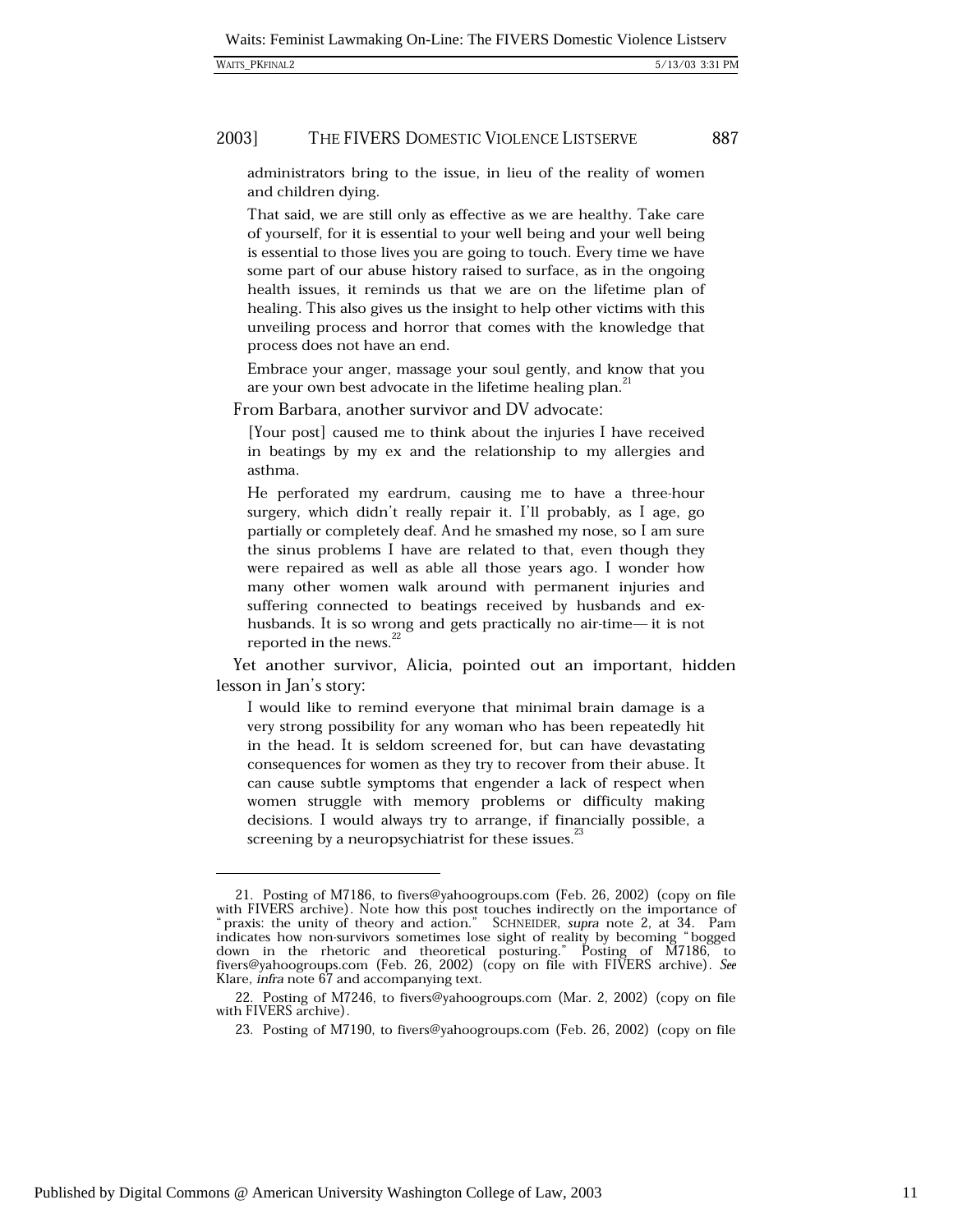administrators bring to the issue, in lieu of the reality of women and children dying.

> That said, we are still only as effective as we are healthy. Take care of yourself, for it is essential to your well being and your well being is essential to those lives you are going to touch. Every time we have some part of our abuse history raised to surface, as in the ongoing health issues, it reminds us that we are on the lifetime plan of healing. This also gives us the insight to help other victims with this unveiling process and horror that comes with the knowledge that process does not have an end.
>
> Embrace your anger, massage your soul gently, and know that you are your own best advocate in the lifetime healing plan.[21]

From Barbara, another survivor and DV advocate:

> [Your post] caused me to think about the injuries I have received in beatings by my ex and the relationship to my allergies and asthma.
>
> He perforated my eardrum, causing me to have a three-hour surgery, which didn't really repair it. I'll probably, as I age, go partially or completely deaf. And he smashed my nose, so I am sure the sinus problems I have are related to that, even though they were repaired as well as able all those years ago. I wonder how many other women walk around with permanent injuries and suffering connected to beatings received by husbands and ex-husbands. It is so wrong and gets practically no air-time— it is not reported in the news.[22]

Yet another survivor, Alicia, pointed out an important, hidden lesson in Jan's story:

> I would like to remind everyone that minimal brain damage is a very strong possibility for any woman who has been repeatedly hit in the head. It is seldom screened for, but can have devastating consequences for women as they try to recover from their abuse. It can cause subtle symptoms that engender a lack of respect when women struggle with memory problems or difficulty making decisions. I would always try to arrange, if financially possible, a screening by a neuropsychiatrist for these issues.[23]

---

21. Posting of M7186, to fivers@yahoogroups.com (Feb. 26, 2002) (copy on file with FIVERS archive). Note how this post touches indirectly on the importance of "praxis: the unity of theory and action." SCHNEIDER, *supra* note 2, at 34. Pam indicates how non-survivors sometimes lose sight of reality by becoming "bogged down in the rhetoric and theoretical posturing." Posting of M7186, to fivers@yahoogroups.com (Feb. 26, 2002) (copy on file with FIVERS archive). *See* Klare, *infra* note 67 and accompanying text.

22. Posting of M7246, to fivers@yahoogroups.com (Mar. 2, 2002) (copy on file with FIVERS archive).

23. Posting of M7190, to fivers@yahoogroups.com (Feb. 26, 2002) (copy on file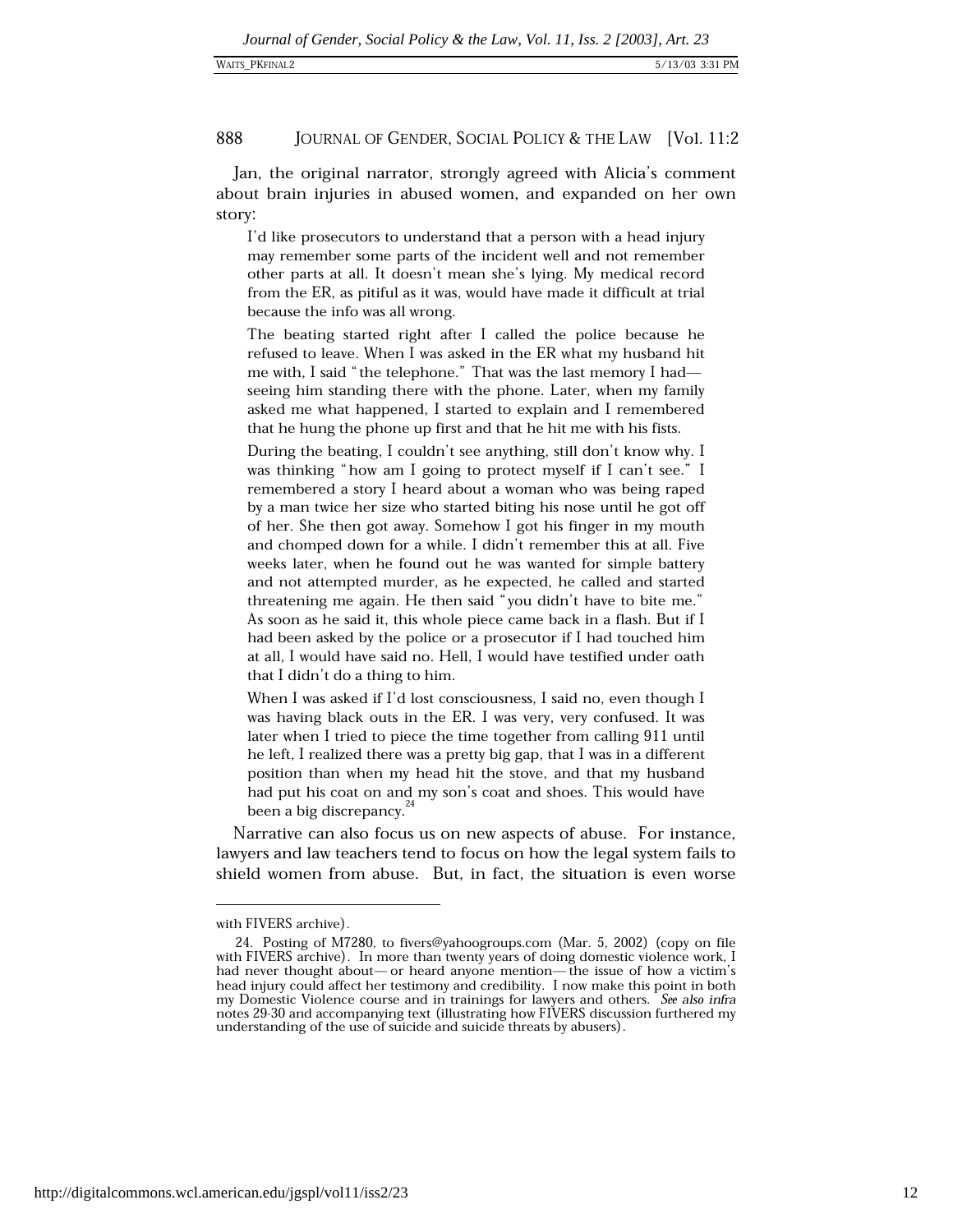Jan, the original narrator, strongly agreed with Alicia's comment about brain injuries in abused women, and expanded on her own story:

> I'd like prosecutors to understand that a person with a head injury may remember some parts of the incident well and not remember other parts at all. It doesn't mean she's lying. My medical record from the ER, as pitiful as it was, would have made it difficult at trial because the info was all wrong.
>
> The beating started right after I called the police because he refused to leave. When I was asked in the ER what my husband hit me with, I said "the telephone." That was the last memory I had—seeing him standing there with the phone. Later, when my family asked me what happened, I started to explain and I remembered that he hung the phone up first and that he hit me with his fists.
>
> During the beating, I couldn't see anything, still don't know why. I was thinking "how am I going to protect myself if I can't see." I remembered a story I heard about a woman who was being raped by a man twice her size who started biting his nose until he got off of her. She then got away. Somehow I got his finger in my mouth and chomped down for a while. I didn't remember this at all. Five weeks later, when he found out he was wanted for simple battery and not attempted murder, as he expected, he called and started threatening me again. He then said "you didn't have to bite me." As soon as he said it, this whole piece came back in a flash. But if I had been asked by the police or a prosecutor if I had touched him at all, I would have said no. Hell, I would have testified under oath that I didn't do a thing to him.
>
> When I was asked if I'd lost consciousness, I said no, even though I was having black outs in the ER. I was very, very confused. It was later when I tried to piece the time together from calling 911 until he left, I realized there was a pretty big gap, that I was in a different position than when my head hit the stove, and that my husband had put his coat on and my son's coat and shoes. This would have been a big discrepancy.[24]

Narrative can also focus us on new aspects of abuse. For instance, lawyers and law teachers tend to focus on how the legal system fails to shield women from abuse. But, in fact, the situation is even worse

---

with FIVERS archive).

24. Posting of M7280, to fivers@yahoogroups.com (Mar. 5, 2002) (copy on file with FIVERS archive). In more than twenty years of doing domestic violence work, I had never thought about—or heard anyone mention—the issue of how a victim's head injury could affect her testimony and credibility. I now make this point in both my Domestic Violence course and in trainings for lawyers and others. *See also infra* notes 29-30 and accompanying text (illustrating how FIVERS discussion furthered my understanding of the use of suicide and suicide threats by abusers).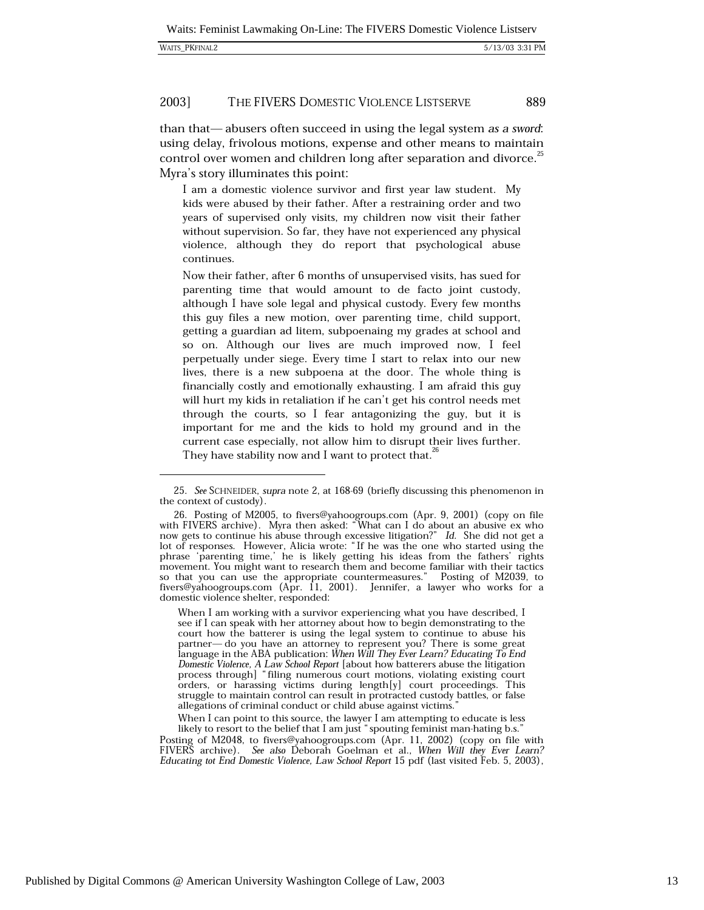than that— abusers often succeed in using the legal system *as a sword*: using delay, frivolous motions, expense and other means to maintain control over women and children long after separation and divorce.[25] Myra's story illuminates this point:

> I am a domestic violence survivor and first year law student. My kids were abused by their father. After a restraining order and two years of supervised only visits, my children now visit their father without supervision. So far, they have not experienced any physical violence, although they do report that psychological abuse continues.
>
> Now their father, after 6 months of unsupervised visits, has sued for parenting time that would amount to de facto joint custody, although I have sole legal and physical custody. Every few months this guy files a new motion, over parenting time, child support, getting a guardian ad litem, subpoenaing my grades at school and so on. Although our lives are much improved now, I feel perpetually under siege. Every time I start to relax into our new lives, there is a new subpoena at the door. The whole thing is financially costly and emotionally exhausting. I am afraid this guy will hurt my kids in retaliation if he can't get his control needs met through the courts, so I fear antagonizing the guy, but it is important for me and the kids to hold my ground and in the current case especially, not allow him to disrupt their lives further. They have stability now and I want to protect that.[26]

---

25. *See* SCHNEIDER, *supra* note 2, at 168-69 (briefly discussing this phenomenon in the context of custody).

26. Posting of M2005, to fivers@yahoogroups.com (Apr. 9, 2001) (copy on file with FIVERS archive). Myra then asked: "What can I do about an abusive ex who now gets to continue his abuse through excessive litigation?" *Id.* She did not get a lot of responses. However, Alicia wrote: "If he was the one who started using the phrase 'parenting time,' he is likely getting his ideas from the fathers' rights movement. You might want to research them and become familiar with their tactics so that you can use the appropriate countermeasures." Posting of M2039, to fivers@yahoogroups.com (Apr. 11, 2001). Jennifer, a lawyer who works for a domestic violence shelter, responded:

> When I am working with a survivor experiencing what you have described, I see if I can speak with her attorney about how to begin demonstrating to the court how the batterer is using the legal system to continue to abuse his partner— do you have an attorney to represent you? There is some great language in the ABA publication: *When Will They Ever Learn? Educating To End Domestic Violence, A Law School Report* [about how batterers abuse the litigation process through] "filing numerous court motions, violating existing court orders, or harassing victims during length[y] court proceedings. This struggle to maintain control can result in protracted custody battles, or false allegations of criminal conduct or child abuse against victims."
>
> When I can point to this source, the lawyer I am attempting to educate is less likely to resort to the belief that I am just "spouting feminist man-hating b.s."

Posting of M2048, to fivers@yahoogroups.com (Apr. 11, 2002) (copy on file with FIVERS archive). *See also* Deborah Goelman et al., *When Will they Ever Learn? Educating tot End Domestic Violence, Law School Report* 15 pdf (last visited Feb. 5, 2003),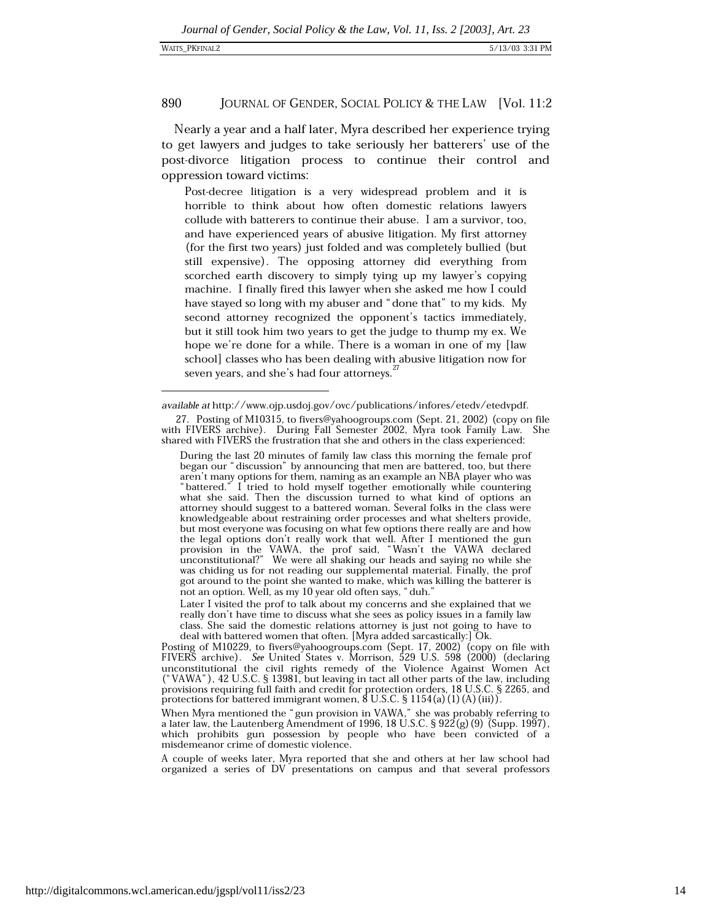Nearly a year and a half later, Myra described her experience trying to get lawyers and judges to take seriously her batterers' use of the post-divorce litigation process to continue their control and oppression toward victims:

> Post-decree litigation is a very widespread problem and it is horrible to think about how often domestic relations lawyers collude with batterers to continue their abuse. I am a survivor, too, and have experienced years of abusive litigation. My first attorney (for the first two years) just folded and was completely bullied (but still expensive). The opposing attorney did everything from scorched earth discovery to simply tying up my lawyer's copying machine. I finally fired this lawyer when she asked me how I could have stayed so long with my abuser and "done that" to my kids. My second attorney recognized the opponent's tactics immediately, but it still took him two years to get the judge to thump my ex. We hope we're done for a while. There is a woman in one of my [law school] classes who has been dealing with abusive litigation now for seven years, and she's had four attorneys.[27]

---

*available at* http://www.ojp.usdoj.gov/ovc/publications/infores/etedv/etedvpdf.

27. Posting of M10315, to fivers@yahoogroups.com (Sept. 21, 2002) (copy on file with FIVERS archive). During Fall Semester 2002, Myra took Family Law. She shared with FIVERS the frustration that she and others in the class experienced:

> During the last 20 minutes of family law class this morning the female prof began our "discussion" by announcing that men are battered, too, but there aren't many options for them, naming as an example an NBA player who was "battered." I tried to hold myself together emotionally while countering what she said. Then the discussion turned to what kind of options an attorney should suggest to a battered woman. Several folks in the class were knowledgeable about restraining order processes and what shelters provide, but most everyone was focusing on what few options there really are and how the legal options don't really work that well. After I mentioned the gun provision in the VAWA, the prof said, "Wasn't the VAWA declared unconstitutional?" We were all shaking our heads and saying no while she was chiding us for not reading our supplemental material. Finally, the prof got around to the point she wanted to make, which was killing the batterer is not an option. Well, as my 10 year old often says, "duh."
>
> Later I visited the prof to talk about my concerns and she explained that we really don't have time to discuss what she sees as policy issues in a family law class. She said the domestic relations attorney is just not going to have to deal with battered women that often. [Myra added sarcastically:] Ok.

Posting of M10229, to fivers@yahoogroups.com (Sept. 17, 2002) (copy on file with FIVERS archive). *See* United States v. Morrison, 529 U.S. 598 (2000) (declaring unconstitutional the civil rights remedy of the Violence Against Women Act ("VAWA"), 42 U.S.C. § 13981, but leaving in tact all other parts of the law, including provisions requiring full faith and credit for protection orders, 18 U.S.C. § 2265, and protections for battered immigrant women, 8 U.S.C. § 1154(a)(1)(A)(iii)).

When Myra mentioned the "gun provision in VAWA," she was probably referring to a later law, the Lautenberg Amendment of 1996, 18 U.S.C. § 922(g)(9) (Supp. 1997), which prohibits gun possession by people who have been convicted of a misdemeanor crime of domestic violence.

A couple of weeks later, Myra reported that she and others at her law school had organized a series of DV presentations on campus and that several professors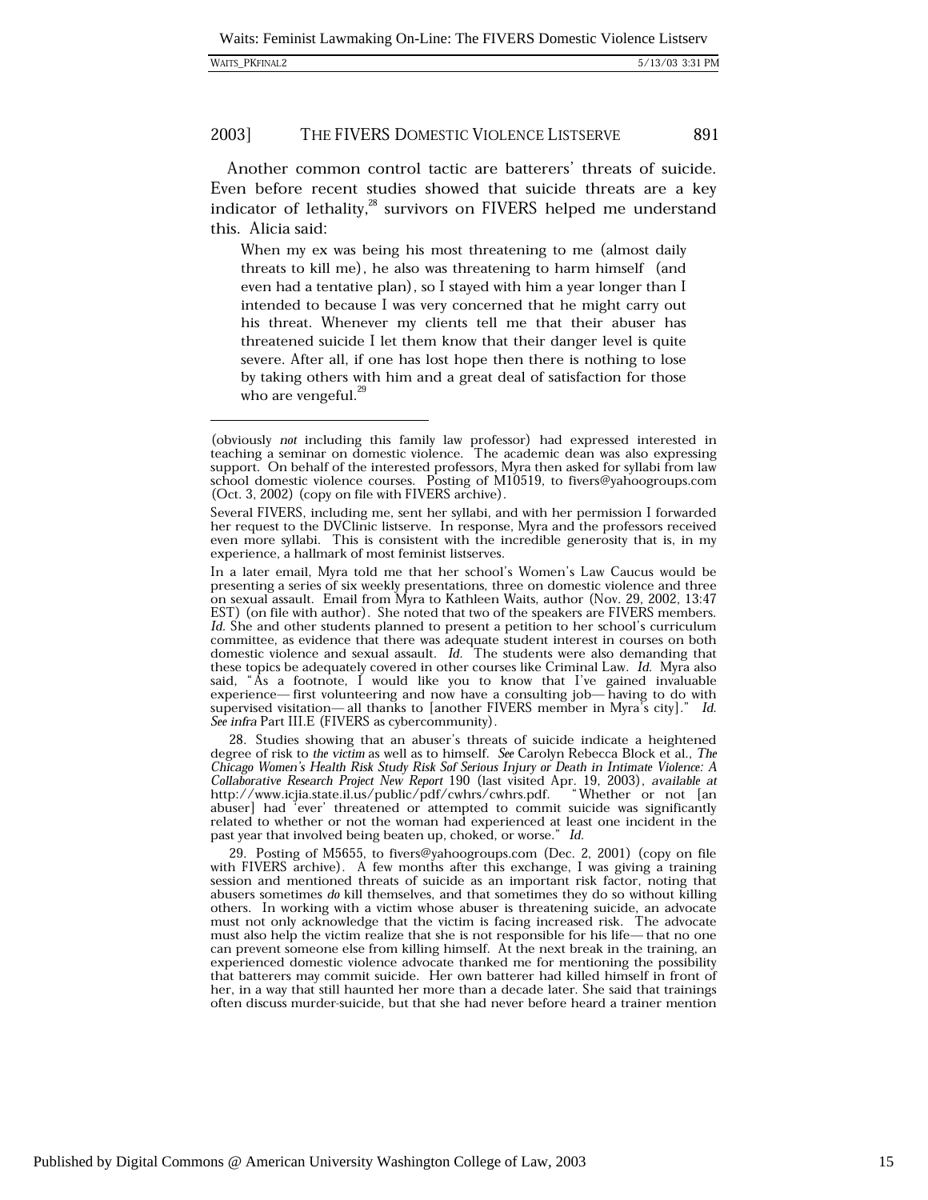Another common control tactic are batterers' threats of suicide. Even before recent studies showed that suicide threats are a key indicator of lethality,[28] survivors on FIVERS helped me understand this. Alicia said:

> When my ex was being his most threatening to me (almost daily threats to kill me), he also was threatening to harm himself (and even had a tentative plan), so I stayed with him a year longer than I intended to because I was very concerned that he might carry out his threat. Whenever my clients tell me that their abuser has threatened suicide I let them know that their danger level is quite severe. After all, if one has lost hope then there is nothing to lose by taking others with him and a great deal of satisfaction for those who are vengeful.[29]

---

(obviously *not* including this family law professor) had expressed interested in teaching a seminar on domestic violence. The academic dean was also expressing support. On behalf of the interested professors, Myra then asked for syllabi from law school domestic violence courses. Posting of M10519, to fivers@yahoogroups.com (Oct. 3, 2002) (copy on file with FIVERS archive).

Several FIVERS, including me, sent her syllabi, and with her permission I forwarded her request to the DVClinic listserve. In response, Myra and the professors received even more syllabi. This is consistent with the incredible generosity that is, in my experience, a hallmark of most feminist listserves.

In a later email, Myra told me that her school's Women's Law Caucus would be presenting a series of six weekly presentations, three on domestic violence and three on sexual assault. Email from Myra to Kathleen Waits, author (Nov. 29, 2002, 13:47 EST) (on file with author). She noted that two of the speakers are FIVERS members. *Id.* She and other students planned to present a petition to her school's curriculum committee, as evidence that there was adequate student interest in courses on both domestic violence and sexual assault. *Id.* The students were also demanding that these topics be adequately covered in other courses like Criminal Law. *Id.* Myra also said, "As a footnote, I would like you to know that I've gained invaluable experience— first volunteering and now have a consulting job— having to do with supervised visitation— all thanks to [another FIVERS member in Myra's city]." *Id.* *See infra* Part III.E (FIVERS as cybercommunity).

28. Studies showing that an abuser's threats of suicide indicate a heightened degree of risk to *the victim* as well as to himself. *See* Carolyn Rebecca Block et al., *The Chicago Women's Health Risk Study Risk Sof Serious Injury or Death in Intimate Violence: A Collaborative Research Project New Report* 190 (last visited Apr. 19, 2003), *available at* http://www.icjia.state.il.us/public/pdf/cwhrs/cwhrs.pdf. "Whether or not [an abuser] had 'ever' threatened or attempted to commit suicide was significantly related to whether or not the woman had experienced at least one incident in the past year that involved being beaten up, choked, or worse." *Id.*

29. Posting of M5655, to fivers@yahoogroups.com (Dec. 2, 2001) (copy on file with FIVERS archive). A few months after this exchange, I was giving a training session and mentioned threats of suicide as an important risk factor, noting that abusers sometimes *do* kill themselves, and that sometimes they do so without killing others. In working with a victim whose abuser is threatening suicide, an advocate must not only acknowledge that the victim is facing increased risk. The advocate must also help the victim realize that she is not responsible for his life— that no one can prevent someone else from killing himself. At the next break in the training, an experienced domestic violence advocate thanked me for mentioning the possibility that batterers may commit suicide. Her own batterer had killed himself in front of her, in a way that still haunted her more than a decade later. She said that trainings often discuss murder-suicide, but that she had never before heard a trainer mention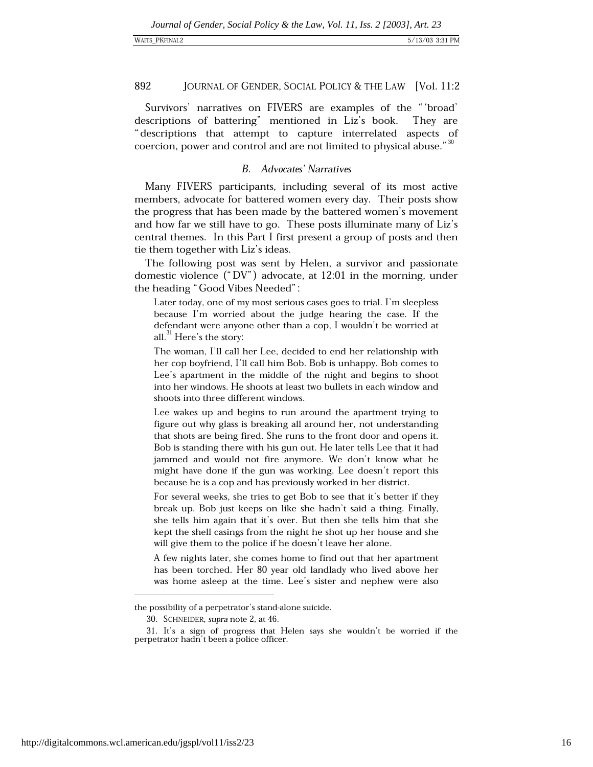Survivors' narratives on FIVERS are examples of the "'broad' descriptions of battering" mentioned in Liz's book. They are "descriptions that attempt to capture interrelated aspects of coercion, power and control and are not limited to physical abuse."[30]

### *B. Advocates' Narratives*

Many FIVERS participants, including several of its most active members, advocate for battered women every day. Their posts show the progress that has been made by the battered women's movement and how far we still have to go. These posts illuminate many of Liz's central themes. In this Part I first present a group of posts and then tie them together with Liz's ideas.

The following post was sent by Helen, a survivor and passionate domestic violence ("DV") advocate, at 12:01 in the morning, under the heading "Good Vibes Needed":

> Later today, one of my most serious cases goes to trial. I'm sleepless because I'm worried about the judge hearing the case. If the defendant were anyone other than a cop, I wouldn't be worried at all.[31] Here's the story:
>
> The woman, I'll call her Lee, decided to end her relationship with her cop boyfriend, I'll call him Bob. Bob is unhappy. Bob comes to Lee's apartment in the middle of the night and begins to shoot into her windows. He shoots at least two bullets in each window and shoots into three different windows.
>
> Lee wakes up and begins to run around the apartment trying to figure out why glass is breaking all around her, not understanding that shots are being fired. She runs to the front door and opens it. Bob is standing there with his gun out. He later tells Lee that it had jammed and would not fire anymore. We don't know what he might have done if the gun was working. Lee doesn't report this because he is a cop and has previously worked in her district.
>
> For several weeks, she tries to get Bob to see that it's better if they break up. Bob just keeps on like she hadn't said a thing. Finally, she tells him again that it's over. But then she tells him that she kept the shell casings from the night he shot up her house and she will give them to the police if he doesn't leave her alone.
>
> A few nights later, she comes home to find out that her apartment has been torched. Her 80 year old landlady who lived above her was home asleep at the time. Lee's sister and nephew were also

---

the possibility of a perpetrator's stand-alone suicide.

30. SCHNEIDER, *supra* note 2, at 46.

31. It's a sign of progress that Helen says she wouldn't be worried if the perpetrator hadn't been a police officer.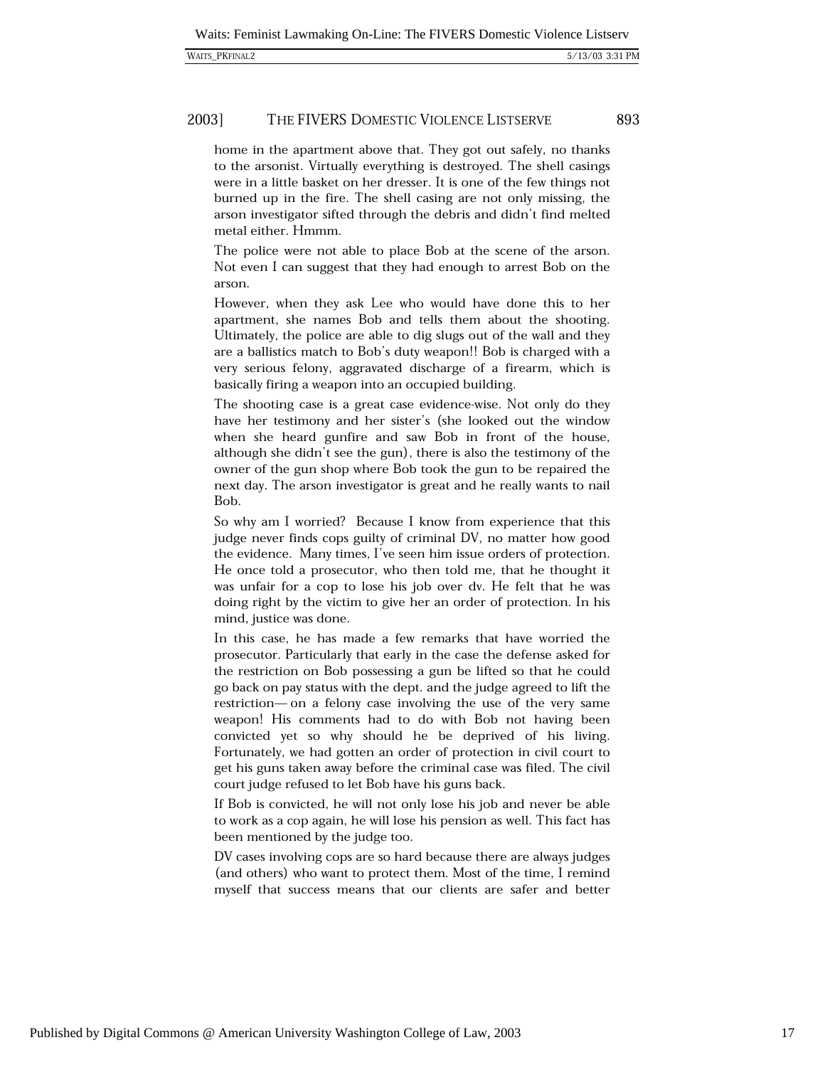home in the apartment above that. They got out safely, no thanks to the arsonist. Virtually everything is destroyed. The shell casings were in a little basket on her dresser. It is one of the few things not burned up in the fire. The shell casing are not only missing, the arson investigator sifted through the debris and didn't find melted metal either. Hmmm.

The police were not able to place Bob at the scene of the arson. Not even I can suggest that they had enough to arrest Bob on the arson.

However, when they ask Lee who would have done this to her apartment, she names Bob and tells them about the shooting. Ultimately, the police are able to dig slugs out of the wall and they are a ballistics match to Bob's duty weapon!! Bob is charged with a very serious felony, aggravated discharge of a firearm, which is basically firing a weapon into an occupied building.

The shooting case is a great case evidence-wise. Not only do they have her testimony and her sister's (she looked out the window when she heard gunfire and saw Bob in front of the house, although she didn't see the gun), there is also the testimony of the owner of the gun shop where Bob took the gun to be repaired the next day. The arson investigator is great and he really wants to nail Bob.

So why am I worried? Because I know from experience that this judge never finds cops guilty of criminal DV, no matter how good the evidence. Many times, I've seen him issue orders of protection. He once told a prosecutor, who then told me, that he thought it was unfair for a cop to lose his job over dv. He felt that he was doing right by the victim to give her an order of protection. In his mind, justice was done.

In this case, he has made a few remarks that have worried the prosecutor. Particularly that early in the case the defense asked for the restriction on Bob possessing a gun be lifted so that he could go back on pay status with the dept. and the judge agreed to lift the restriction— on a felony case involving the use of the very same weapon! His comments had to do with Bob not having been convicted yet so why should he be deprived of his living. Fortunately, we had gotten an order of protection in civil court to get his guns taken away before the criminal case was filed. The civil court judge refused to let Bob have his guns back.

If Bob is convicted, he will not only lose his job and never be able to work as a cop again, he will lose his pension as well. This fact has been mentioned by the judge too.

DV cases involving cops are so hard because there are always judges (and others) who want to protect them. Most of the time, I remind myself that success means that our clients are safer and better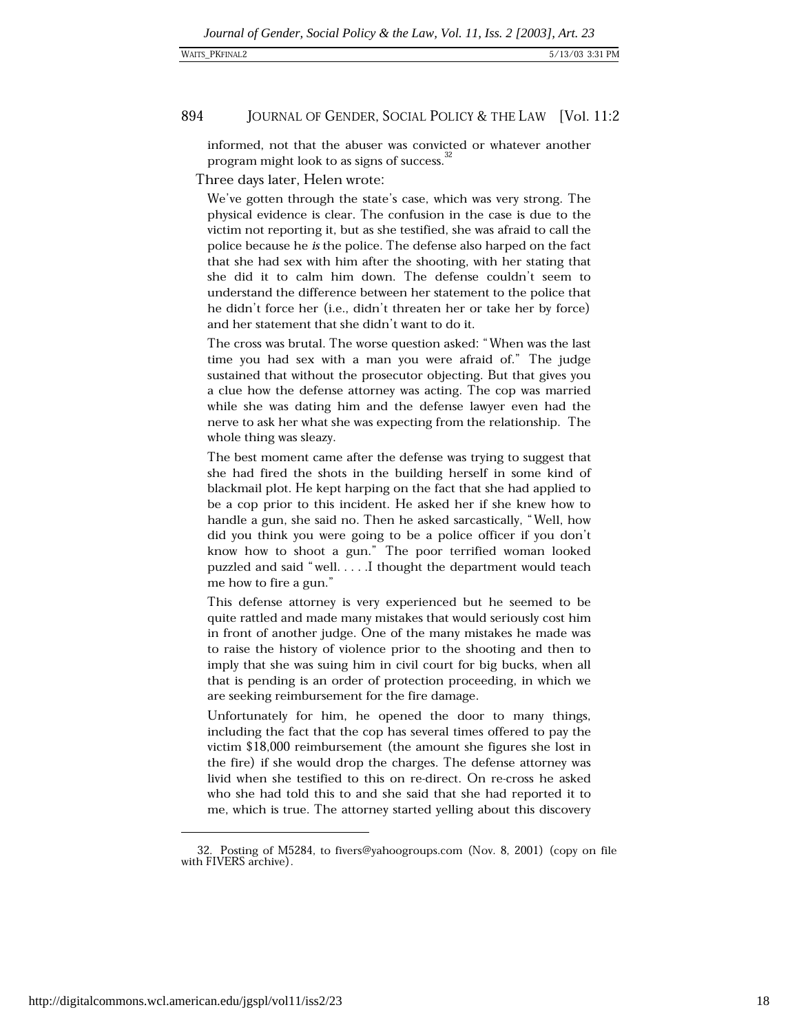informed, not that the abuser was convicted or whatever another program might look to as signs of success.[32]

Three days later, Helen wrote:

> We've gotten through the state's case, which was very strong. The physical evidence is clear. The confusion in the case is due to the victim not reporting it, but as she testified, she was afraid to call the police because he *is* the police. The defense also harped on the fact that she had sex with him after the shooting, with her stating that she did it to calm him down. The defense couldn't seem to understand the difference between her statement to the police that he didn't force her (i.e., didn't threaten her or take her by force) and her statement that she didn't want to do it.
>
> The cross was brutal. The worse question asked: "When was the last time you had sex with a man you were afraid of." The judge sustained that without the prosecutor objecting. But that gives you a clue how the defense attorney was acting. The cop was married while she was dating him and the defense lawyer even had the nerve to ask her what she was expecting from the relationship. The whole thing was sleazy.
>
> The best moment came after the defense was trying to suggest that she had fired the shots in the building herself in some kind of blackmail plot. He kept harping on the fact that she had applied to be a cop prior to this incident. He asked her if she knew how to handle a gun, she said no. Then he asked sarcastically, "Well, how did you think you were going to be a police officer if you don't know how to shoot a gun." The poor terrified woman looked puzzled and said "well. . . . .I thought the department would teach me how to fire a gun."
>
> This defense attorney is very experienced but he seemed to be quite rattled and made many mistakes that would seriously cost him in front of another judge. One of the many mistakes he made was to raise the history of violence prior to the shooting and then to imply that she was suing him in civil court for big bucks, when all that is pending is an order of protection proceeding, in which we are seeking reimbursement for the fire damage.
>
> Unfortunately for him, he opened the door to many things, including the fact that the cop has several times offered to pay the victim $18,000 reimbursement (the amount she figures she lost in the fire) if she would drop the charges. The defense attorney was livid when she testified to this on re-direct. On re-cross he asked who she had told this to and she said that she had reported it to me, which is true. The attorney started yelling about this discovery

---

32. Posting of M5284, to fivers@yahoogroups.com (Nov. 8, 2001) (copy on file with FIVERS archive).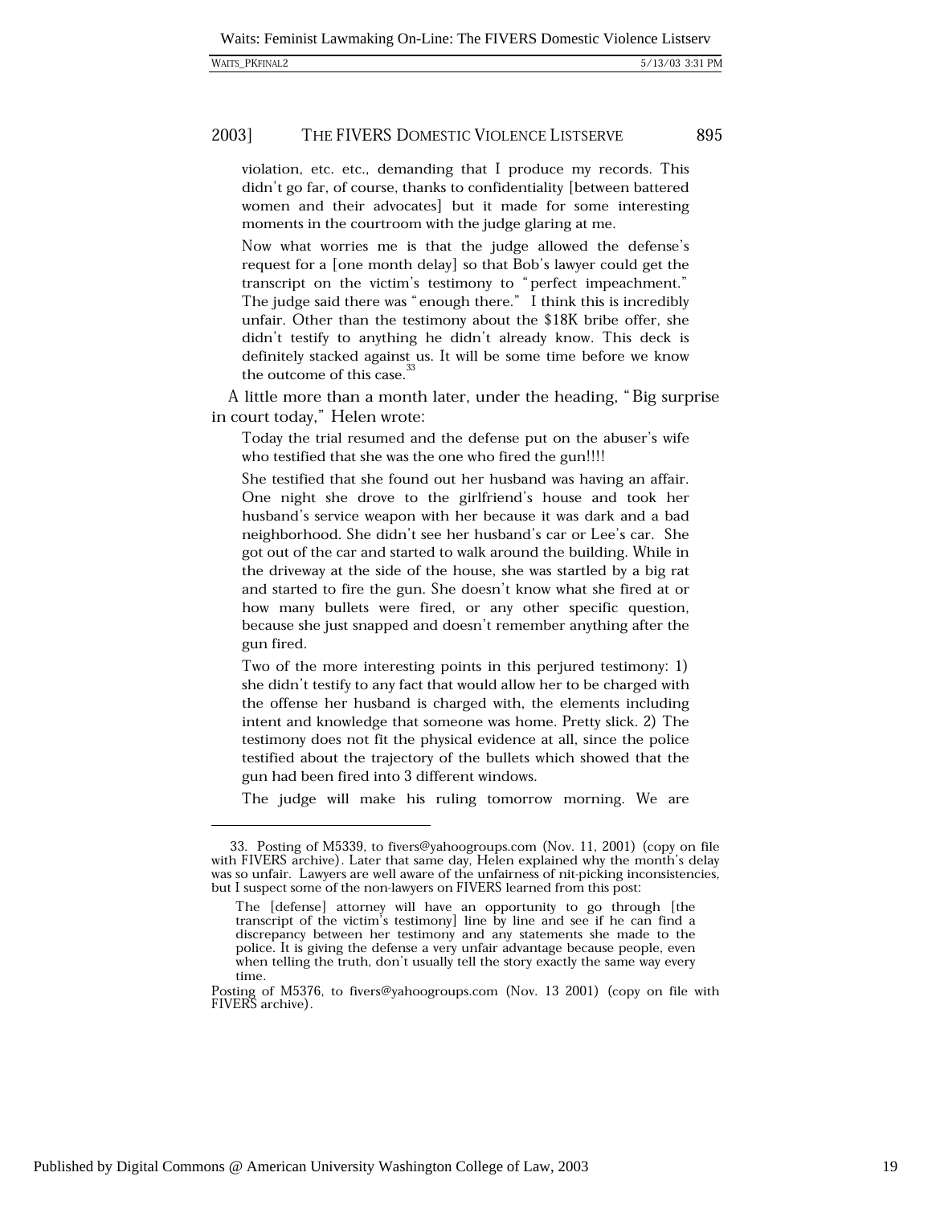violation, etc. etc., demanding that I produce my records. This didn't go far, of course, thanks to confidentiality [between battered women and their advocates] but it made for some interesting moments in the courtroom with the judge glaring at me.

> Now what worries me is that the judge allowed the defense's request for a [one month delay] so that Bob's lawyer could get the transcript on the victim's testimony to "perfect impeachment." The judge said there was "enough there." I think this is incredibly unfair. Other than the testimony about the $18K bribe offer, she didn't testify to anything he didn't already know. This deck is definitely stacked against us. It will be some time before we know the outcome of this case.[33]

A little more than a month later, under the heading, "Big surprise in court today," Helen wrote:

> Today the trial resumed and the defense put on the abuser's wife who testified that she was the one who fired the gun!!!!
>
> She testified that she found out her husband was having an affair. One night she drove to the girlfriend's house and took her husband's service weapon with her because it was dark and a bad neighborhood. She didn't see her husband's car or Lee's car. She got out of the car and started to walk around the building. While in the driveway at the side of the house, she was startled by a big rat and started to fire the gun. She doesn't know what she fired at or how many bullets were fired, or any other specific question, because she just snapped and doesn't remember anything after the gun fired.
>
> Two of the more interesting points in this perjured testimony: 1) she didn't testify to any fact that would allow her to be charged with the offense her husband is charged with, the elements including intent and knowledge that someone was home. Pretty slick. 2) The testimony does not fit the physical evidence at all, since the police testified about the trajectory of the bullets which showed that the gun had been fired into 3 different windows.
>
> The judge will make his ruling tomorrow morning. We are

---

33. Posting of M5339, to fivers@yahoogroups.com (Nov. 11, 2001) (copy on file with FIVERS archive). Later that same day, Helen explained why the month's delay was so unfair. Lawyers are well aware of the unfairness of nit-picking inconsistencies, but I suspect some of the non-lawyers on FIVERS learned from this post:

> The [defense] attorney will have an opportunity to go through [the transcript of the victim's testimony] line by line and see if he can find a discrepancy between her testimony and any statements she made to the police. It is giving the defense a very unfair advantage because people, even when telling the truth, don't usually tell the story exactly the same way every time.

Posting of M5376, to fivers@yahoogroups.com (Nov. 13 2001) (copy on file with FIVERS archive).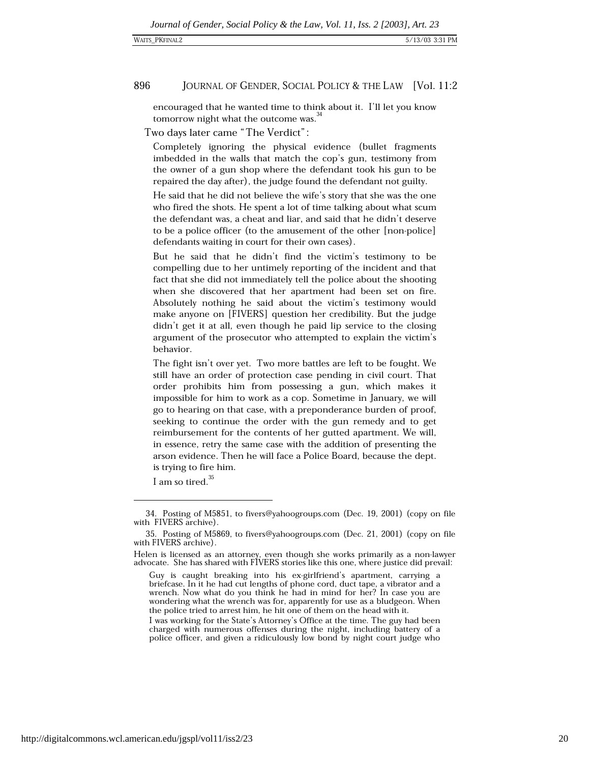> encouraged that he wanted time to think about it. I'll let you know tomorrow night what the outcome was.[34]

Two days later came "The Verdict":

> Completely ignoring the physical evidence (bullet fragments imbedded in the walls that match the cop's gun, testimony from the owner of a gun shop where the defendant took his gun to be repaired the day after), the judge found the defendant not guilty.
>
> He said that he did not believe the wife's story that she was the one who fired the shots. He spent a lot of time talking about what scum the defendant was, a cheat and liar, and said that he didn't deserve to be a police officer (to the amusement of the other [non-police] defendants waiting in court for their own cases).
>
> But he said that he didn't find the victim's testimony to be compelling due to her untimely reporting of the incident and that fact that she did not immediately tell the police about the shooting when she discovered that her apartment had been set on fire. Absolutely nothing he said about the victim's testimony would make anyone on [FIVERS] question her credibility. But the judge didn't get it at all, even though he paid lip service to the closing argument of the prosecutor who attempted to explain the victim's behavior.
>
> The fight isn't over yet. Two more battles are left to be fought. We still have an order of protection case pending in civil court. That order prohibits him from possessing a gun, which makes it impossible for him to work as a cop. Sometime in January, we will go to hearing on that case, with a preponderance burden of proof, seeking to continue the order with the gun remedy and to get reimbursement for the contents of her gutted apartment. We will, in essence, retry the same case with the addition of presenting the arson evidence. Then he will face a Police Board, because the dept. is trying to fire him.
>
> I am so tired.[35]

---

34. Posting of M5851, to fivers@yahoogroups.com (Dec. 19, 2001) (copy on file with FIVERS archive).

35. Posting of M5869, to fivers@yahoogroups.com (Dec. 21, 2001) (copy on file with FIVERS archive).

Helen is licensed as an attorney, even though she works primarily as a non-lawyer advocate. She has shared with FIVERS stories like this one, where justice did prevail:

> Guy is caught breaking into his ex-girlfriend's apartment, carrying a briefcase. In it he had cut lengths of phone cord, duct tape, a vibrator and a wrench. Now what do you think he had in mind for her? In case you are wondering what the wrench was for, apparently for use as a bludgeon. When the police tried to arrest him, he hit one of them on the head with it.
>
> I was working for the State's Attorney's Office at the time. The guy had been charged with numerous offenses during the night, including battery of a police officer, and given a ridiculously low bond by night court judge who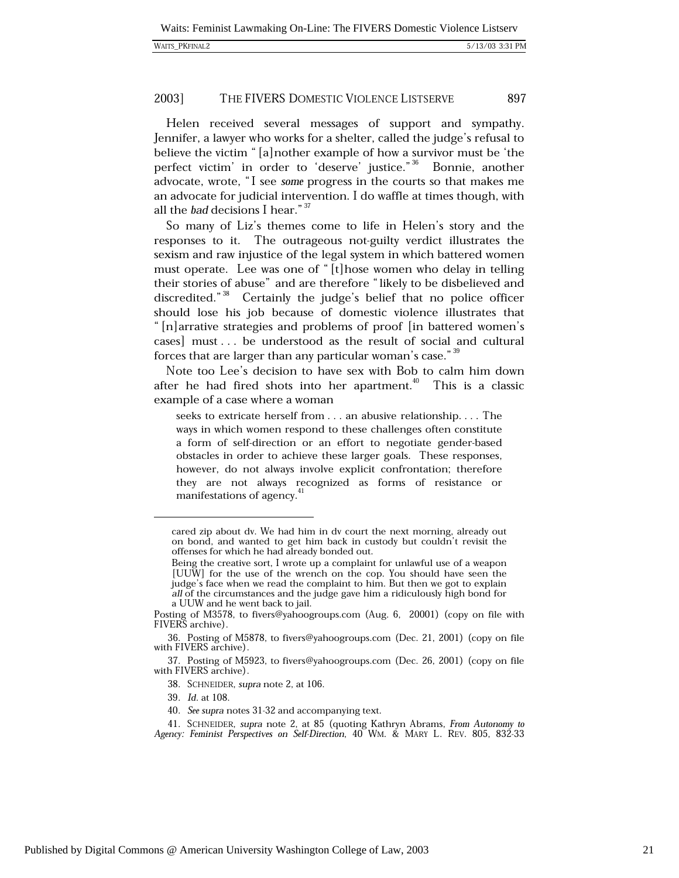Helen received several messages of support and sympathy. Jennifer, a lawyer who works for a shelter, called the judge's refusal to believe the victim "[a]nother example of how a survivor must be 'the perfect victim' in order to 'deserve' justice."[36] Bonnie, another advocate, wrote, "I see *some* progress in the courts so that makes me an advocate for judicial intervention. I do waffle at times though, with all the *bad* decisions I hear."[37]

So many of Liz's themes come to life in Helen's story and the responses to it. The outrageous not-guilty verdict illustrates the sexism and raw injustice of the legal system in which battered women must operate. Lee was one of "[t]hose women who delay in telling their stories of abuse" and are therefore "likely to be disbelieved and discredited."[38] Certainly the judge's belief that no police officer should lose his job because of domestic violence illustrates that "[n]arrative strategies and problems of proof [in battered women's cases] must . . . be understood as the result of social and cultural forces that are larger than any particular woman's case."[39]

Note too Lee's decision to have sex with Bob to calm him down after he had fired shots into her apartment.[40] This is a classic example of a case where a woman

> seeks to extricate herself from . . . an abusive relationship. . . . The ways in which women respond to these challenges often constitute a form of self-direction or an effort to negotiate gender-based obstacles in order to achieve these larger goals. These responses, however, do not always involve explicit confrontation; therefore they are not always recognized as forms of resistance or manifestations of agency.[41]

---

cared zip about dv. We had him in dv court the next morning, already out on bond, and wanted to get him back in custody but couldn't revisit the offenses for which he had already bonded out.

Being the creative sort, I wrote up a complaint for unlawful use of a weapon [UUW] for the use of the wrench on the cop. You should have seen the judge's face when we read the complaint to him. But then we got to explain *all* of the circumstances and the judge gave him a ridiculously high bond for a UUW and he went back to jail.

Posting of M3578, to fivers@yahoogroups.com (Aug. 6, 20001) (copy on file with FIVERS archive).

36. Posting of M5878, to fivers@yahoogroups.com (Dec. 21, 2001) (copy on file with FIVERS archive).

37. Posting of M5923, to fivers@yahoogroups.com (Dec. 26, 2001) (copy on file with FIVERS archive).

38. SCHNEIDER, *supra* note 2, at 106.

39. *Id.* at 108.

40. *See supra* notes 31-32 and accompanying text.

41. SCHNEIDER, *supra* note 2, at 85 (quoting Kathryn Abrams, *From Autonomy to Agency: Feminist Perspectives on Self-Direction*, 40 WM. & MARY L. REV. 805, 832-33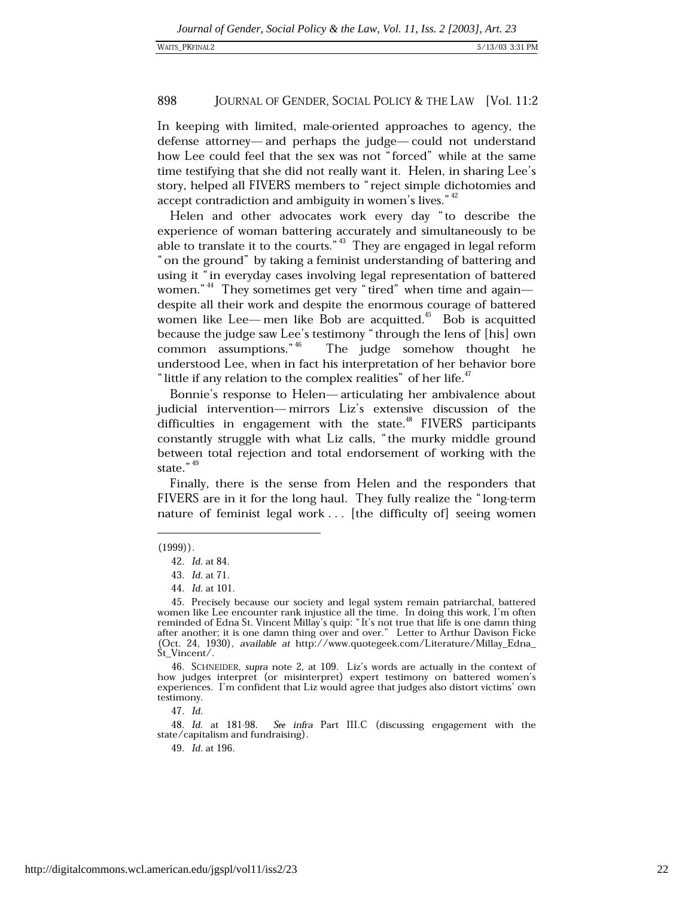In keeping with limited, male-oriented approaches to agency, the defense attorney— and perhaps the judge— could not understand how Lee could feel that the sex was not "forced" while at the same time testifying that she did not really want it. Helen, in sharing Lee's story, helped all FIVERS members to "reject simple dichotomies and accept contradiction and ambiguity in women's lives."[42]

Helen and other advocates work every day "to describe the experience of woman battering accurately and simultaneously to be able to translate it to the courts."[43] They are engaged in legal reform "on the ground" by taking a feminist understanding of battering and using it "in everyday cases involving legal representation of battered women."[44] They sometimes get very "tired" when time and again— despite all their work and despite the enormous courage of battered women like Lee— men like Bob are acquitted.[45] Bob is acquitted because the judge saw Lee's testimony "through the lens of [his] own common assumptions."[46] The judge somehow thought he understood Lee, when in fact his interpretation of her behavior bore "little if any relation to the complex realities" of her life.[47]

Bonnie's response to Helen— articulating her ambivalence about judicial intervention— mirrors Liz's extensive discussion of the difficulties in engagement with the state.[48] FIVERS participants constantly struggle with what Liz calls, "the murky middle ground between total rejection and total endorsement of working with the state."[49]

Finally, there is the sense from Helen and the responders that FIVERS are in it for the long haul. They fully realize the "long-term nature of feminist legal work . . . [the difficulty of] seeing women

---

(1999)).

42. *Id.* at 84.

43. *Id.* at 71.

44. *Id.* at 101.

45. Precisely because our society and legal system remain patriarchal, battered women like Lee encounter rank injustice all the time. In doing this work, I'm often reminded of Edna St. Vincent Millay's quip: "It's not true that life is one damn thing after another; it is one damn thing over and over." Letter to Arthur Davison Ficke (Oct. 24, 1930), *available at* http://www.quotegeek.com/Literature/Millay_Edna_St_Vincent/.

46. SCHNEIDER, *supra* note 2, at 109. Liz's words are actually in the context of how judges interpret (or misinterpret) expert testimony on battered women's experiences. I'm confident that Liz would agree that judges also distort victims' own testimony.

47. *Id.*

48. *Id.* at 181-98. *See infra* Part III.C (discussing engagement with the state/capitalism and fundraising).

49. *Id.* at 196.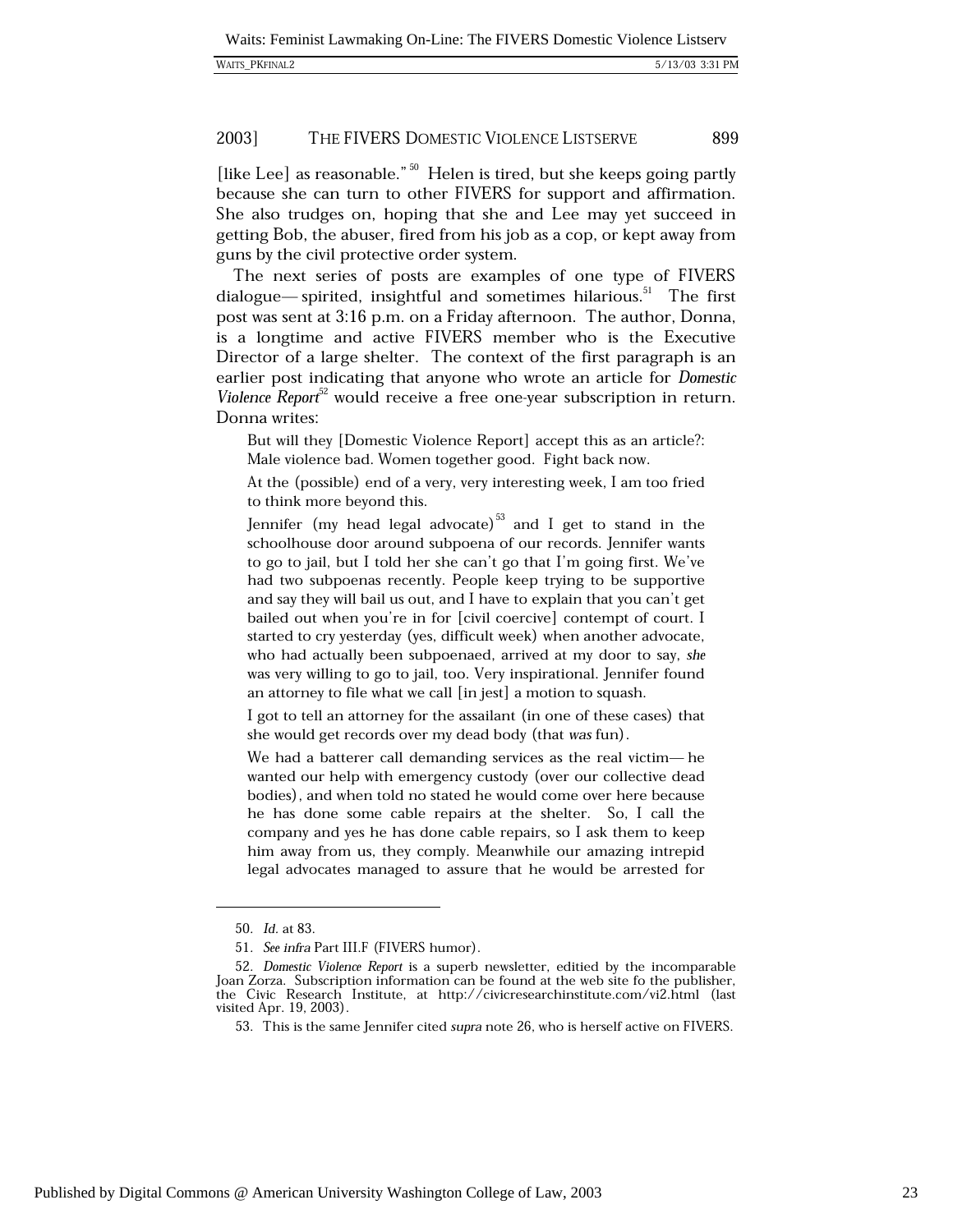[like Lee] as reasonable."[50] Helen is tired, but she keeps going partly because she can turn to other FIVERS for support and affirmation. She also trudges on, hoping that she and Lee may yet succeed in getting Bob, the abuser, fired from his job as a cop, or kept away from guns by the civil protective order system.

The next series of posts are examples of one type of FIVERS dialogue— spirited, insightful and sometimes hilarious.[51] The first post was sent at 3:16 p.m. on a Friday afternoon. The author, Donna, is a longtime and active FIVERS member who is the Executive Director of a large shelter. The context of the first paragraph is an earlier post indicating that anyone who wrote an article for *Domestic Violence Report*[52] would receive a free one-year subscription in return. Donna writes:

> But will they [Domestic Violence Report] accept this as an article?: Male violence bad. Women together good. Fight back now.
>
> At the (possible) end of a very, very interesting week, I am too fried to think more beyond this.
>
> Jennifer (my head legal advocate)[53] and I get to stand in the schoolhouse door around subpoena of our records. Jennifer wants to go to jail, but I told her she can't go that I'm going first. We've had two subpoenas recently. People keep trying to be supportive and say they will bail us out, and I have to explain that you can't get bailed out when you're in for [civil coercive] contempt of court. I started to cry yesterday (yes, difficult week) when another advocate, who had actually been subpoenaed, arrived at my door to say, *she* was very willing to go to jail, too. Very inspirational. Jennifer found an attorney to file what we call [in jest] a motion to squash.
>
> I got to tell an attorney for the assailant (in one of these cases) that she would get records over my dead body (that *was* fun).
>
> We had a batterer call demanding services as the real victim— he wanted our help with emergency custody (over our collective dead bodies), and when told no stated he would come over here because he has done some cable repairs at the shelter. So, I call the company and yes he has done cable repairs, so I ask them to keep him away from us, they comply. Meanwhile our amazing intrepid legal advocates managed to assure that he would be arrested for

---

50. *Id.* at 83.

51. *See infra* Part III.F (FIVERS humor).

52. *Domestic Violence Report* is a superb newsletter, editied by the incomparable Joan Zorza. Subscription information can be found at the web site fo the publisher, the Civic Research Institute, at http://civicresearchinstitute.com/vi2.html (last visited Apr. 19, 2003).

53. This is the same Jennifer cited *supra* note 26, who is herself active on FIVERS.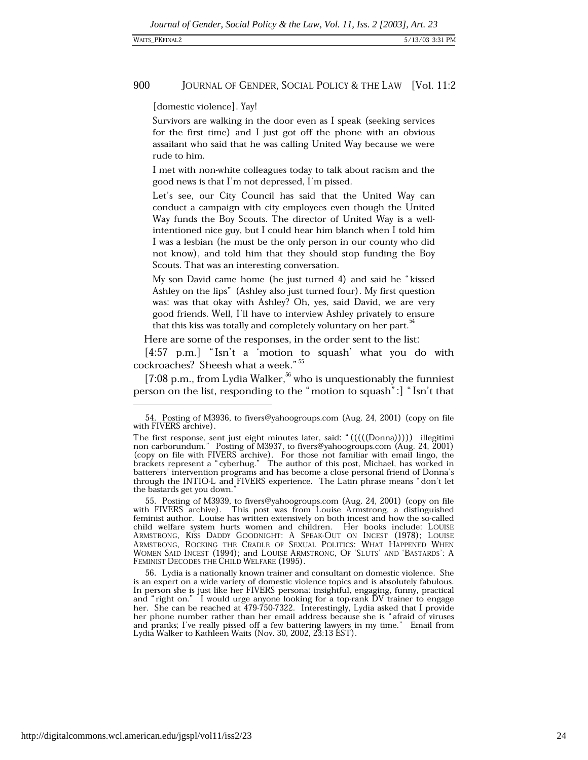[domestic violence]. Yay!

> Survivors are walking in the door even as I speak (seeking services for the first time) and I just got off the phone with an obvious assailant who said that he was calling United Way because we were rude to him.
>
> I met with non-white colleagues today to talk about racism and the good news is that I'm not depressed, I'm pissed.
>
> Let's see, our City Council has said that the United Way can conduct a campaign with city employees even though the United Way funds the Boy Scouts. The director of United Way is a well-intentioned nice guy, but I could hear him blanch when I told him I was a lesbian (he must be the only person in our county who did not know), and told him that they should stop funding the Boy Scouts. That was an interesting conversation.
>
> My son David came home (he just turned 4) and said he "kissed Ashley on the lips" (Ashley also just turned four). My first question was: was that okay with Ashley? Oh, yes, said David, we are very good friends. Well, I'll have to interview Ashley privately to ensure that this kiss was totally and completely voluntary on her part.[54]

Here are some of the responses, in the order sent to the list:

[4:57 p.m.] "Isn't a 'motion to squash' what you do with cockroaches? Sheesh what a week."[55]

[7:08 p.m., from Lydia Walker,[56] who is unquestionably the funniest person on the list, responding to the "motion to squash":] "Isn't that

---

54. Posting of M3936, to fivers@yahoogroups.com (Aug. 24, 2001) (copy on file with FIVERS archive).

The first response, sent just eight minutes later, said: "(((((Donna))))) illegitimi non carborundum." Posting of M3937, to fivers@yahoogroups.com (Aug. 24, 2001) (copy on file with FIVERS archive). For those not familiar with email lingo, the brackets represent a "cyberhug." The author of this post, Michael, has worked in batterers' intervention programs and has become a close personal friend of Donna's through the INTIO-L and FIVERS experience. The Latin phrase means "don't let the bastards get you down."

55. Posting of M3939, to fivers@yahoogroups.com (Aug. 24, 2001) (copy on file with FIVERS archive). This post was from Louise Armstrong, a distinguished feminist author. Louise has written extensively on both incest and how the so-called child welfare system hurts women and children. Her books include: LOUISE ARMSTRONG, KISS DADDY GOODNIGHT: A SPEAK-OUT ON INCEST (1978); LOUISE ARMSTRONG, ROCKING THE CRADLE OF SEXUAL POLITICS: WHAT HAPPENED WHEN WOMEN SAID INCEST (1994); and LOUISE ARMSTRONG, OF 'SLUTS' AND 'BASTARDS': A FEMINIST DECODES THE CHILD WELFARE (1995).

56. Lydia is a nationally known trainer and consultant on domestic violence. She is an expert on a wide variety of domestic violence topics and is absolutely fabulous. In person she is just like her FIVERS persona: insightful, engaging, funny, practical and "right on." I would urge anyone looking for a top-rank DV trainer to engage her. She can be reached at 479-750-7322. Interestingly, Lydia asked that I provide her phone number rather than her email address because she is "afraid of viruses and pranks; I've really pissed off a few battering lawyers in my time." Email from Lydia Walker to Kathleen Waits (Nov. 30, 2002, 23:13 EST).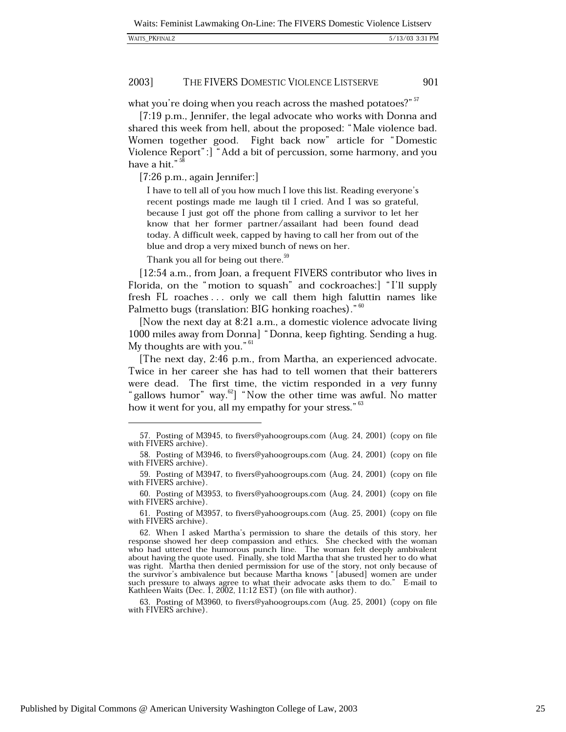what you're doing when you reach across the mashed potatoes?"[57]

[7:19 p.m., Jennifer, the legal advocate who works with Donna and shared this week from hell, about the proposed: "Male violence bad. Women together good. Fight back now" article for "Domestic Violence Report":] "Add a bit of percussion, some harmony, and you have a hit."[58]

[7:26 p.m., again Jennifer:]

> I have to tell all of you how much I love this list. Reading everyone's recent postings made me laugh til I cried. And I was so grateful, because I just got off the phone from calling a survivor to let her know that her former partner/assailant had been found dead today. A difficult week, capped by having to call her from out of the blue and drop a very mixed bunch of news on her.
>
> Thank you all for being out there.[59]

[12:54 a.m., from Joan, a frequent FIVERS contributor who lives in Florida, on the "motion to squash" and cockroaches:] "I'll supply fresh FL roaches . . . only we call them high faluttin names like Palmetto bugs (translation: BIG honking roaches)."[60]

[Now the next day at 8:21 a.m., a domestic violence advocate living 1000 miles away from Donna] "Donna, keep fighting. Sending a hug. My thoughts are with you."[61]

[The next day, 2:46 p.m., from Martha, an experienced advocate. Twice in her career she has had to tell women that their batterers were dead. The first time, the victim responded in a *very* funny "gallows humor" way.[62]] "Now the other time was awful. No matter how it went for you, all my empathy for your stress."[63]

---

57. Posting of M3945, to fivers@yahoogroups.com (Aug. 24, 2001) (copy on file with FIVERS archive).

58. Posting of M3946, to fivers@yahoogroups.com (Aug. 24, 2001) (copy on file with FIVERS archive).

59. Posting of M3947, to fivers@yahoogroups.com (Aug. 24, 2001) (copy on file with FIVERS archive).

60. Posting of M3953, to fivers@yahoogroups.com (Aug. 24, 2001) (copy on file with FIVERS archive).

61. Posting of M3957, to fivers@yahoogroups.com (Aug. 25, 2001) (copy on file with FIVERS archive).

62. When I asked Martha's permission to share the details of this story, her response showed her deep compassion and ethics. She checked with the woman who had uttered the humorous punch line. The woman felt deeply ambivalent about having the quote used. Finally, she told Martha that she trusted her to do what was right. Martha then denied permission for use of the story, not only because of the survivor's ambivalence but because Martha knows "[abused] women are under such pressure to always agree to what their advocate asks them to do." E-mail to Kathleen Waits (Dec. 1, 2002, 11:12 EST) (on file with author).

63. Posting of M3960, to fivers@yahoogroups.com (Aug. 25, 2001) (copy on file with FIVERS archive).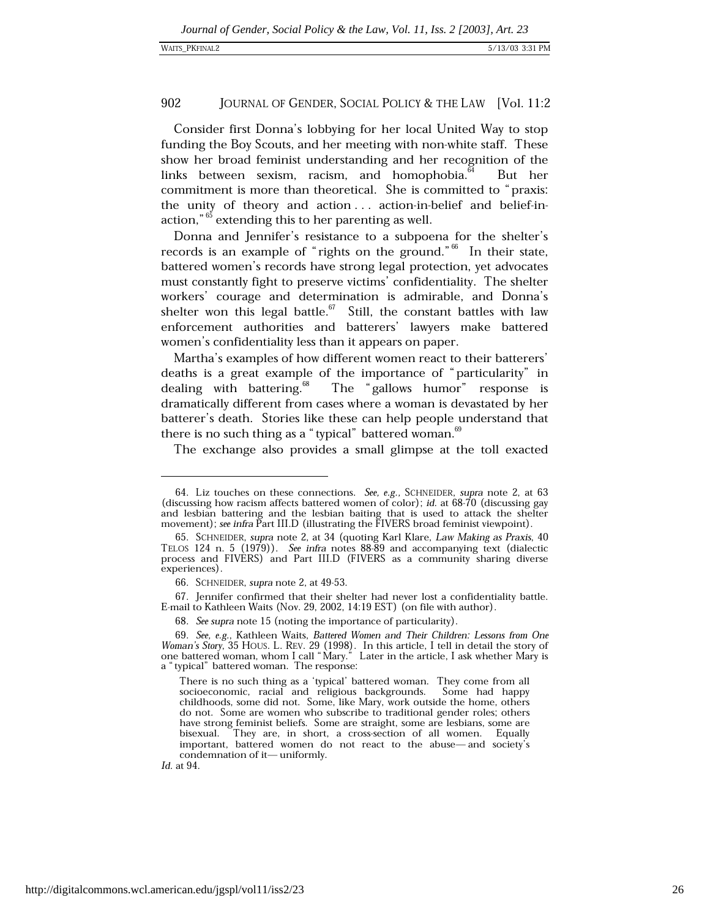Consider first Donna's lobbying for her local United Way to stop funding the Boy Scouts, and her meeting with non-white staff. These show her broad feminist understanding and her recognition of the links between sexism, racism, and homophobia.[64] But her commitment is more than theoretical. She is committed to "praxis: the unity of theory and action . . . action-in-belief and belief-in-action,"[65] extending this to her parenting as well.

Donna and Jennifer's resistance to a subpoena for the shelter's records is an example of "rights on the ground."[66] In their state, battered women's records have strong legal protection, yet advocates must constantly fight to preserve victims' confidentiality. The shelter workers' courage and determination is admirable, and Donna's shelter won this legal battle.[67] Still, the constant battles with law enforcement authorities and batterers' lawyers make battered women's confidentiality less than it appears on paper.

Martha's examples of how different women react to their batterers' deaths is a great example of the importance of "particularity" in dealing with battering.[68] The "gallows humor" response is dramatically different from cases where a woman is devastated by her batterer's death. Stories like these can help people understand that there is no such thing as a "typical" battered woman.[69]

The exchange also provides a small glimpse at the toll exacted

---

64. Liz touches on these connections. *See, e.g.*, SCHNEIDER, *supra* note 2, at 63 (discussing how racism affects battered women of color); *id.* at 68-70 (discussing gay and lesbian battering and the lesbian baiting that is used to attack the shelter movement); *see infra* Part III.D (illustrating the FIVERS broad feminist viewpoint).

65. SCHNEIDER, *supra* note 2, at 34 (quoting Karl Klare, *Law Making as Praxis*, 40 TELOS 124 n. 5 (1979)). *See infra* notes 88-89 and accompanying text (dialectic process and FIVERS) and Part III.D (FIVERS as a community sharing diverse experiences).

66. SCHNEIDER, *supra* note 2, at 49-53.

67. Jennifer confirmed that their shelter had never lost a confidentiality battle. E-mail to Kathleen Waits (Nov. 29, 2002, 14:19 EST) (on file with author).

68. *See supra* note 15 (noting the importance of particularity).

69. *See, e.g.*, Kathleen Waits, *Battered Women and Their Children: Lessons from One Woman's Story*, 35 HOUS. L. REV. 29 (1998). In this article, I tell in detail the story of one battered woman, whom I call "Mary." Later in the article, I ask whether Mary is a "typical" battered woman. The response:

> There is no such thing as a 'typical' battered woman. They come from all socioeconomic, racial and religious backgrounds. Some had happy childhoods, some did not. Some, like Mary, work outside the home, others do not. Some are women who subscribe to traditional gender roles; others have strong feminist beliefs. Some are straight, some are lesbians, some are bisexual. They are, in short, a cross-section of all women. Equally important, battered women do not react to the abuse—and society's condemnation of it—uniformly.

*Id.* at 94.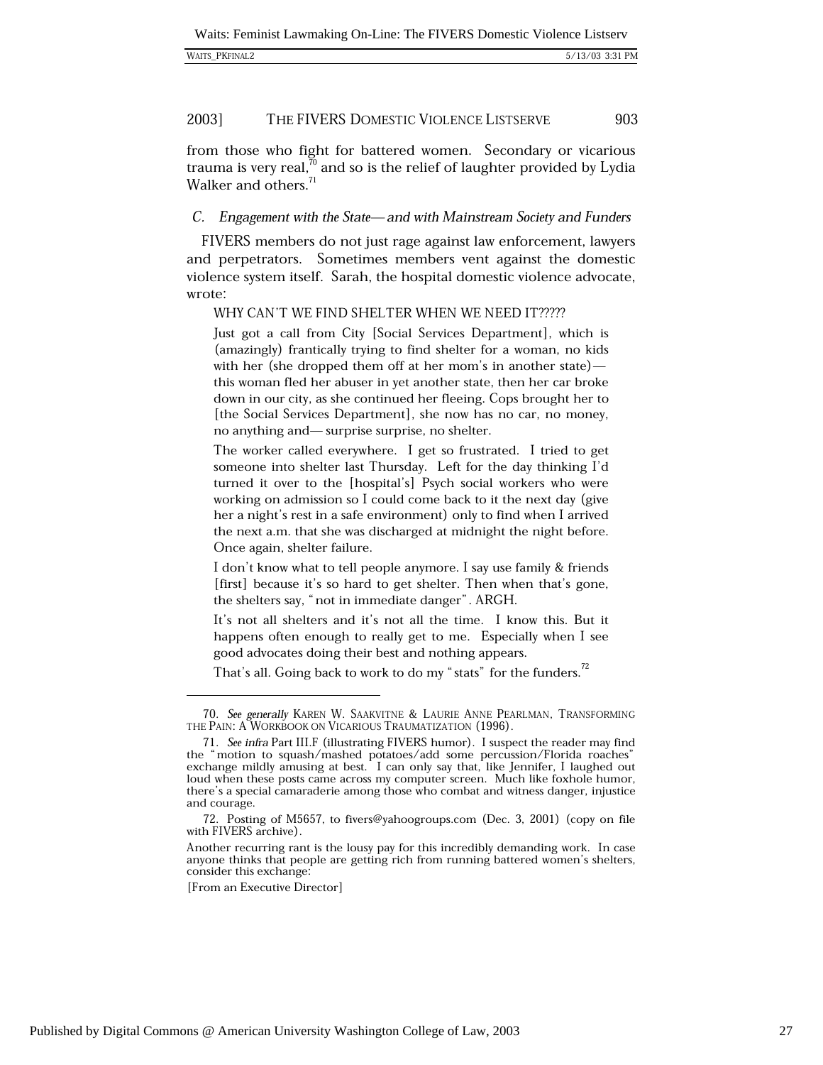from those who fight for battered women. Secondary or vicarious trauma is very real,[70] and so is the relief of laughter provided by Lydia Walker and others.[71]

### *C. Engagement with the State—and with Mainstream Society and Funders*

FIVERS members do not just rage against law enforcement, lawyers and perpetrators. Sometimes members vent against the domestic violence system itself. Sarah, the hospital domestic violence advocate, wrote:

> WHY CAN'T WE FIND SHELTER WHEN WE NEED IT?????
>
> Just got a call from City [Social Services Department], which is (amazingly) frantically trying to find shelter for a woman, no kids with her (she dropped them off at her mom's in another state)—this woman fled her abuser in yet another state, then her car broke down in our city, as she continued her fleeing. Cops brought her to [the Social Services Department], she now has no car, no money, no anything and—surprise surprise, no shelter.
>
> The worker called everywhere. I get so frustrated. I tried to get someone into shelter last Thursday. Left for the day thinking I'd turned it over to the [hospital's] Psych social workers who were working on admission so I could come back to it the next day (give her a night's rest in a safe environment) only to find when I arrived the next a.m. that she was discharged at midnight the night before. Once again, shelter failure.
>
> I don't know what to tell people anymore. I say use family & friends [first] because it's so hard to get shelter. Then when that's gone, the shelters say, "not in immediate danger". ARGH.
>
> It's not all shelters and it's not all the time. I know this. But it happens often enough to really get to me. Especially when I see good advocates doing their best and nothing appears.
>
> That's all. Going back to work to do my "stats" for the funders.[72]

---

70. *See generally* KAREN W. SAAKVITNE & LAURIE ANNE PEARLMAN, TRANSFORMING THE PAIN: A WORKBOOK ON VICARIOUS TRAUMATIZATION (1996).

71. *See infra* Part III.F (illustrating FIVERS humor). I suspect the reader may find the "motion to squash/mashed potatoes/add some percussion/Florida roaches" exchange mildly amusing at best. I can only say that, like Jennifer, I laughed out loud when these posts came across my computer screen. Much like foxhole humor, there's a special camaraderie among those who combat and witness danger, injustice and courage.

72. Posting of M5657, to fivers@yahoogroups.com (Dec. 3, 2001) (copy on file with FIVERS archive).

Another recurring rant is the lousy pay for this incredibly demanding work. In case anyone thinks that people are getting rich from running battered women's shelters, consider this exchange:

[From an Executive Director]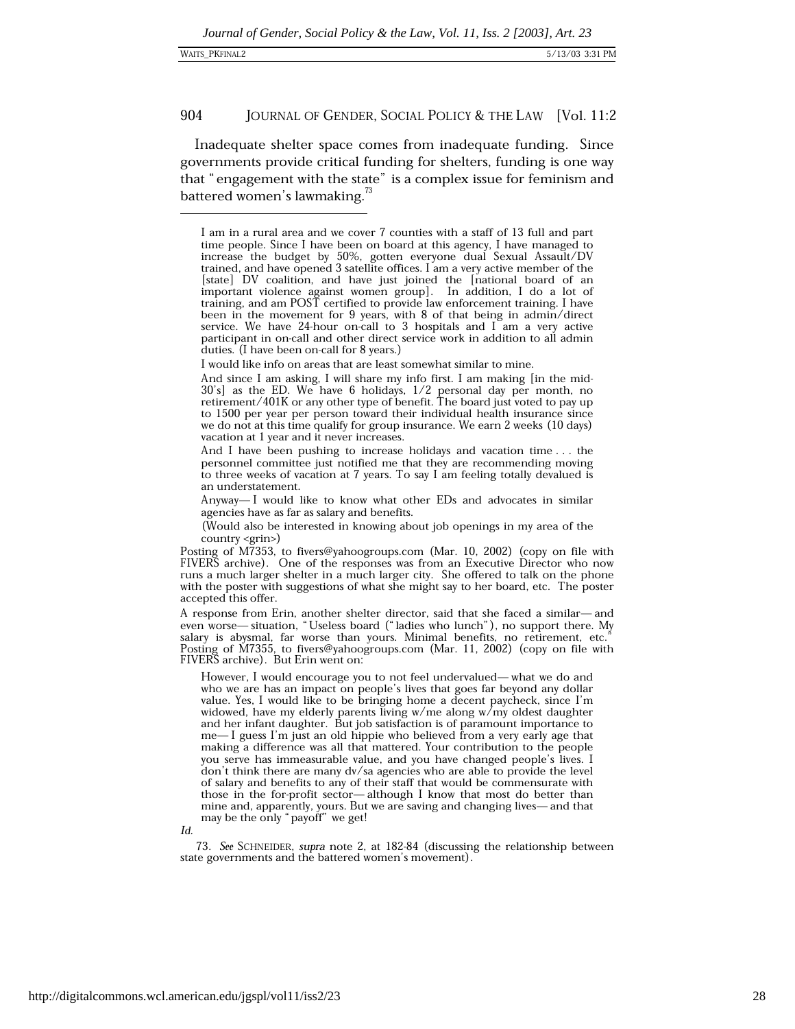Inadequate shelter space comes from inadequate funding. Since governments provide critical funding for shelters, funding is one way that "engagement with the state" is a complex issue for feminism and battered women's lawmaking.[73]

---

> I am in a rural area and we cover 7 counties with a staff of 13 full and part time people. Since I have been on board at this agency, I have managed to increase the budget by 50%, gotten everyone dual Sexual Assault/DV trained, and have opened 3 satellite offices. I am a very active member of the [state] DV coalition, and have just joined the [national board of an important violence against women group]. In addition, I do a lot of training, and am POST certified to provide law enforcement training. I have been in the movement for 9 years, with 8 of that being in admin/direct service. We have 24-hour on-call to 3 hospitals and I am a very active participant in on-call and other direct service work in addition to all admin duties. (I have been on-call for 8 years.)
>
> I would like info on areas that are least somewhat similar to mine.
>
> And since I am asking, I will share my info first. I am making [in the mid-30's] as the ED. We have 6 holidays, 1/2 personal day per month, no retirement/401K or any other type of benefit. The board just voted to pay up to 1500 per year per person toward their individual health insurance since we do not at this time qualify for group insurance. We earn 2 weeks (10 days) vacation at 1 year and it never increases.
>
> And I have been pushing to increase holidays and vacation time . . . the personnel committee just notified me that they are recommending moving to three weeks of vacation at 7 years. To say I am feeling totally devalued is an understatement.
>
> Anyway— I would like to know what other EDs and advocates in similar agencies have as far as salary and benefits.
>
> (Would also be interested in knowing about job openings in my area of the country <grin>)

Posting of M7353, to fivers@yahoogroups.com (Mar. 10, 2002) (copy on file with FIVERS archive). One of the responses was from an Executive Director who now runs a much larger shelter in a much larger city. She offered to talk on the phone with the poster with suggestions of what she might say to her board, etc. The poster accepted this offer.

A response from Erin, another shelter director, said that she faced a similar— and even worse— situation, "Useless board ("ladies who lunch"), no support there. My salary is abysmal, far worse than yours. Minimal benefits, no retirement, etc." Posting of M7355, to fivers@yahoogroups.com (Mar. 11, 2002) (copy on file with FIVERS archive). But Erin went on:

> However, I would encourage you to not feel undervalued— what we do and who we are has an impact on people's lives that goes far beyond any dollar value. Yes, I would like to be bringing home a decent paycheck, since I'm widowed, have my elderly parents living w/me along w/my oldest daughter and her infant daughter. But job satisfaction is of paramount importance to me— I guess I'm just an old hippie who believed from a very early age that making a difference was all that mattered. Your contribution to the people you serve has immeasurable value, and you have changed people's lives. I don't think there are many dv/sa agencies who are able to provide the level of salary and benefits to any of their staff that would be commensurate with those in the for-profit sector— although I know that most do better than mine and, apparently, yours. But we are saving and changing lives— and that may be the only "payoff" we get!

*Id.*

73. *See* SCHNEIDER, *supra* note 2, at 182-84 (discussing the relationship between state governments and the battered women's movement).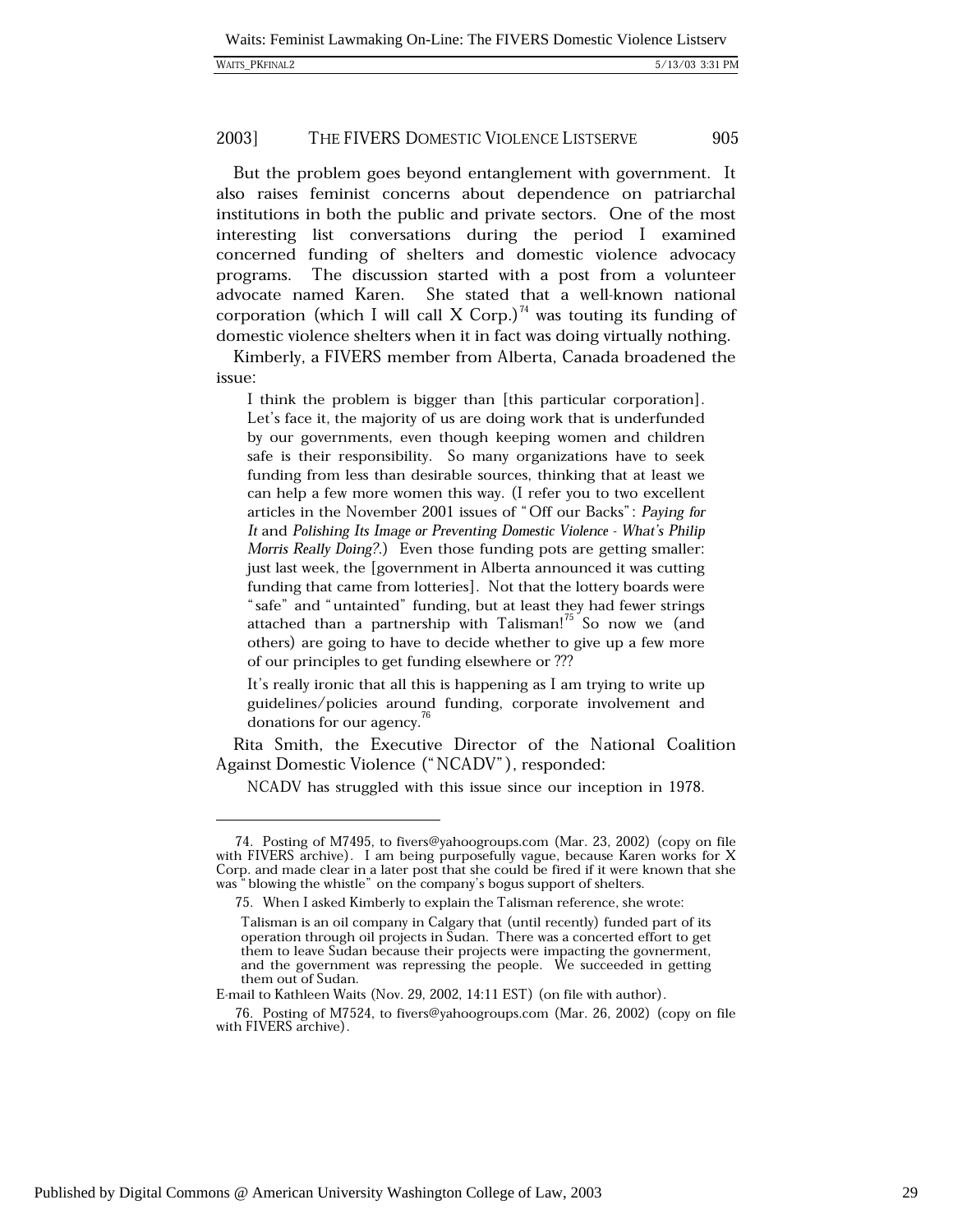But the problem goes beyond entanglement with government. It also raises feminist concerns about dependence on patriarchal institutions in both the public and private sectors. One of the most interesting list conversations during the period I examined concerned funding of shelters and domestic violence advocacy programs. The discussion started with a post from a volunteer advocate named Karen. She stated that a well-known national corporation (which I will call X Corp.)[74] was touting its funding of domestic violence shelters when it in fact was doing virtually nothing.

Kimberly, a FIVERS member from Alberta, Canada broadened the issue:

> I think the problem is bigger than [this particular corporation]. Let's face it, the majority of us are doing work that is underfunded by our governments, even though keeping women and children safe is their responsibility. So many organizations have to seek funding from less than desirable sources, thinking that at least we can help a few more women this way. (I refer you to two excellent articles in the November 2001 issues of "Off our Backs": *Paying for It* and *Polishing Its Image or Preventing Domestic Violence - What's Philip Morris Really Doing?.*) Even those funding pots are getting smaller: just last week, the [government in Alberta announced it was cutting funding that came from lotteries]. Not that the lottery boards were "safe" and "untainted" funding, but at least they had fewer strings attached than a partnership with Talisman![75] So now we (and others) are going to have to decide whether to give up a few more of our principles to get funding elsewhere or ???
>
> It's really ironic that all this is happening as I am trying to write up guidelines/policies around funding, corporate involvement and donations for our agency.[76]

Rita Smith, the Executive Director of the National Coalition Against Domestic Violence ("NCADV"), responded:

> NCADV has struggled with this issue since our inception in 1978.

---

74. Posting of M7495, to fivers@yahoogroups.com (Mar. 23, 2002) (copy on file with FIVERS archive). I am being purposefully vague, because Karen works for X Corp. and made clear in a later post that she could be fired if it were known that she was "blowing the whistle" on the company's bogus support of shelters.

75. When I asked Kimberly to explain the Talisman reference, she wrote:

> Talisman is an oil company in Calgary that (until recently) funded part of its operation through oil projects in Sudan. There was a concerted effort to get them to leave Sudan because their projects were impacting the govnerment, and the government was repressing the people. We succeeded in getting them out of Sudan.

E-mail to Kathleen Waits (Nov. 29, 2002, 14:11 EST) (on file with author).

76. Posting of M7524, to fivers@yahoogroups.com (Mar. 26, 2002) (copy on file with FIVERS archive).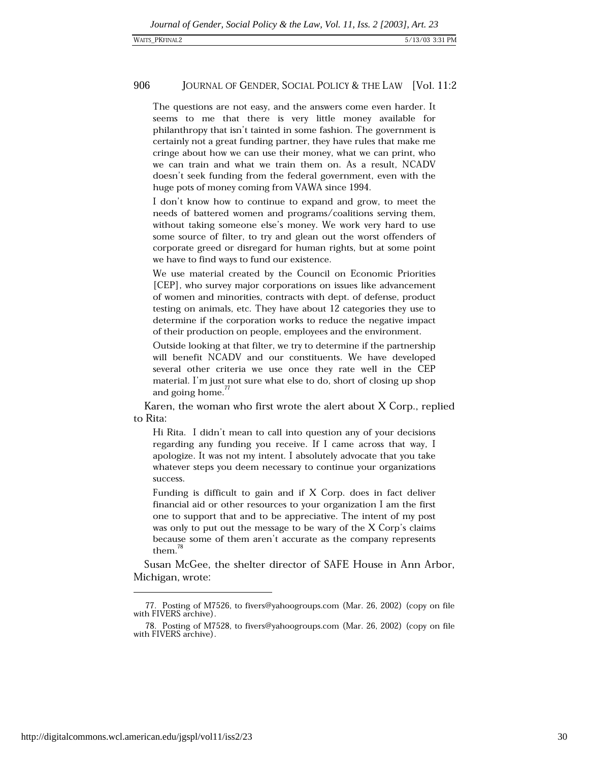The questions are not easy, and the answers come even harder. It seems to me that there is very little money available for philanthropy that isn't tainted in some fashion. The government is certainly not a great funding partner, they have rules that make me cringe about how we can use their money, what we can print, who we can train and what we train them on. As a result, NCADV doesn't seek funding from the federal government, even with the huge pots of money coming from VAWA since 1994.

> I don't know how to continue to expand and grow, to meet the needs of battered women and programs/coalitions serving them, without taking someone else's money. We work very hard to use some source of filter, to try and glean out the worst offenders of corporate greed or disregard for human rights, but at some point we have to find ways to fund our existence.
>
> We use material created by the Council on Economic Priorities [CEP], who survey major corporations on issues like advancement of women and minorities, contracts with dept. of defense, product testing on animals, etc. They have about 12 categories they use to determine if the corporation works to reduce the negative impact of their production on people, employees and the environment.
>
> Outside looking at that filter, we try to determine if the partnership will benefit NCADV and our constituents. We have developed several other criteria we use once they rate well in the CEP material. I'm just not sure what else to do, short of closing up shop and going home.[77]

Karen, the woman who first wrote the alert about X Corp., replied to Rita:

> Hi Rita. I didn't mean to call into question any of your decisions regarding any funding you receive. If I came across that way, I apologize. It was not my intent. I absolutely advocate that you take whatever steps you deem necessary to continue your organizations success.
>
> Funding is difficult to gain and if X Corp. does in fact deliver financial aid or other resources to your organization I am the first one to support that and to be appreciative. The intent of my post was only to put out the message to be wary of the X Corp's claims because some of them aren't accurate as the company represents them.[78]

Susan McGee, the shelter director of SAFE House in Ann Arbor, Michigan, wrote:

---

77. Posting of M7526, to fivers@yahoogroups.com (Mar. 26, 2002) (copy on file with FIVERS archive).

78. Posting of M7528, to fivers@yahoogroups.com (Mar. 26, 2002) (copy on file with FIVERS archive).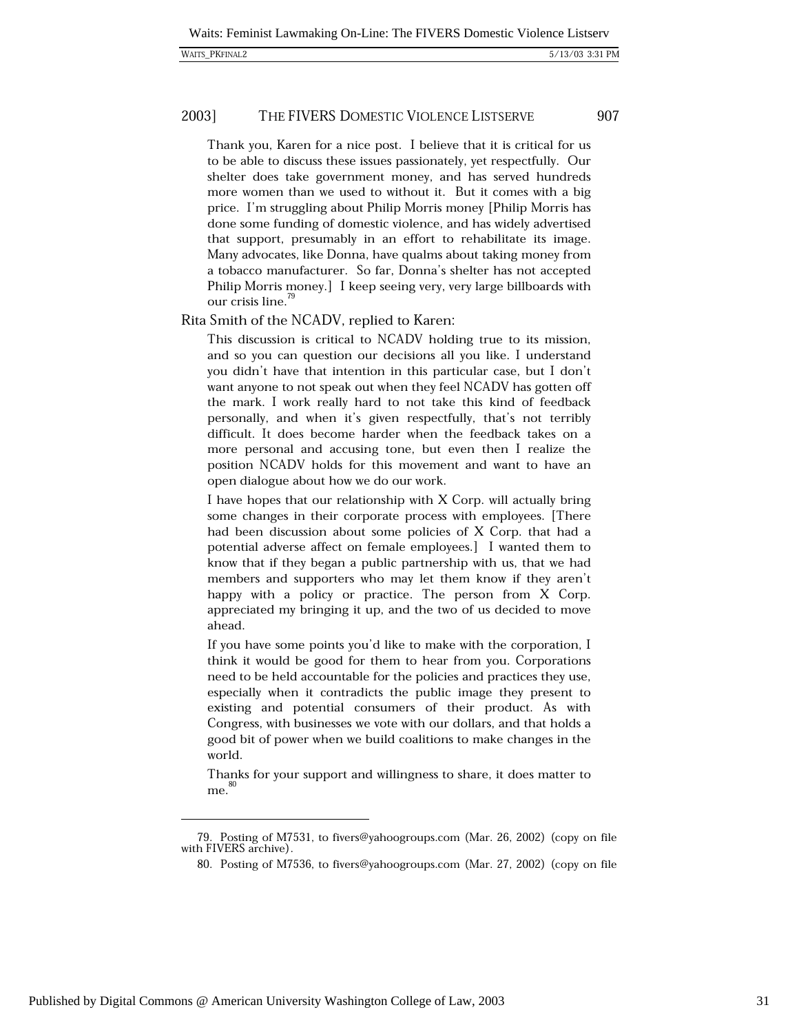Thank you, Karen for a nice post. I believe that it is critical for us to be able to discuss these issues passionately, yet respectfully. Our shelter does take government money, and has served hundreds more women than we used to without it. But it comes with a big price. I'm struggling about Philip Morris money [Philip Morris has done some funding of domestic violence, and has widely advertised that support, presumably in an effort to rehabilitate its image. Many advocates, like Donna, have qualms about taking money from a tobacco manufacturer. So far, Donna's shelter has not accepted Philip Morris money.] I keep seeing very, very large billboards with our crisis line.[79]

Rita Smith of the NCADV, replied to Karen:

> This discussion is critical to NCADV holding true to its mission, and so you can question our decisions all you like. I understand you didn't have that intention in this particular case, but I don't want anyone to not speak out when they feel NCADV has gotten off the mark. I work really hard to not take this kind of feedback personally, and when it's given respectfully, that's not terribly difficult. It does become harder when the feedback takes on a more personal and accusing tone, but even then I realize the position NCADV holds for this movement and want to have an open dialogue about how we do our work.
>
> I have hopes that our relationship with X Corp. will actually bring some changes in their corporate process with employees. [There had been discussion about some policies of X Corp. that had a potential adverse affect on female employees.] I wanted them to know that if they began a public partnership with us, that we had members and supporters who may let them know if they aren't happy with a policy or practice. The person from X Corp. appreciated my bringing it up, and the two of us decided to move ahead.
>
> If you have some points you'd like to make with the corporation, I think it would be good for them to hear from you. Corporations need to be held accountable for the policies and practices they use, especially when it contradicts the public image they present to existing and potential consumers of their product. As with Congress, with businesses we vote with our dollars, and that holds a good bit of power when we build coalitions to make changes in the world.
>
> Thanks for your support and willingness to share, it does matter to me.[80]

---

79. Posting of M7531, to fivers@yahoogroups.com (Mar. 26, 2002) (copy on file with FIVERS archive).

80. Posting of M7536, to fivers@yahoogroups.com (Mar. 27, 2002) (copy on file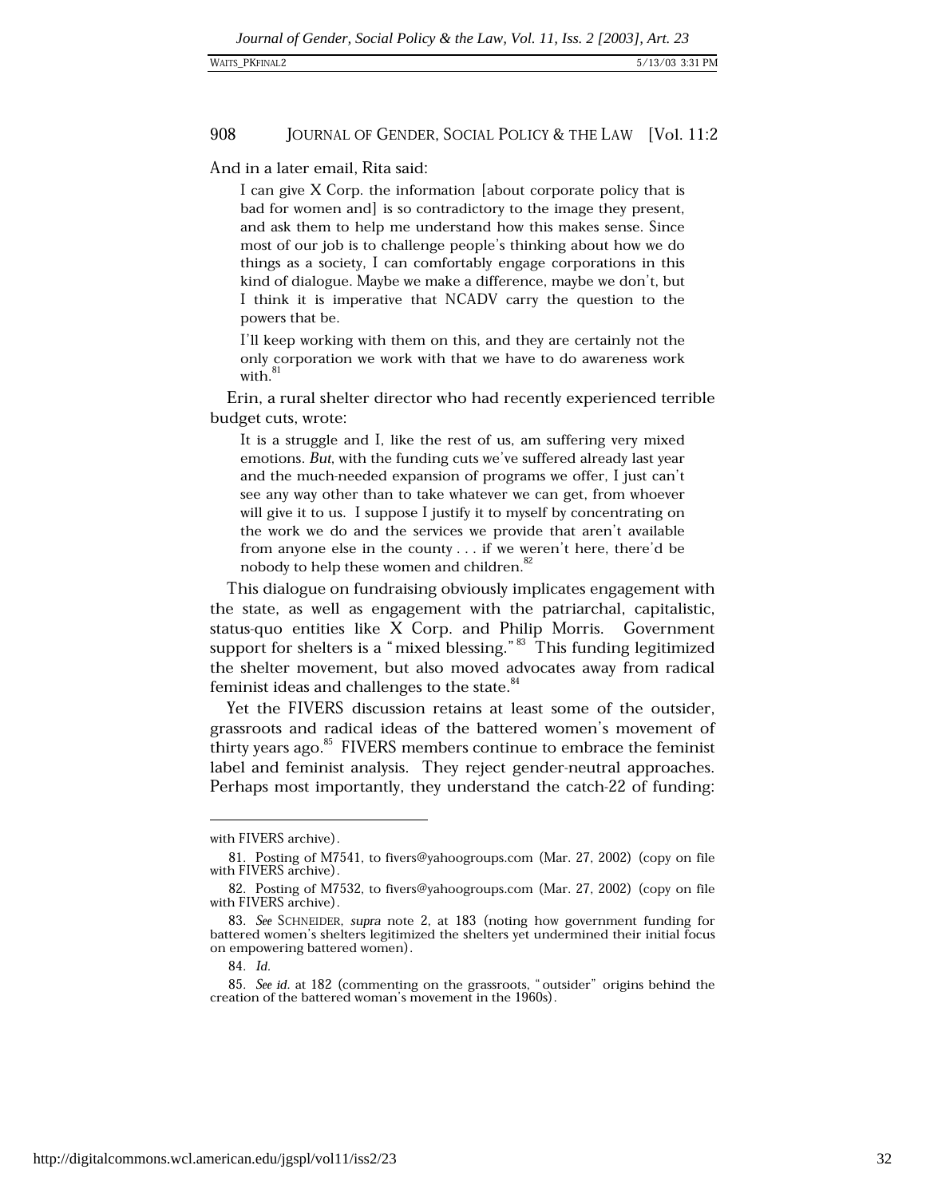And in a later email, Rita said:

> I can give X Corp. the information [about corporate policy that is bad for women and] is so contradictory to the image they present, and ask them to help me understand how this makes sense. Since most of our job is to challenge people's thinking about how we do things as a society, I can comfortably engage corporations in this kind of dialogue. Maybe we make a difference, maybe we don't, but I think it is imperative that NCADV carry the question to the powers that be.
>
> I'll keep working with them on this, and they are certainly not the only corporation we work with that we have to do awareness work with.[81]

Erin, a rural shelter director who had recently experienced terrible budget cuts, wrote:

> It is a struggle and I, like the rest of us, am suffering very mixed emotions. *But*, with the funding cuts we've suffered already last year and the much-needed expansion of programs we offer, I just can't see any way other than to take whatever we can get, from whoever will give it to us. I suppose I justify it to myself by concentrating on the work we do and the services we provide that aren't available from anyone else in the county . . . if we weren't here, there'd be nobody to help these women and children.[82]

This dialogue on fundraising obviously implicates engagement with the state, as well as engagement with the patriarchal, capitalistic, status-quo entities like X Corp. and Philip Morris. Government support for shelters is a "mixed blessing."[83] This funding legitimized the shelter movement, but also moved advocates away from radical feminist ideas and challenges to the state.[84]

Yet the FIVERS discussion retains at least some of the outsider, grassroots and radical ideas of the battered women's movement of thirty years ago.[85] FIVERS members continue to embrace the feminist label and feminist analysis. They reject gender-neutral approaches. Perhaps most importantly, they understand the catch-22 of funding:

---

with FIVERS archive).

81. Posting of M7541, to fivers@yahoogroups.com (Mar. 27, 2002) (copy on file with FIVERS archive).

82. Posting of M7532, to fivers@yahoogroups.com (Mar. 27, 2002) (copy on file with FIVERS archive).

83. *See* SCHNEIDER, *supra* note 2, at 183 (noting how government funding for battered women's shelters legitimized the shelters yet undermined their initial focus on empowering battered women).

84. *Id.*

85. *See id.* at 182 (commenting on the grassroots, "outsider" origins behind the creation of the battered woman's movement in the 1960s).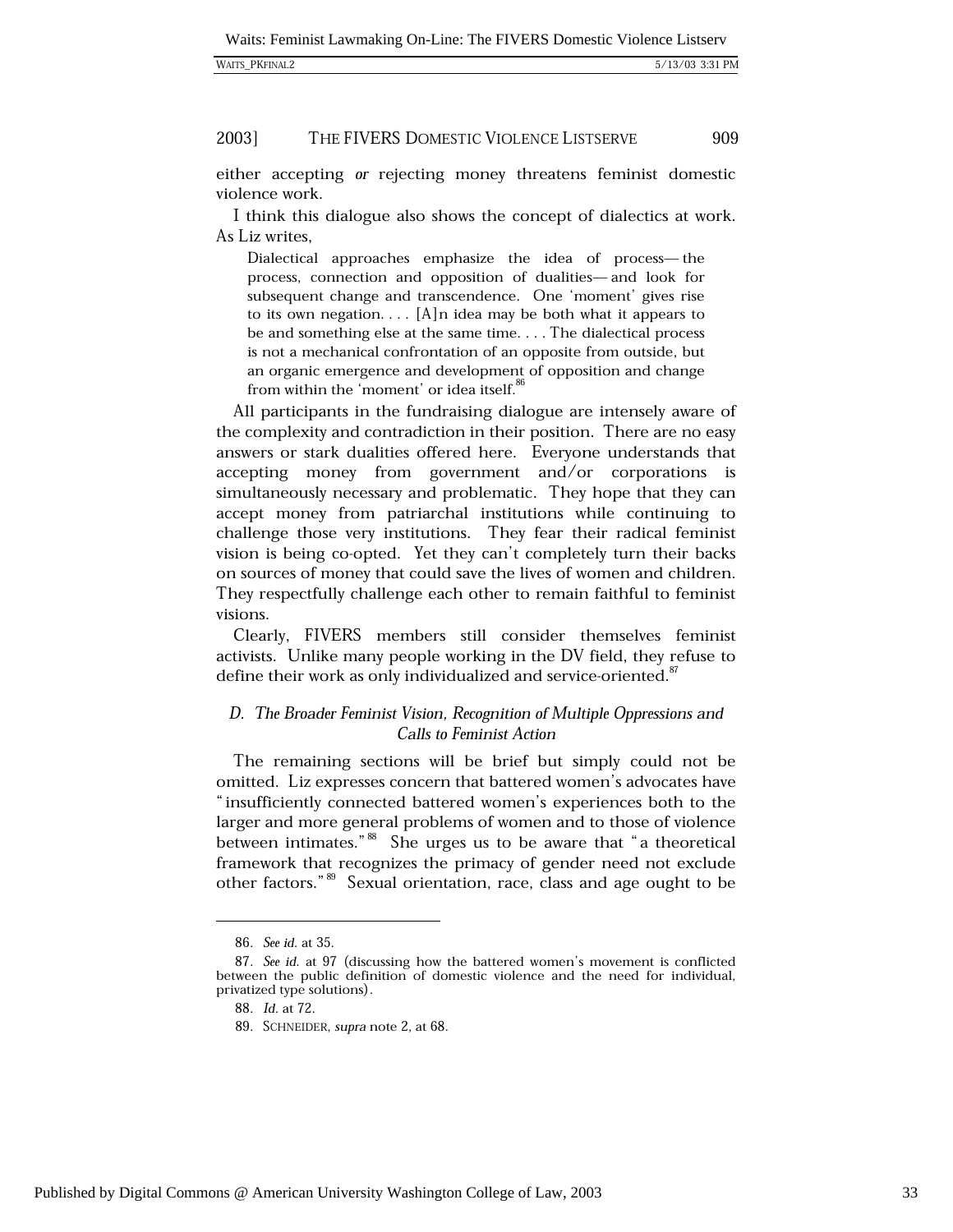either accepting *or* rejecting money threatens feminist domestic violence work.

I think this dialogue also shows the concept of dialectics at work. As Liz writes,

> Dialectical approaches emphasize the idea of process—the process, connection and opposition of dualities—and look for subsequent change and transcendence. One 'moment' gives rise to its own negation. . . . [A]n idea may be both what it appears to be and something else at the same time. . . . The dialectical process is not a mechanical confrontation of an opposite from outside, but an organic emergence and development of opposition and change from within the 'moment' or idea itself.[86]

All participants in the fundraising dialogue are intensely aware of the complexity and contradiction in their position. There are no easy answers or stark dualities offered here. Everyone understands that accepting money from government and/or corporations is simultaneously necessary and problematic. They hope that they can accept money from patriarchal institutions while continuing to challenge those very institutions. They fear their radical feminist vision is being co-opted. Yet they can't completely turn their backs on sources of money that could save the lives of women and children. They respectfully challenge each other to remain faithful to feminist visions.

Clearly, FIVERS members still consider themselves feminist activists. Unlike many people working in the DV field, they refuse to define their work as only individualized and service-oriented.[87]

### *D. The Broader Feminist Vision, Recognition of Multiple Oppressions and Calls to Feminist Action*

The remaining sections will be brief but simply could not be omitted. Liz expresses concern that battered women's advocates have "insufficiently connected battered women's experiences both to the larger and more general problems of women and to those of violence between intimates."[88] She urges us to be aware that "a theoretical framework that recognizes the primacy of gender need not exclude other factors."[89] Sexual orientation, race, class and age ought to be

---

86. *See id.* at 35.

87. *See id.* at 97 (discussing how the battered women's movement is conflicted between the public definition of domestic violence and the need for individual, privatized type solutions).

88. *Id.* at 72.

89. SCHNEIDER, *supra* note 2, at 68.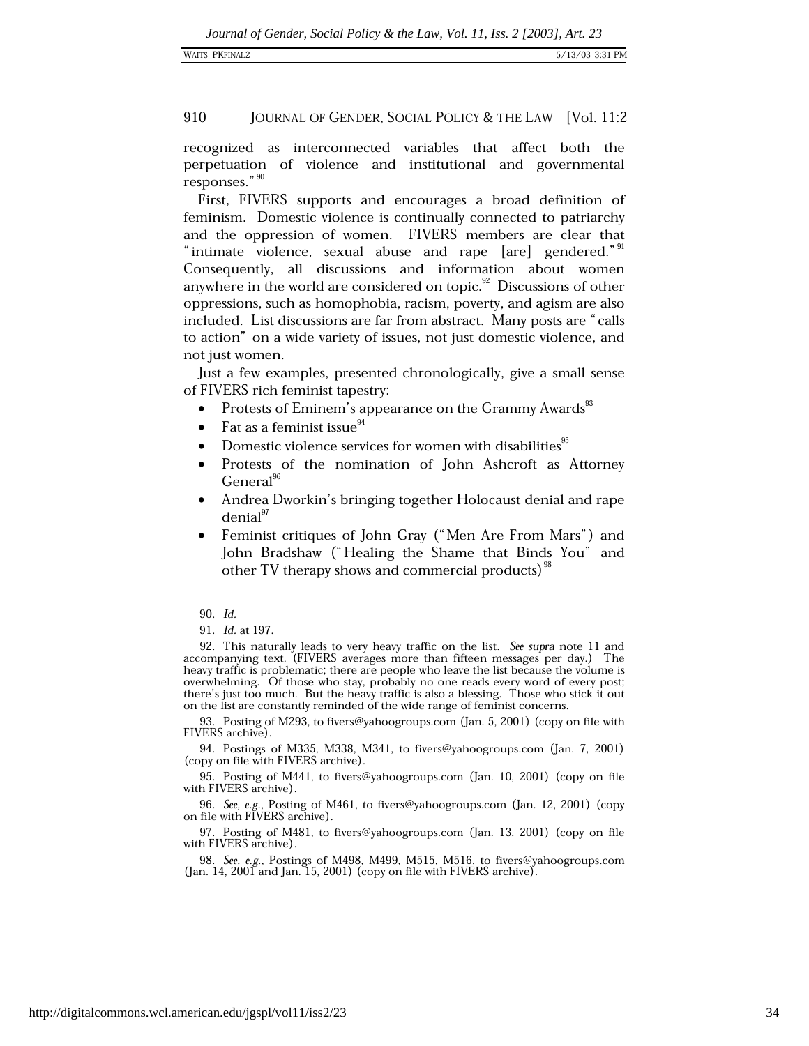recognized as interconnected variables that affect both the perpetuation of violence and institutional and governmental responses."[90]

First, FIVERS supports and encourages a broad definition of feminism. Domestic violence is continually connected to patriarchy and the oppression of women. FIVERS members are clear that "intimate violence, sexual abuse and rape [are] gendered."[91] Consequently, all discussions and information about women anywhere in the world are considered on topic.[92] Discussions of other oppressions, such as homophobia, racism, poverty, and agism are also included. List discussions are far from abstract. Many posts are "calls to action" on a wide variety of issues, not just domestic violence, and not just women.

Just a few examples, presented chronologically, give a small sense of FIVERS rich feminist tapestry:

- Protests of Eminem's appearance on the Grammy Awards[93]
- Fat as a feminist issue[94]
- Domestic violence services for women with disabilities[95]
- Protests of the nomination of John Ashcroft as Attorney General[96]
- Andrea Dworkin's bringing together Holocaust denial and rape denial[97]
- Feminist critiques of John Gray ("Men Are From Mars") and John Bradshaw ("Healing the Shame that Binds You" and other TV therapy shows and commercial products)[98]

---

90. *Id.*

91. *Id.* at 197.

92. This naturally leads to very heavy traffic on the list. *See supra* note 11 and accompanying text. (FIVERS averages more than fifteen messages per day.) The heavy traffic is problematic; there are people who leave the list because the volume is overwhelming. Of those who stay, probably no one reads every word of every post; there's just too much. But the heavy traffic is also a blessing. Those who stick it out on the list are constantly reminded of the wide range of feminist concerns.

93. Posting of M293, to fivers@yahoogroups.com (Jan. 5, 2001) (copy on file with FIVERS archive).

94. Postings of M335, M338, M341, to fivers@yahoogroups.com (Jan. 7, 2001) (copy on file with FIVERS archive).

95. Posting of M441, to fivers@yahoogroups.com (Jan. 10, 2001) (copy on file with FIVERS archive).

96. *See, e.g.*, Posting of M461, to fivers@yahoogroups.com (Jan. 12, 2001) (copy on file with FIVERS archive).

97. Posting of M481, to fivers@yahoogroups.com (Jan. 13, 2001) (copy on file with FIVERS archive).

98. *See, e.g.*, Postings of M498, M499, M515, M516, to fivers@yahoogroups.com (Jan. 14, 2001 and Jan. 15, 2001) (copy on file with FIVERS archive).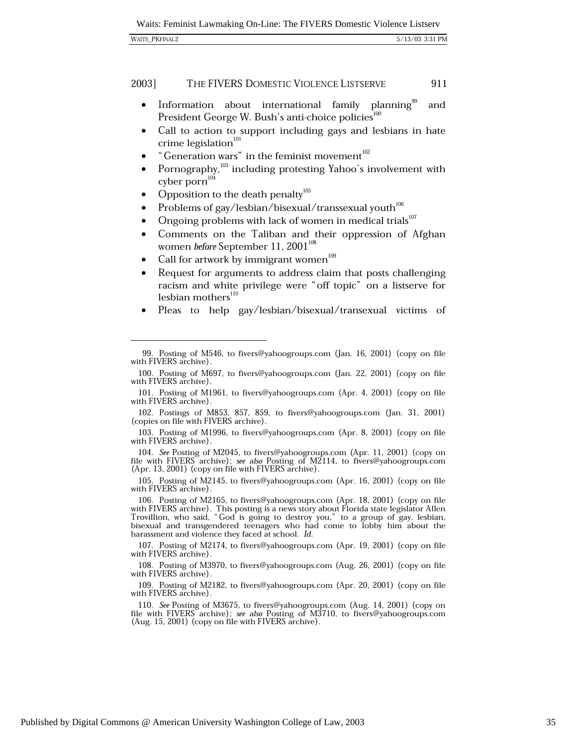- Information about international family planning[99] and President George W. Bush's anti-choice policies[100]
- Call to action to support including gays and lesbians in hate crime legislation[101]
- "Generation wars" in the feminist movement[102]
- Pornography,[103] including protesting Yahoo's involvement with cyber porn[104]
- Opposition to the death penalty[105]
- Problems of gay/lesbian/bisexual/transsexual youth[106]
- Ongoing problems with lack of women in medical trials[107]
- Comments on the Taliban and their oppression of Afghan women *before* September 11, 2001[108]
- Call for artwork by immigrant women[109]
- Request for arguments to address claim that posts challenging racism and white privilege were "off topic" on a listserve for lesbian mothers[110]
- Pleas to help gay/lesbian/bisexual/transexual victims of

---

99. Posting of M546, to fivers@yahoogroups.com (Jan. 16, 2001) (copy on file with FIVERS archive).

100. Posting of M697, to fivers@yahoogroups.com (Jan. 22, 2001) (copy on file with FIVERS archive).

101. Posting of M1961, to fivers@yahoogroups.com (Apr. 4, 2001) (copy on file with FIVERS archive).

102. Postings of M853, 857, 859, to fivers@yahoogroups.com (Jan. 31, 2001) (copies on file with FIVERS archive).

103. Posting of M1996, to fivers@yahoogroups.com (Apr. 8, 2001) (copy on file with FIVERS archive).

104. *See* Posting of M2045, to fivers@yahoogroups.com (Apr. 11, 2001) (copy on file with FIVERS archive); *see also* Posting of M2114, to fivers@yahoogroups.com (Apr. 13, 2001) (copy on file with FIVERS archive).

105. Posting of M2145, to fivers@yahoogroups.com (Apr. 16, 2001) (copy on file with FIVERS archive).

106. Posting of M2165, to fivers@yahoogroups.com (Apr. 18, 2001) (copy on file with FIVERS archive). This posting is a news story about Florida state legislator Allen Trovillion, who said, "God is going to destroy you," to a group of gay, lesbian, bisexual and transgendered teenagers who had come to lobby him about the harassment and violence they faced at school. *Id.*

107. Posting of M2174, to fivers@yahoogroups.com (Apr. 19, 2001) (copy on file with FIVERS archive).

108. Posting of M3970, to fivers@yahoogroups.com (Aug. 26, 2001) (copy on file with FIVERS archive).

109. Posting of M2182, to fivers@yahoogroups.com (Apr. 20, 2001) (copy on file with FIVERS archive).

110. *See* Posting of M3675, to fivers@yahoogroups.com (Aug. 14, 2001) (copy on file with FIVERS archive); *see also* Posting of M3710, to fivers@yahoogroups.com (Aug. 15, 2001) (copy on file with FIVERS archive).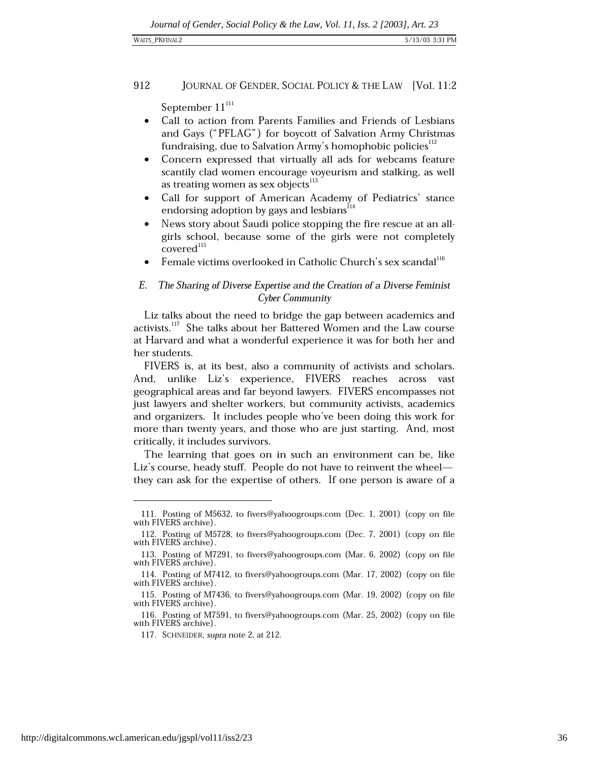September 11[111]

- Call to action from Parents Families and Friends of Lesbians and Gays ("PFLAG") for boycott of Salvation Army Christmas fundraising, due to Salvation Army's homophobic policies[112]
- Concern expressed that virtually all ads for webcams feature scantily clad women encourage voyeurism and stalking, as well as treating women as sex objects[113]
- Call for support of American Academy of Pediatrics' stance endorsing adoption by gays and lesbians[114]
- News story about Saudi police stopping the fire rescue at an all-girls school, because some of the girls were not completely covered[115]
- Female victims overlooked in Catholic Church's sex scandal[116]

### *E. The Sharing of Diverse Expertise and the Creation of a Diverse Feminist Cyber Community*

Liz talks about the need to bridge the gap between academics and activists.[117] She talks about her Battered Women and the Law course at Harvard and what a wonderful experience it was for both her and her students.

FIVERS is, at its best, also a community of activists and scholars. And, unlike Liz's experience, FIVERS reaches across vast geographical areas and far beyond lawyers. FIVERS encompasses not just lawyers and shelter workers, but community activists, academics and organizers. It includes people who've been doing this work for more than twenty years, and those who are just starting. And, most critically, it includes survivors.

The learning that goes on in such an environment can be, like Liz's course, heady stuff. People do not have to reinvent the wheel—they can ask for the expertise of others. If one person is aware of a

---

111. Posting of M5632, to fivers@yahoogroups.com (Dec. 1, 2001) (copy on file with FIVERS archive).

112. Posting of M5728, to fivers@yahoogroups.com (Dec. 7, 2001) (copy on file with FIVERS archive).

113. Posting of M7291, to fivers@yahoogroups.com (Mar. 6, 2002) (copy on file with FIVERS archive).

114. Posting of M7412, to fivers@yahoogroups.com (Mar. 17, 2002) (copy on file with FIVERS archive).

115. Posting of M7436, to fivers@yahoogroups.com (Mar. 19, 2002) (copy on file with FIVERS archive).

116. Posting of M7591, to fivers@yahoogroups.com (Mar. 25, 2002) (copy on file with FIVERS archive).

117. SCHNEIDER, *supra* note 2, at 212.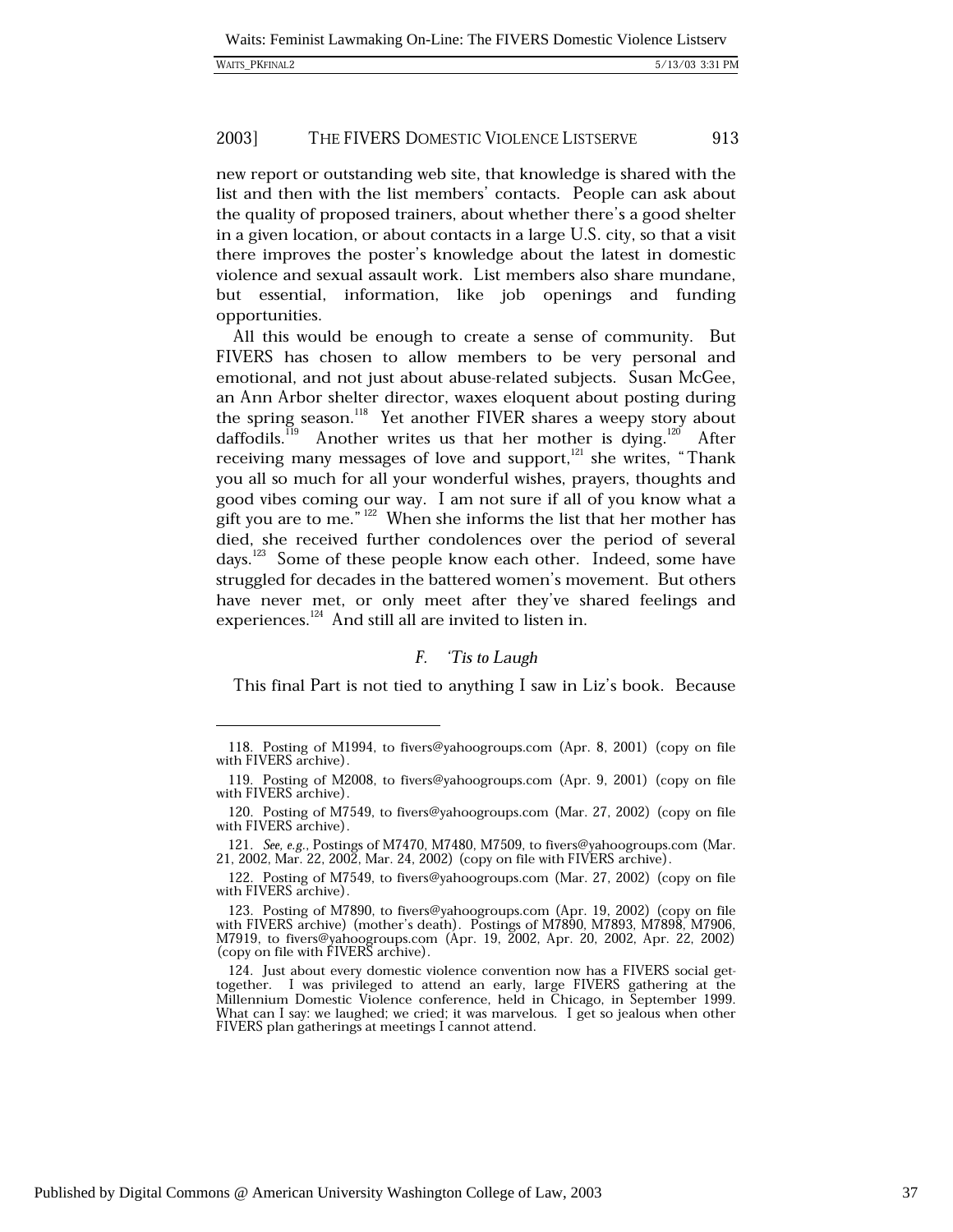new report or outstanding web site, that knowledge is shared with the list and then with the list members' contacts. People can ask about the quality of proposed trainers, about whether there's a good shelter in a given location, or about contacts in a large U.S. city, so that a visit there improves the poster's knowledge about the latest in domestic violence and sexual assault work. List members also share mundane, but essential, information, like job openings and funding opportunities.

All this would be enough to create a sense of community. But FIVERS has chosen to allow members to be very personal and emotional, and not just about abuse-related subjects. Susan McGee, an Ann Arbor shelter director, waxes eloquent about posting during the spring season.[118] Yet another FIVER shares a weepy story about daffodils.[119] Another writes us that her mother is dying.[120] After receiving many messages of love and support,[121] she writes, "Thank you all so much for all your wonderful wishes, prayers, thoughts and good vibes coming our way. I am not sure if all of you know what a gift you are to me."[122] When she informs the list that her mother has died, she received further condolences over the period of several days.[123] Some of these people know each other. Indeed, some have struggled for decades in the battered women's movement. But others have never met, or only meet after they've shared feelings and experiences.[124] And still all are invited to listen in.

### F. *'Tis to Laugh*

This final Part is not tied to anything I saw in Liz's book. Because

---

118. Posting of M1994, to fivers@yahoogroups.com (Apr. 8, 2001) (copy on file with FIVERS archive).

119. Posting of M2008, to fivers@yahoogroups.com (Apr. 9, 2001) (copy on file with FIVERS archive).

120. Posting of M7549, to fivers@yahoogroups.com (Mar. 27, 2002) (copy on file with FIVERS archive).

121. *See, e.g.*, Postings of M7470, M7480, M7509, to fivers@yahoogroups.com (Mar. 21, 2002, Mar. 22, 2002, Mar. 24, 2002) (copy on file with FIVERS archive).

122. Posting of M7549, to fivers@yahoogroups.com (Mar. 27, 2002) (copy on file with FIVERS archive).

123. Posting of M7890, to fivers@yahoogroups.com (Apr. 19, 2002) (copy on file with FIVERS archive) (mother's death). Postings of M7890, M7893, M7898, M7906, M7919, to fivers@yahoogroups.com (Apr. 19, 2002, Apr. 20, 2002, Apr. 22, 2002) (copy on file with FIVERS archive).

124. Just about every domestic violence convention now has a FIVERS social get-together. I was privileged to attend an early, large FIVERS gathering at the Millennium Domestic Violence conference, held in Chicago, in September 1999. What can I say: we laughed; we cried; it was marvelous. I get so jealous when other FIVERS plan gatherings at meetings I cannot attend.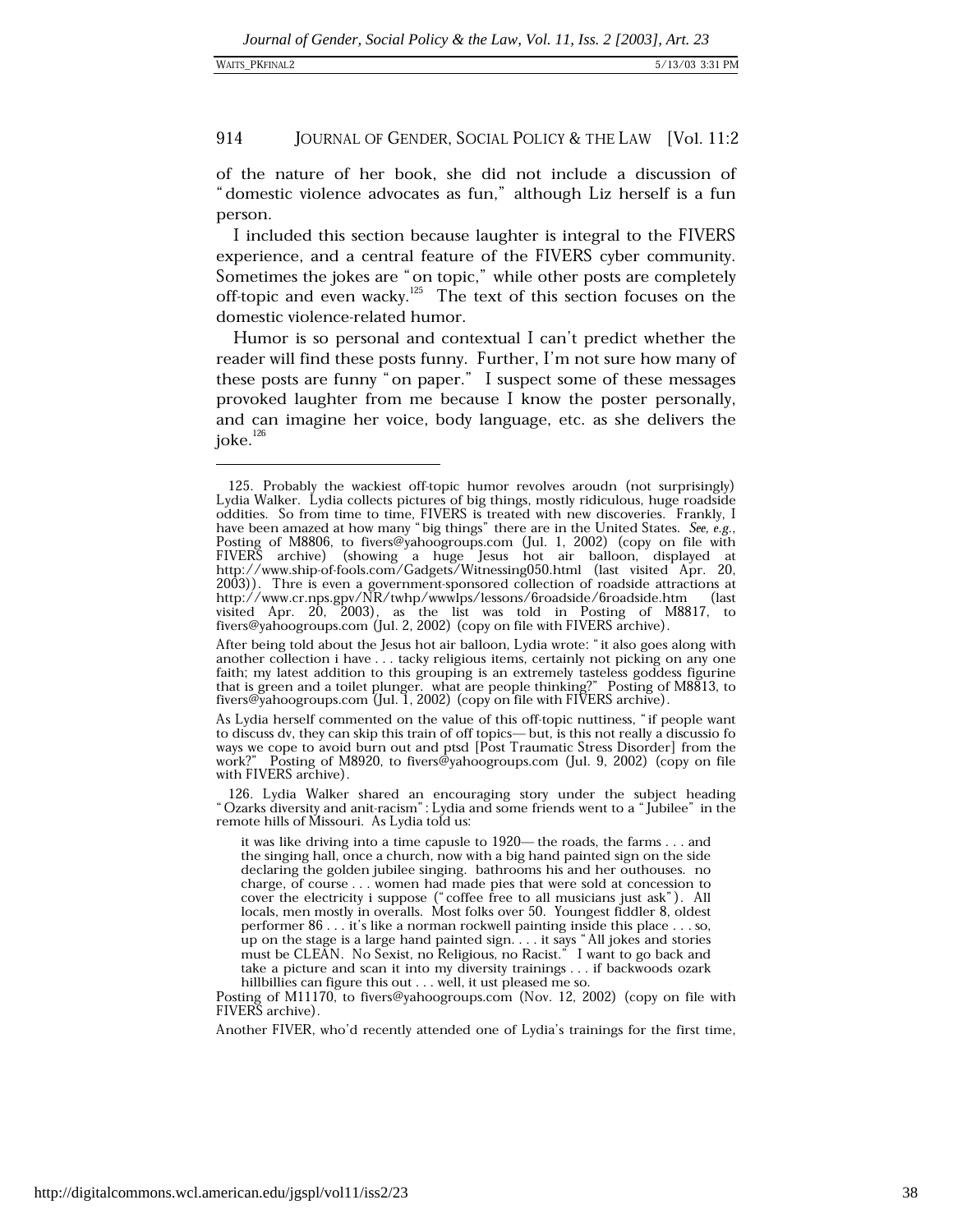of the nature of her book, she did not include a discussion of "domestic violence advocates as fun," although Liz herself is a fun person.

I included this section because laughter is integral to the FIVERS experience, and a central feature of the FIVERS cyber community. Sometimes the jokes are "on topic," while other posts are completely off-topic and even wacky.[125] The text of this section focuses on the domestic violence-related humor.

Humor is so personal and contextual I can't predict whether the reader will find these posts funny. Further, I'm not sure how many of these posts are funny "on paper." I suspect some of these messages provoked laughter from me because I know the poster personally, and can imagine her voice, body language, etc. as she delivers the joke.[126]

---

125. Probably the wackiest off-topic humor revolves aroudn (not surprisingly) Lydia Walker. Lydia collects pictures of big things, mostly ridiculous, huge roadside oddities. So from time to time, FIVERS is treated with new discoveries. Frankly, I have been amazed at how many "big things" there are in the United States. *See, e.g.*, Posting of M8806, to fivers@yahoogroups.com (Jul. 1, 2002) (copy on file with FIVERS archive) (showing a huge Jesus hot air balloon, displayed at http://www.ship-of-fools.com/Gadgets/Witnessing050.html (last visited Apr. 20, 2003)). Thre is even a government-sponsored collection of roadside attractions at http://www.cr.nps.gpv/NR/twhp/wwwlps/lessons/6roadside/6roadside.htm (last visited Apr. 20, 2003), as the list was told in Posting of M8817, to fivers@yahoogroups.com (Jul. 2, 2002) (copy on file with FIVERS archive).

After being told about the Jesus hot air balloon, Lydia wrote: "it also goes along with another collection i have . . . tacky religious items, certainly not picking on any one faith; my latest addition to this grouping is an extremely tasteless goddess figurine that is green and a toilet plunger. what are people thinking?" Posting of M8813, to fivers@yahoogroups.com (Jul. 1, 2002) (copy on file with FIVERS archive).

As Lydia herself commented on the value of this off-topic nuttiness, "if people want to discuss dv, they can skip this train of off topics— but, is this not really a discussio fo ways we cope to avoid burn out and ptsd [Post Traumatic Stress Disorder] from the work?" Posting of M8920, to fivers@yahoogroups.com (Jul. 9, 2002) (copy on file with FIVERS archive).

126. Lydia Walker shared an encouraging story under the subject heading "Ozarks diversity and anit-racism": Lydia and some friends went to a "Jubilee" in the remote hills of Missouri. As Lydia told us:

> it was like driving into a time capsule to 1920— the roads, the farms . . . and the singing hall, once a church, now with a big hand painted sign on the side declaring the golden jubilee singing. bathrooms his and her outhouses. no charge, of course . . . women had made pies that were sold at concession to cover the electricity i suppose ("coffee free to all musicians just ask"). All locals, men mostly in overalls. Most folks over 50. Youngest fiddler 8, oldest performer 86 . . . it's like a norman rockwell painting inside this place . . . so, up on the stage is a large hand painted sign. . . . it says "All jokes and stories must be CLEAN. No Sexist, no Religious, no Racist." I want to go back and take a picture and scan it into my diversity trainings . . . if backwoods ozark hillbillies can figure this out . . . well, it ust pleased me so.

Posting of M11170, to fivers@yahoogroups.com (Nov. 12, 2002) (copy on file with FIVERS archive).

Another FIVER, who'd recently attended one of Lydia's trainings for the first time,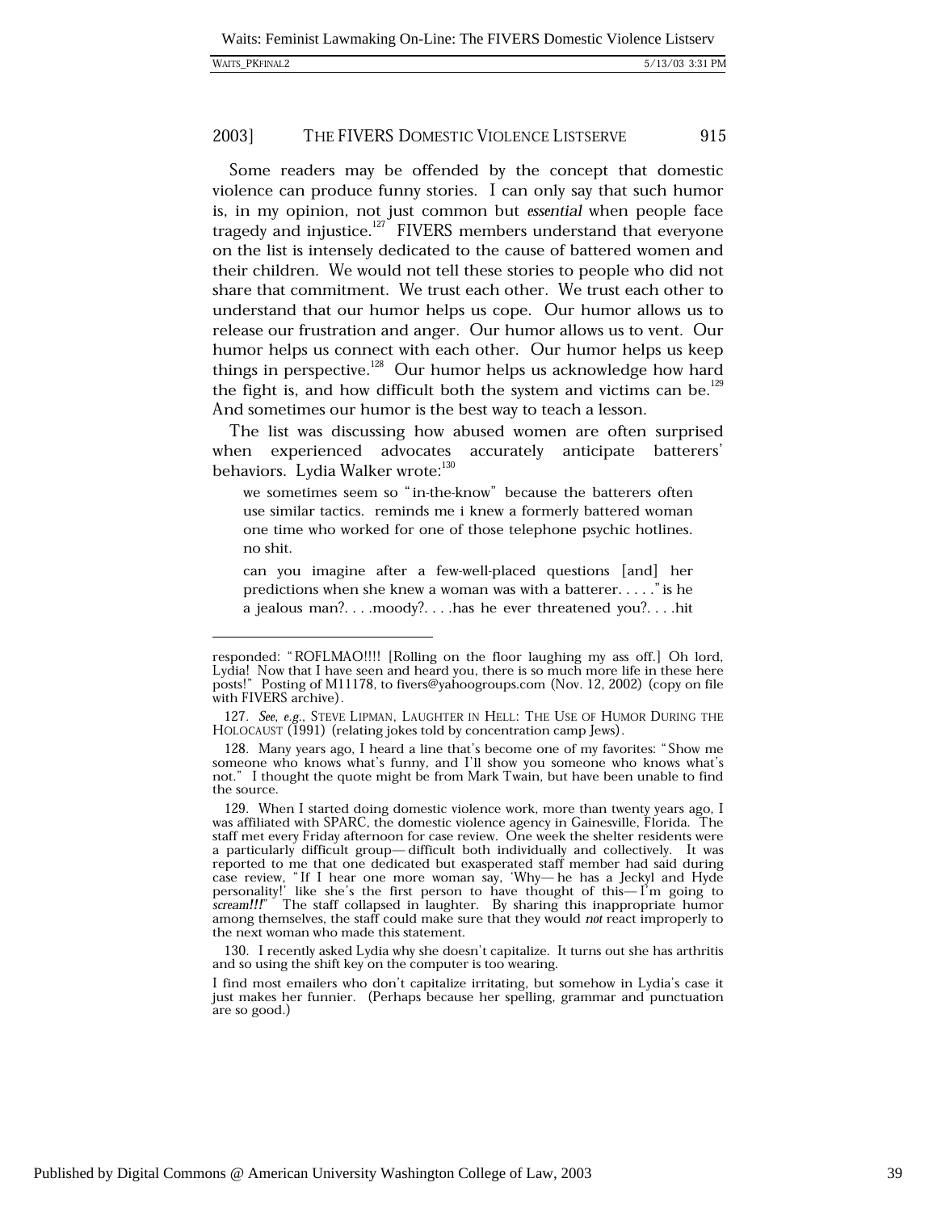Some readers may be offended by the concept that domestic violence can produce funny stories. I can only say that such humor is, in my opinion, not just common but *essential* when people face tragedy and injustice.[127] FIVERS members understand that everyone on the list is intensely dedicated to the cause of battered women and their children. We would not tell these stories to people who did not share that commitment. We trust each other. We trust each other to understand that our humor helps us cope. Our humor allows us to release our frustration and anger. Our humor allows us to vent. Our humor helps us connect with each other. Our humor helps us keep things in perspective.[128] Our humor helps us acknowledge how hard the fight is, and how difficult both the system and victims can be.[129] And sometimes our humor is the best way to teach a lesson.

The list was discussing how abused women are often surprised when experienced advocates accurately anticipate batterers' behaviors. Lydia Walker wrote:[130]

> we sometimes seem so "in-the-know" because the batterers often use similar tactics. reminds me i knew a formerly battered woman one time who worked for one of those telephone psychic hotlines. no shit.
>
> can you imagine after a few-well-placed questions [and] her predictions when she knew a woman was with a batterer. . . . ." is he a jealous man?. . . .moody?. . . .has he ever threatened you?. . . .hit

---

responded: "ROFLMAO!!!! [Rolling on the floor laughing my ass off.] Oh lord, Lydia! Now that I have seen and heard you, there is so much more life in these here posts!" Posting of M11178, to fivers@yahoogroups.com (Nov. 12, 2002) (copy on file with FIVERS archive).

127. *See, e.g.*, STEVE LIPMAN, LAUGHTER IN HELL: THE USE OF HUMOR DURING THE HOLOCAUST (1991) (relating jokes told by concentration camp Jews).

128. Many years ago, I heard a line that's become one of my favorites: "Show me someone who knows what's funny, and I'll show you someone who knows what's not." I thought the quote might be from Mark Twain, but have been unable to find the source.

129. When I started doing domestic violence work, more than twenty years ago, I was affiliated with SPARC, the domestic violence agency in Gainesville, Florida. The staff met every Friday afternoon for case review. One week the shelter residents were a particularly difficult group—difficult both individually and collectively. It was reported to me that one dedicated but exasperated staff member had said during case review, "If I hear one more woman say, 'Why—he has a Jeckyl and Hyde personality!' like she's the first person to have thought of this—I'm going to *scream!!!*" The staff collapsed in laughter. By sharing this inappropriate humor among themselves, the staff could make sure that they would *not* react improperly to the next woman who made this statement.

130. I recently asked Lydia why she doesn't capitalize. It turns out she has arthritis and so using the shift key on the computer is too wearing.

I find most emailers who don't capitalize irritating, but somehow in Lydia's case it just makes her funnier. (Perhaps because her spelling, grammar and punctuation are so good.)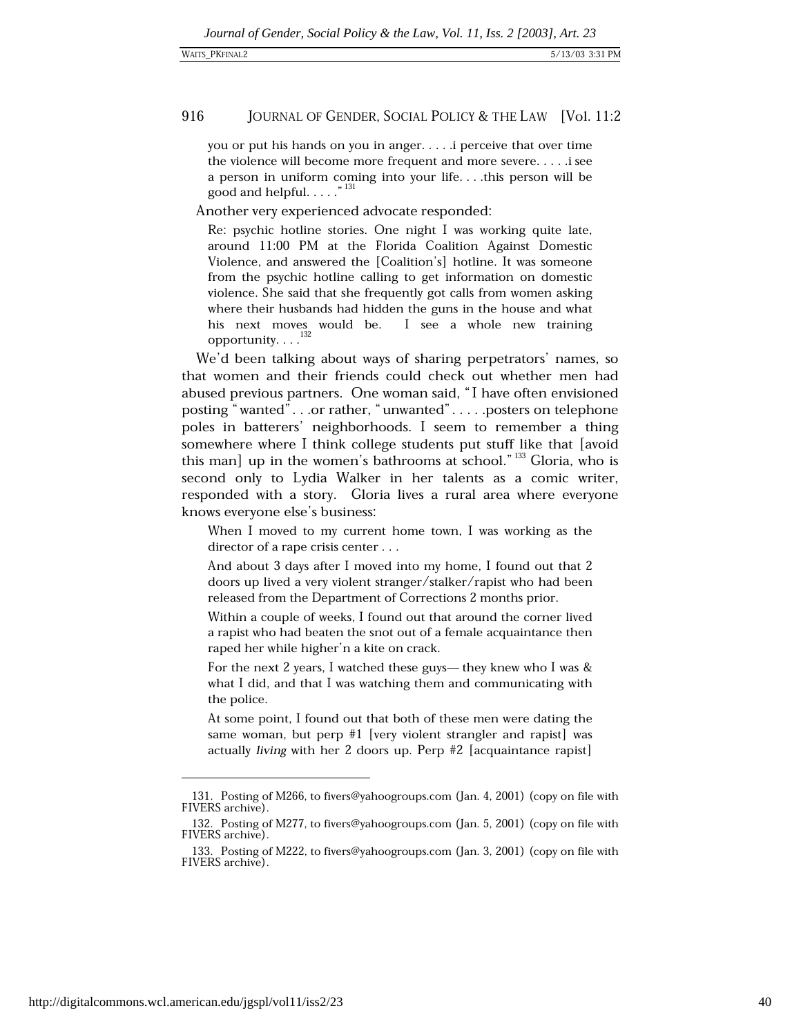you or put his hands on you in anger. . . . .i perceive that over time the violence will become more frequent and more severe. . . . .i see a person in uniform coming into your life. . . .this person will be good and helpful. . . . ."[131]

Another very experienced advocate responded:

> Re: psychic hotline stories. One night I was working quite late, around 11:00 PM at the Florida Coalition Against Domestic Violence, and answered the [Coalition's] hotline. It was someone from the psychic hotline calling to get information on domestic violence. She said that she frequently got calls from women asking where their husbands had hidden the guns in the house and what his next moves would be. I see a whole new training opportunity. . . .[132]

We'd been talking about ways of sharing perpetrators' names, so that women and their friends could check out whether men had abused previous partners. One woman said, "I have often envisioned posting "wanted". . .or rather, "unwanted". . . . .posters on telephone poles in batterers' neighborhoods. I seem to remember a thing somewhere where I think college students put stuff like that [avoid this man] up in the women's bathrooms at school."[133] Gloria, who is second only to Lydia Walker in her talents as a comic writer, responded with a story. Gloria lives a rural area where everyone knows everyone else's business:

> When I moved to my current home town, I was working as the director of a rape crisis center . . .
>
> And about 3 days after I moved into my home, I found out that 2 doors up lived a very violent stranger/stalker/rapist who had been released from the Department of Corrections 2 months prior.
>
> Within a couple of weeks, I found out that around the corner lived a rapist who had beaten the snot out of a female acquaintance then raped her while higher'n a kite on crack.
>
> For the next 2 years, I watched these guys— they knew who I was & what I did, and that I was watching them and communicating with the police.
>
> At some point, I found out that both of these men were dating the same woman, but perp #1 [very violent strangler and rapist] was actually *living* with her 2 doors up. Perp #2 [acquaintance rapist]

---

131. Posting of M266, to fivers@yahoogroups.com (Jan. 4, 2001) (copy on file with FIVERS archive).

132. Posting of M277, to fivers@yahoogroups.com (Jan. 5, 2001) (copy on file with FIVERS archive).

133. Posting of M222, to fivers@yahoogroups.com (Jan. 3, 2001) (copy on file with FIVERS archive).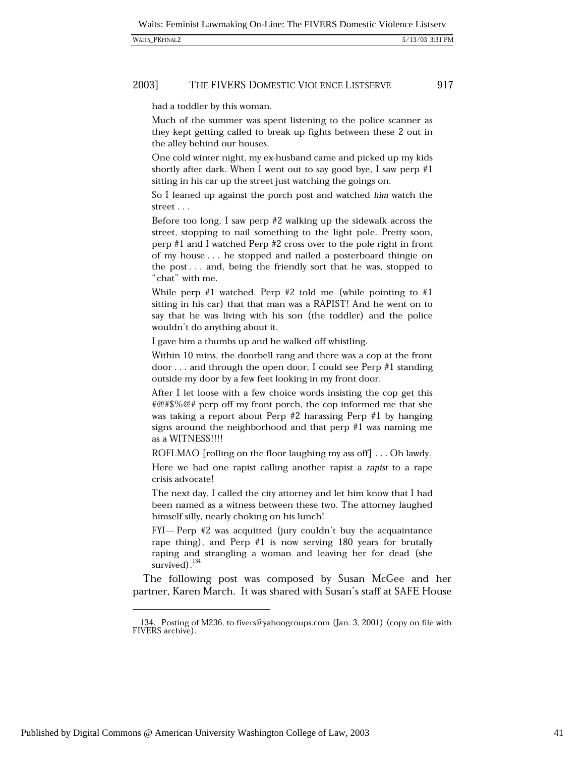had a toddler by this woman.

Much of the summer was spent listening to the police scanner as they kept getting called to break up fights between these 2 out in the alley behind our houses.

One cold winter night, my ex-husband came and picked up my kids shortly after dark. When I went out to say good bye, I saw perp #1 sitting in his car up the street just watching the goings on.

So I leaned up against the porch post and watched *him* watch the street . . .

Before too long, I saw perp #2 walking up the sidewalk across the street, stopping to nail something to the light pole. Pretty soon, perp #1 and I watched Perp #2 cross over to the pole right in front of my house . . . he stopped and nailed a posterboard thingie on the post . . . and, being the friendly sort that he was, stopped to "chat" with me.

While perp #1 watched, Perp #2 told me (while pointing to #1 sitting in his car) that that man was a RAPIST! And he went on to say that he was living with his son (the toddler) and the police wouldn't do anything about it.

I gave him a thumbs up and he walked off whistling.

Within 10 mins, the doorbell rang and there was a cop at the front door . . . and through the open door, I could see Perp #1 standing outside my door by a few feet looking in my front door.

After I let loose with a few choice words insisting the cop get this #@#$%@# perp off my front porch, the cop informed me that she was taking a report about Perp #2 harassing Perp #1 by hanging signs around the neighborhood and that perp #1 was naming me as a WITNESS!!!!

ROFLMAO [rolling on the floor laughing my ass off] . . . Oh lawdy.

Here we had one rapist calling another rapist a *rapist* to a rape crisis advocate!

The next day, I called the city attorney and let him know that I had been named as a witness between these two. The attorney laughed himself silly, nearly choking on his lunch!

FYI— Perp #2 was acquitted (jury couldn't buy the acquaintance rape thing), and Perp #1 is now serving 180 years for brutally raping and strangling a woman and leaving her for dead (she survived).[134]

The following post was composed by Susan McGee and her partner, Karen March. It was shared with Susan's staff at SAFE House

---

134. Posting of M236, to fivers@yahoogroups.com (Jan. 3, 2001) (copy on file with FIVERS archive).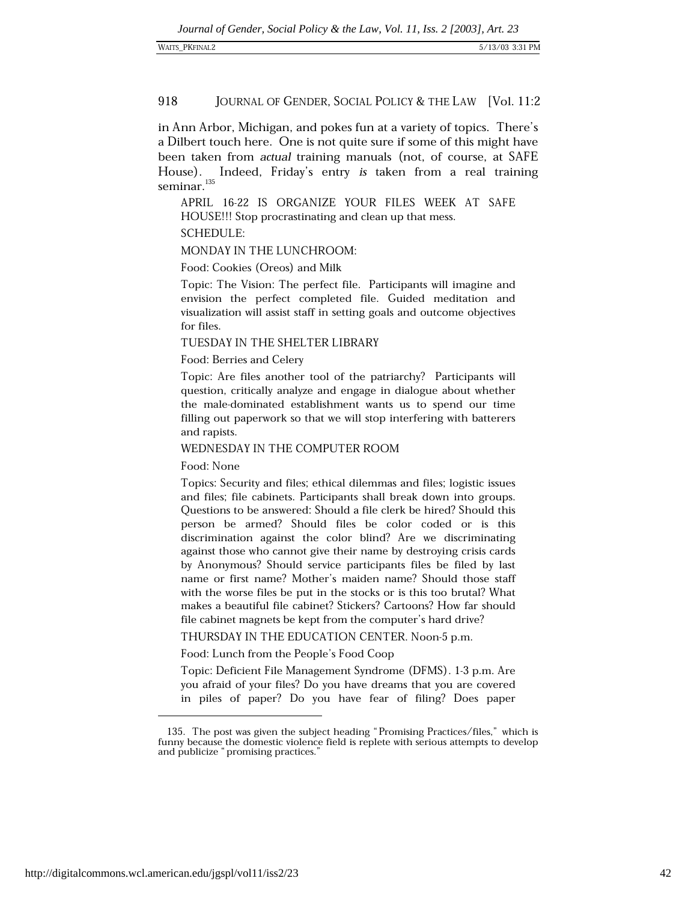in Ann Arbor, Michigan, and pokes fun at a variety of topics. There's a Dilbert touch here. One is not quite sure if some of this might have been taken from *actual* training manuals (not, of course, at SAFE House). Indeed, Friday's entry *is* taken from a real training seminar.[135]

> APRIL 16-22 IS ORGANIZE YOUR FILES WEEK AT SAFE HOUSE!!! Stop procrastinating and clean up that mess.
>
> SCHEDULE:
>
> MONDAY IN THE LUNCHROOM:
>
> Food: Cookies (Oreos) and Milk
>
> Topic: The Vision: The perfect file. Participants will imagine and envision the perfect completed file. Guided meditation and visualization will assist staff in setting goals and outcome objectives for files.
>
> TUESDAY IN THE SHELTER LIBRARY
>
> Food: Berries and Celery
>
> Topic: Are files another tool of the patriarchy? Participants will question, critically analyze and engage in dialogue about whether the male-dominated establishment wants us to spend our time filling out paperwork so that we will stop interfering with batterers and rapists.
>
> WEDNESDAY IN THE COMPUTER ROOM
>
> Food: None
>
> Topics: Security and files; ethical dilemmas and files; logistic issues and files; file cabinets. Participants shall break down into groups. Questions to be answered: Should a file clerk be hired? Should this person be armed? Should files be color coded or is this discrimination against the color blind? Are we discriminating against those who cannot give their name by destroying crisis cards by Anonymous? Should service participants files be filed by last name or first name? Mother's maiden name? Should those staff with the worse files be put in the stocks or is this too brutal? What makes a beautiful file cabinet? Stickers? Cartoons? How far should file cabinet magnets be kept from the computer's hard drive?
>
> THURSDAY IN THE EDUCATION CENTER. Noon-5 p.m.
>
> Food: Lunch from the People's Food Coop
>
> Topic: Deficient File Management Syndrome (DFMS). 1-3 p.m. Are you afraid of your files? Do you have dreams that you are covered in piles of paper? Do you have fear of filing? Does paper

---

135. The post was given the subject heading "Promising Practices/files," which is funny because the domestic violence field is replete with serious attempts to develop and publicize "promising practices."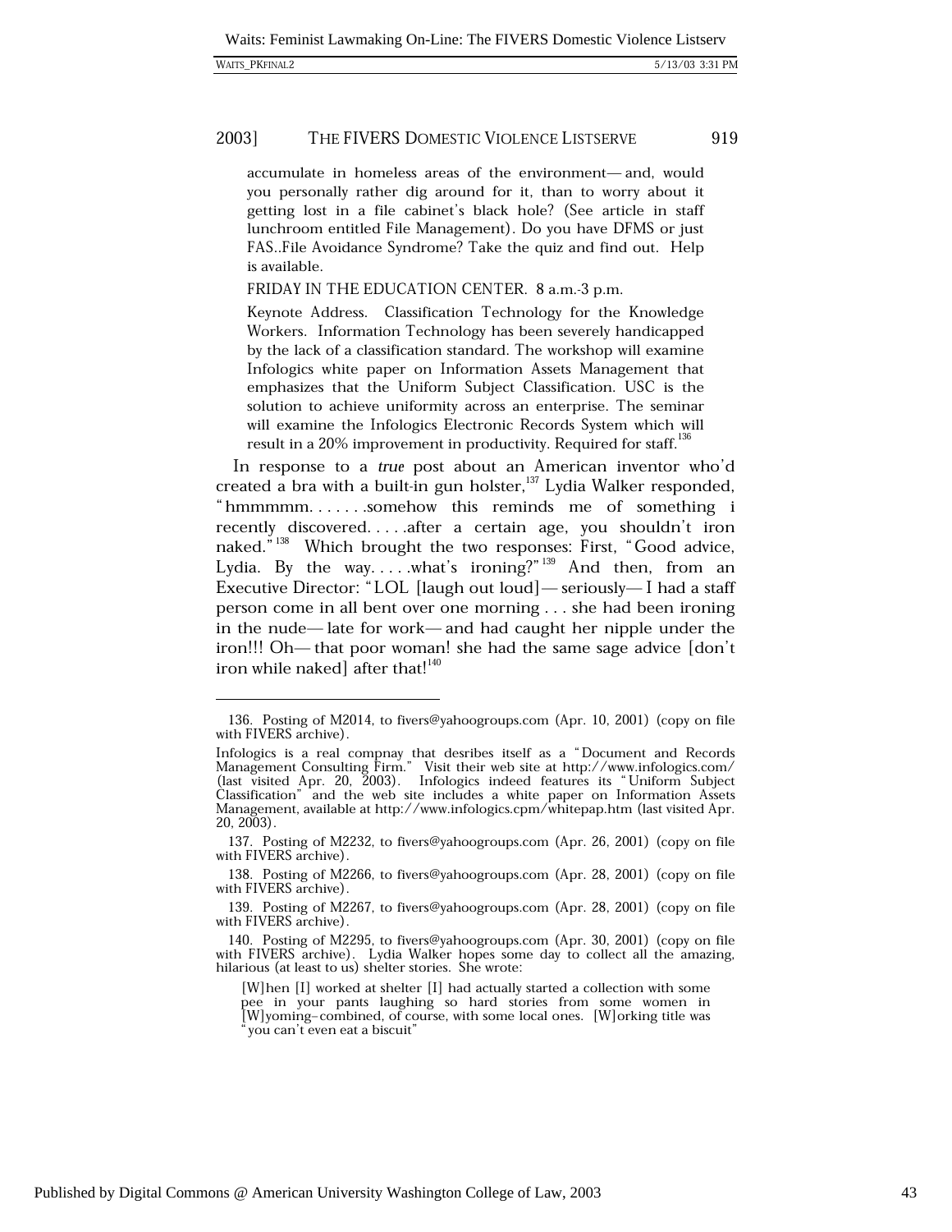accumulate in homeless areas of the environment— and, would you personally rather dig around for it, than to worry about it getting lost in a file cabinet's black hole? (See article in staff lunchroom entitled File Management). Do you have DFMS or just FAS..File Avoidance Syndrome? Take the quiz and find out. Help is available.

> FRIDAY IN THE EDUCATION CENTER. 8 a.m.-3 p.m.
>
> Keynote Address. Classification Technology for the Knowledge Workers. Information Technology has been severely handicapped by the lack of a classification standard. The workshop will examine Infologics white paper on Information Assets Management that emphasizes that the Uniform Subject Classification. USC is the solution to achieve uniformity across an enterprise. The seminar will examine the Infologics Electronic Records System which will result in a 20% improvement in productivity. Required for staff.[136]

In response to a *true* post about an American inventor who'd created a bra with a built-in gun holster,[137] Lydia Walker responded, "hmmmmm. . . . . . .somehow this reminds me of something i recently discovered. . . . .after a certain age, you shouldn't iron naked."[138] Which brought the two responses: First, "Good advice, Lydia. By the way. . . . .what's ironing?"[139] And then, from an Executive Director: "LOL [laugh out loud]— seriously— I had a staff person come in all bent over one morning . . . she had been ironing in the nude— late for work— and had caught her nipple under the iron!!! Oh— that poor woman! she had the same sage advice [don't iron while naked] after that![140]

---

136. Posting of M2014, to fivers@yahoogroups.com (Apr. 10, 2001) (copy on file with FIVERS archive).

Infologics is a real compnay that desribes itself as a "Document and Records Management Consulting Firm." Visit their web site at http://www.infologics.com/ (last visited Apr. 20, 2003). Infologics indeed features its "Uniform Subject Classification" and the web site includes a white paper on Information Assets Management, available at http://www.infologics.cpm/whitepap.htm (last visited Apr. 20, 2003).

137. Posting of M2232, to fivers@yahoogroups.com (Apr. 26, 2001) (copy on file with FIVERS archive).

138. Posting of M2266, to fivers@yahoogroups.com (Apr. 28, 2001) (copy on file with FIVERS archive).

139. Posting of M2267, to fivers@yahoogroups.com (Apr. 28, 2001) (copy on file with FIVERS archive).

140. Posting of M2295, to fivers@yahoogroups.com (Apr. 30, 2001) (copy on file with FIVERS archive). Lydia Walker hopes some day to collect all the amazing, hilarious (at least to us) shelter stories. She wrote:

> [W]hen [I] worked at shelter [I] had actually started a collection with some pee in your pants laughing so hard stories from some women in [W]yoming–combined, of course, with some local ones. [W]orking title was "you can't even eat a biscuit"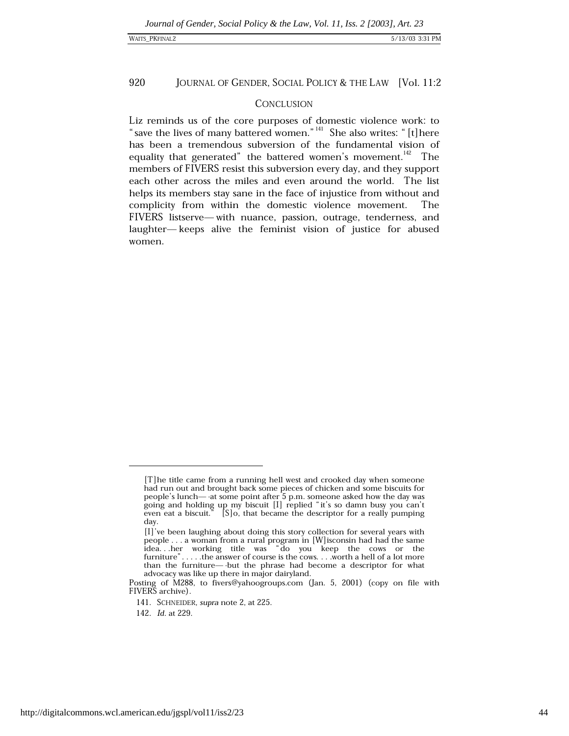## CONCLUSION

Liz reminds us of the core purposes of domestic violence work: to "save the lives of many battered women."[141] She also writes: "[t]here has been a tremendous subversion of the fundamental vision of equality that generated" the battered women's movement.[142] The members of FIVERS resist this subversion every day, and they support each other across the miles and even around the world. The list helps its members stay sane in the face of injustice from without and complicity from within the domestic violence movement. The FIVERS listserve—with nuance, passion, outrage, tenderness, and laughter—keeps alive the feminist vision of justice for abused women.

---

> [T]he title came from a running hell west and crooked day when someone had run out and brought back some pieces of chicken and some biscuits for people's lunch—-at some point after 5 p.m. someone asked how the day was going and holding up my biscuit [I] replied "it's so damn busy you can't even eat a biscuit." [S]o, that became the descriptor for a really pumping day.
>
> [I]'ve been laughing about doing this story collection for several years with people . . . a woman from a rural program in [W]isconsin had had the same idea. . .her working title was "do you keep the cows or the furniture". . . . .the answer of course is the cows. . . .worth a hell of a lot more than the furniture—-but the phrase had become a descriptor for what advocacy was like up there in major dairyland.

Posting of M288, to fivers@yahoogroups.com (Jan. 5, 2001) (copy on file with FIVERS archive).

141. SCHNEIDER, *supra* note 2, at 225.

142. *Id.* at 229.